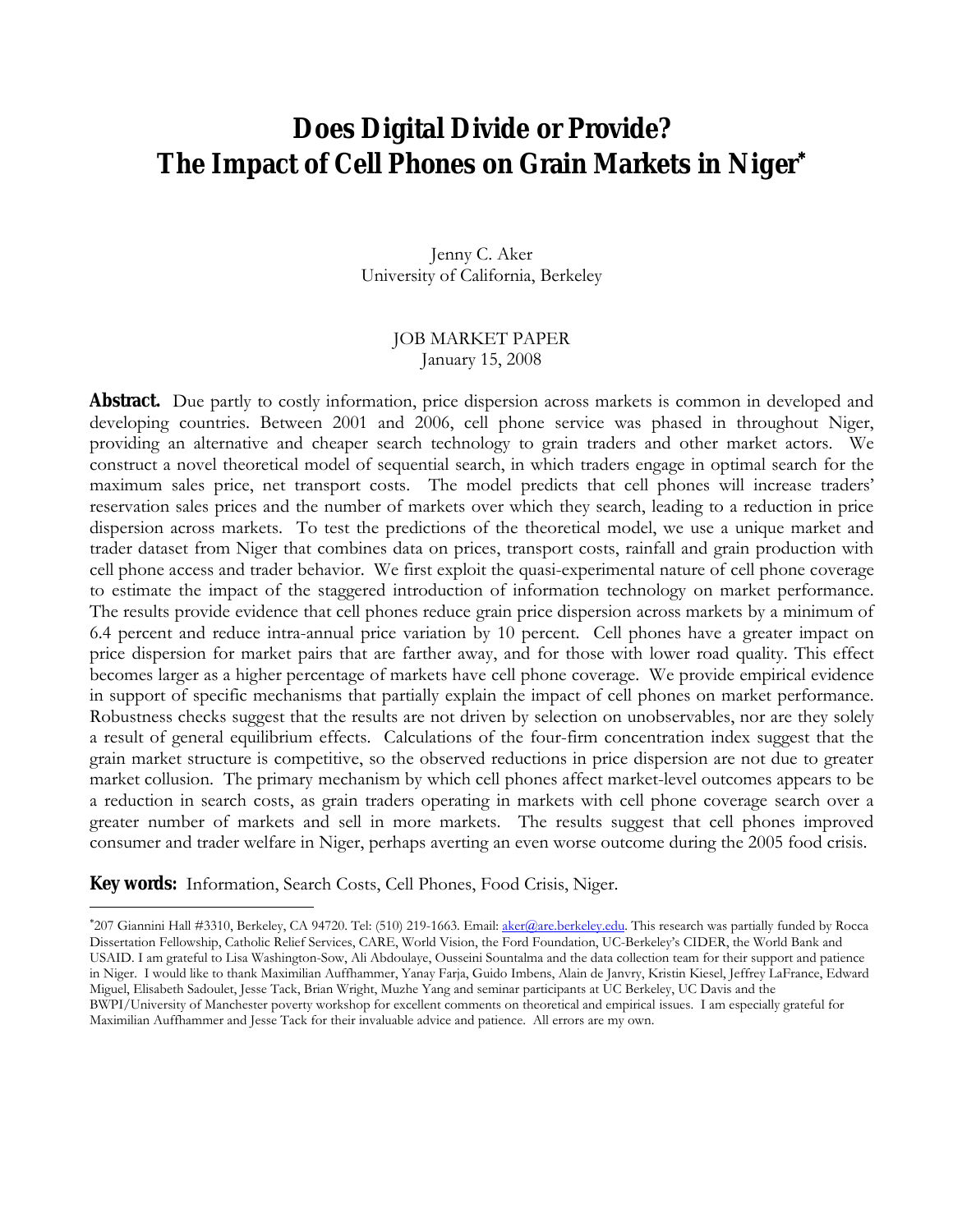# Does Digital Divide or Provide? The Impact of Cell Phones on Grain Markets in Niger*

Jenny C. Aker
University of California, Berkeley

JOB MARKET PAPER
January 15, 2008

**Abstract.** Due partly to costly information, price dispersion across markets is common in developed and developing countries. Between 2001 and 2006, cell phone service was phased in throughout Niger, providing an alternative and cheaper search technology to grain traders and other market actors. We construct a novel theoretical model of sequential search, in which traders engage in optimal search for the maximum sales price, net transport costs. The model predicts that cell phones will increase traders' reservation sales prices and the number of markets over which they search, leading to a reduction in price dispersion across markets. To test the predictions of the theoretical model, we use a unique market and trader dataset from Niger that combines data on prices, transport costs, rainfall and grain production with cell phone access and trader behavior. We first exploit the quasi-experimental nature of cell phone coverage to estimate the impact of the staggered introduction of information technology on market performance. The results provide evidence that cell phones reduce grain price dispersion across markets by a minimum of 6.4 percent and reduce intra-annual price variation by 10 percent. Cell phones have a greater impact on price dispersion for market pairs that are farther away, and for those with lower road quality. This effect becomes larger as a higher percentage of markets have cell phone coverage. We provide empirical evidence in support of specific mechanisms that partially explain the impact of cell phones on market performance. Robustness checks suggest that the results are not driven by selection on unobservables, nor are they solely a result of general equilibrium effects. Calculations of the four-firm concentration index suggest that the grain market structure is competitive, so the observed reductions in price dispersion are not due to greater market collusion. The primary mechanism by which cell phones affect market-level outcomes appears to be a reduction in search costs, as grain traders operating in markets with cell phone coverage search over a greater number of markets and sell in more markets. The results suggest that cell phones improved consumer and trader welfare in Niger, perhaps averting an even worse outcome during the 2005 food crisis.

**Key words:** Information, Search Costs, Cell Phones, Food Crisis, Niger.

---

*207 Giannini Hall #3310, Berkeley, CA 94720. Tel: (510) 219-1663. Email: aker@are.berkeley.edu. This research was partially funded by Rocca Dissertation Fellowship, Catholic Relief Services, CARE, World Vision, the Ford Foundation, UC-Berkeley's CIDER, the World Bank and USAID. I am grateful to Lisa Washington-Sow, Ali Abdoulaye, Ousseini Sountalma and the data collection team for their support and patience in Niger. I would like to thank Maximilian Auffhammer, Yanay Farja, Guido Imbens, Alain de Janvry, Kristin Kiesel, Jeffrey LaFrance, Edward Miguel, Elisabeth Sadoulet, Jesse Tack, Brian Wright, Muzhe Yang and seminar participants at UC Berkeley, UC Davis and the BWPI/University of Manchester poverty workshop for excellent comments on theoretical and empirical issues. I am especially grateful for Maximilian Auffhammer and Jesse Tack for their invaluable advice and patience. All errors are my own.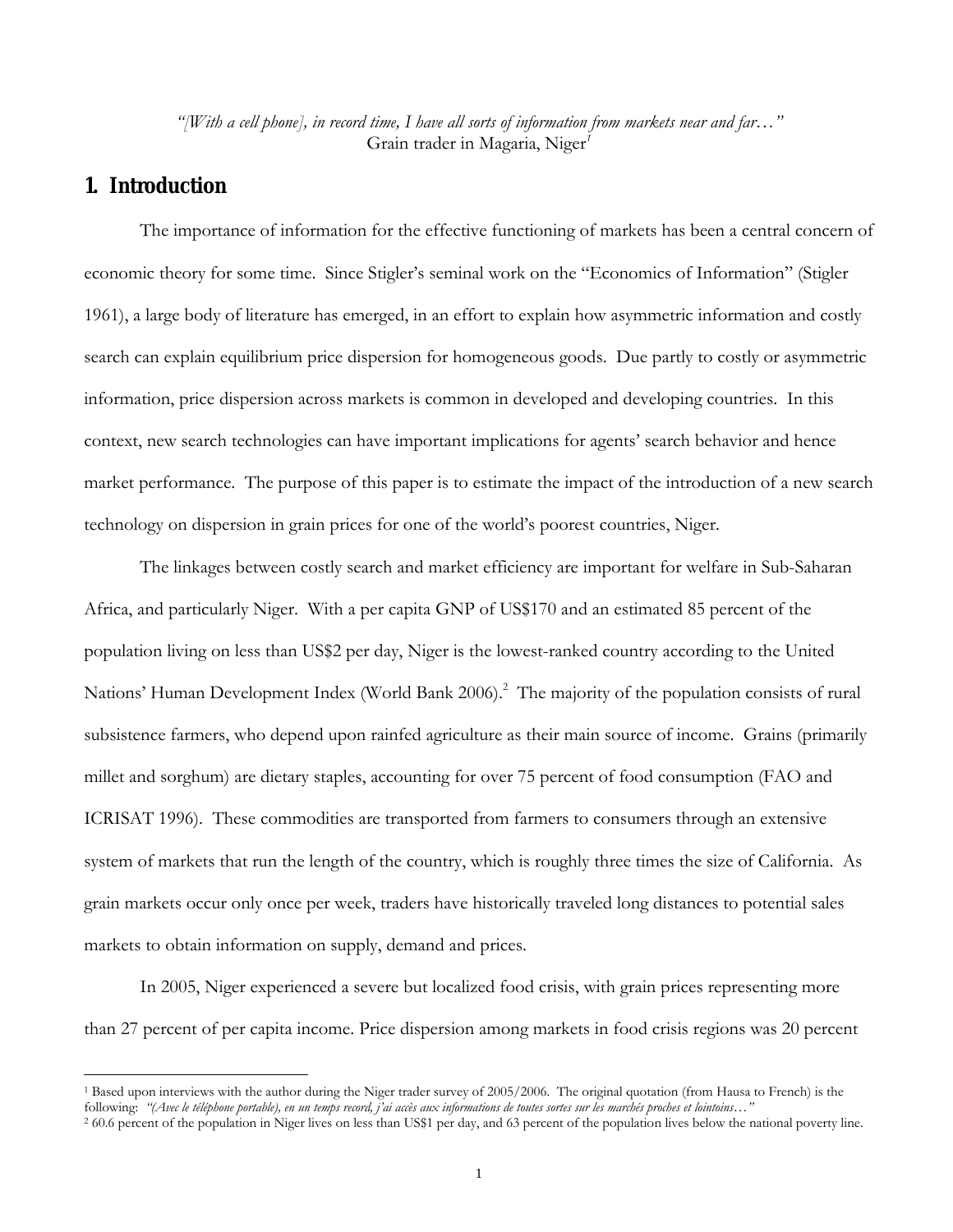*"[With a cell phone], in record time, I have all sorts of information from markets near and far…"*
Grain trader in Magaria, Niger[1]

# 1. Introduction

The importance of information for the effective functioning of markets has been a central concern of economic theory for some time. Since Stigler's seminal work on the "Economics of Information" (Stigler 1961), a large body of literature has emerged, in an effort to explain how asymmetric information and costly search can explain equilibrium price dispersion for homogeneous goods. Due partly to costly or asymmetric information, price dispersion across markets is common in developed and developing countries. In this context, new search technologies can have important implications for agents' search behavior and hence market performance. The purpose of this paper is to estimate the impact of the introduction of a new search technology on dispersion in grain prices for one of the world's poorest countries, Niger.

The linkages between costly search and market efficiency are important for welfare in Sub-Saharan Africa, and particularly Niger. With a per capita GNP of US$170 and an estimated 85 percent of the population living on less than US$2 per day, Niger is the lowest-ranked country according to the United Nations' Human Development Index (World Bank 2006).[2] The majority of the population consists of rural subsistence farmers, who depend upon rainfed agriculture as their main source of income. Grains (primarily millet and sorghum) are dietary staples, accounting for over 75 percent of food consumption (FAO and ICRISAT 1996). These commodities are transported from farmers to consumers through an extensive system of markets that run the length of the country, which is roughly three times the size of California. As grain markets occur only once per week, traders have historically traveled long distances to potential sales markets to obtain information on supply, demand and prices.

In 2005, Niger experienced a severe but localized food crisis, with grain prices representing more than 27 percent of per capita income. Price dispersion among markets in food crisis regions was 20 percent

---

[1] Based upon interviews with the author during the Niger trader survey of 2005/2006. The original quotation (from Hausa to French) is the following: *"(Avec le téléphone portable), en un temps record, j'ai accès aux informations de toutes sortes sur les marchés proches et lointains…"*

[2] 60.6 percent of the population in Niger lives on less than US$1 per day, and 63 percent of the population lives below the national poverty line.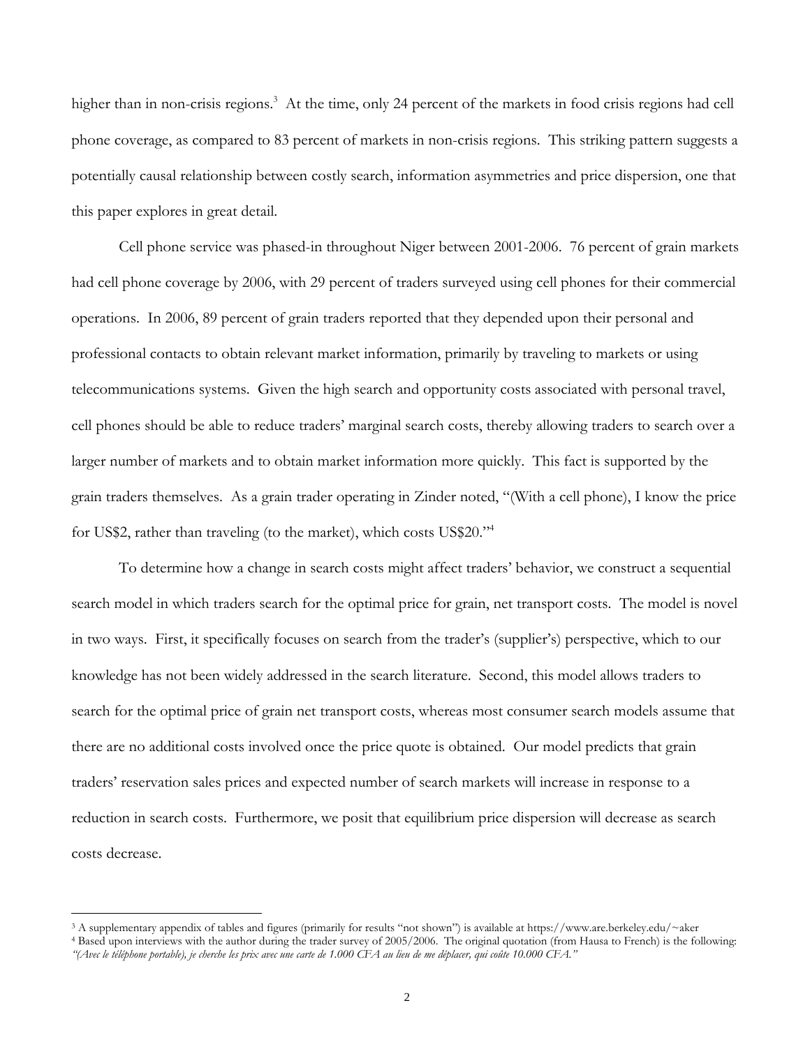higher than in non-crisis regions.[3] At the time, only 24 percent of the markets in food crisis regions had cell phone coverage, as compared to 83 percent of markets in non-crisis regions. This striking pattern suggests a potentially causal relationship between costly search, information asymmetries and price dispersion, one that this paper explores in great detail.

Cell phone service was phased-in throughout Niger between 2001-2006. 76 percent of grain markets had cell phone coverage by 2006, with 29 percent of traders surveyed using cell phones for their commercial operations. In 2006, 89 percent of grain traders reported that they depended upon their personal and professional contacts to obtain relevant market information, primarily by traveling to markets or using telecommunications systems. Given the high search and opportunity costs associated with personal travel, cell phones should be able to reduce traders' marginal search costs, thereby allowing traders to search over a larger number of markets and to obtain market information more quickly. This fact is supported by the grain traders themselves. As a grain trader operating in Zinder noted, "(With a cell phone), I know the price for US$2, rather than traveling (to the market), which costs US$20."[4]

To determine how a change in search costs might affect traders' behavior, we construct a sequential search model in which traders search for the optimal price for grain, net transport costs. The model is novel in two ways. First, it specifically focuses on search from the trader's (supplier's) perspective, which to our knowledge has not been widely addressed in the search literature. Second, this model allows traders to search for the optimal price of grain net transport costs, whereas most consumer search models assume that there are no additional costs involved once the price quote is obtained. Our model predicts that grain traders' reservation sales prices and expected number of search markets will increase in response to a reduction in search costs. Furthermore, we posit that equilibrium price dispersion will decrease as search costs decrease.

[3] A supplementary appendix of tables and figures (primarily for results "not shown") is available at https://www.are.berkeley.edu/~aker

[4] Based upon interviews with the author during the trader survey of 2005/2006. The original quotation (from Hausa to French) is the following: *"(Avec le téléphone portable), je cherche les prix avec une carte de 1.000 CFA au lieu de me déplacer, qui coûte 10.000 CFA."*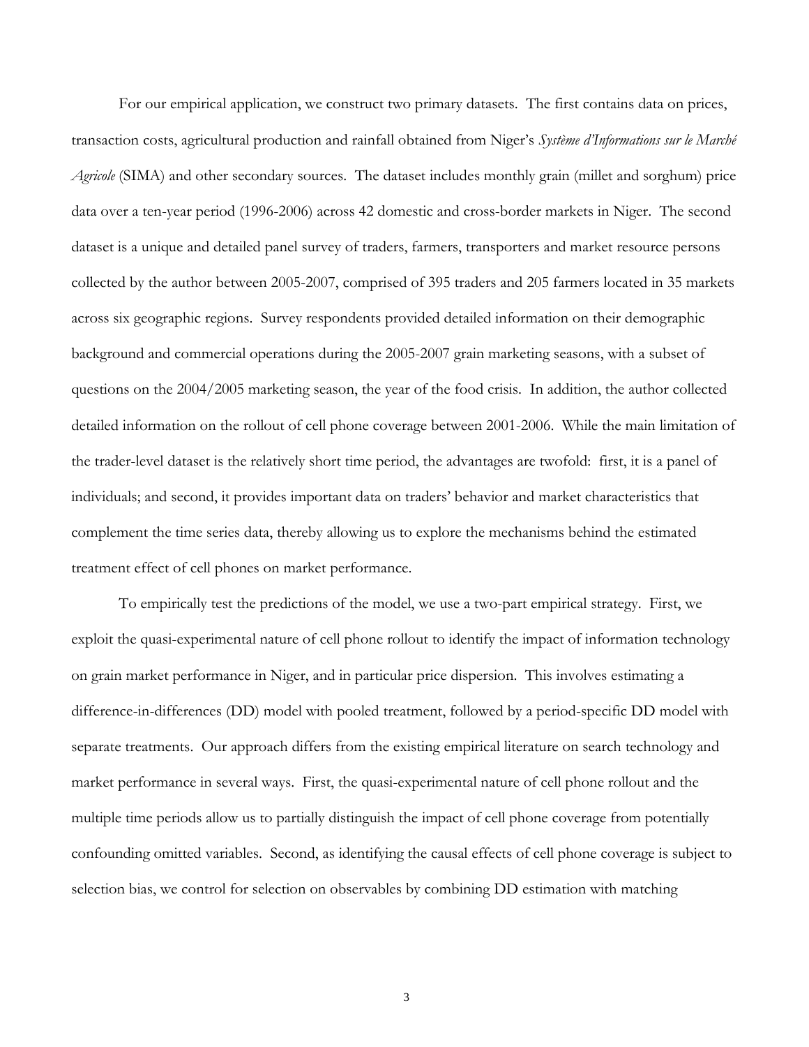For our empirical application, we construct two primary datasets. The first contains data on prices, transaction costs, agricultural production and rainfall obtained from Niger's *Système d'Informations sur le Marché Agricole* (SIMA) and other secondary sources. The dataset includes monthly grain (millet and sorghum) price data over a ten-year period (1996-2006) across 42 domestic and cross-border markets in Niger. The second dataset is a unique and detailed panel survey of traders, farmers, transporters and market resource persons collected by the author between 2005-2007, comprised of 395 traders and 205 farmers located in 35 markets across six geographic regions. Survey respondents provided detailed information on their demographic background and commercial operations during the 2005-2007 grain marketing seasons, with a subset of questions on the 2004/2005 marketing season, the year of the food crisis. In addition, the author collected detailed information on the rollout of cell phone coverage between 2001-2006. While the main limitation of the trader-level dataset is the relatively short time period, the advantages are twofold: first, it is a panel of individuals; and second, it provides important data on traders' behavior and market characteristics that complement the time series data, thereby allowing us to explore the mechanisms behind the estimated treatment effect of cell phones on market performance.

To empirically test the predictions of the model, we use a two-part empirical strategy. First, we exploit the quasi-experimental nature of cell phone rollout to identify the impact of information technology on grain market performance in Niger, and in particular price dispersion. This involves estimating a difference-in-differences (DD) model with pooled treatment, followed by a period-specific DD model with separate treatments. Our approach differs from the existing empirical literature on search technology and market performance in several ways. First, the quasi-experimental nature of cell phone rollout and the multiple time periods allow us to partially distinguish the impact of cell phone coverage from potentially confounding omitted variables. Second, as identifying the causal effects of cell phone coverage is subject to selection bias, we control for selection on observables by combining DD estimation with matching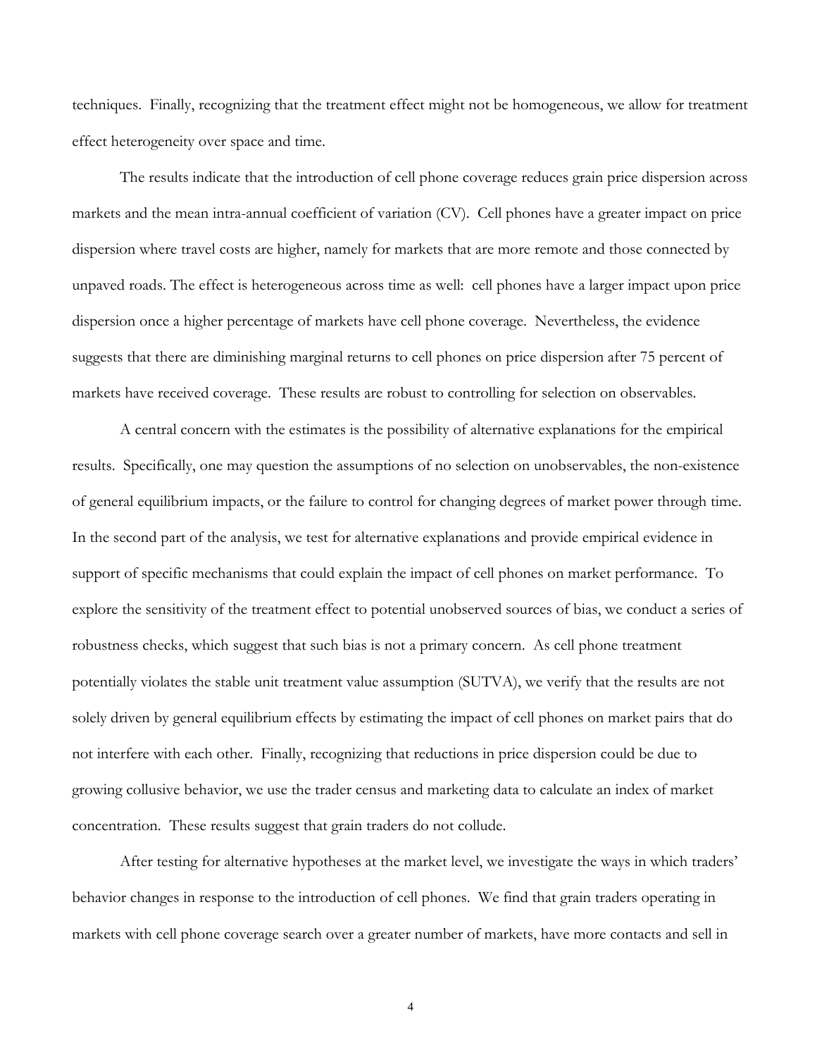techniques. Finally, recognizing that the treatment effect might not be homogeneous, we allow for treatment effect heterogeneity over space and time.

The results indicate that the introduction of cell phone coverage reduces grain price dispersion across markets and the mean intra-annual coefficient of variation (CV). Cell phones have a greater impact on price dispersion where travel costs are higher, namely for markets that are more remote and those connected by unpaved roads. The effect is heterogeneous across time as well: cell phones have a larger impact upon price dispersion once a higher percentage of markets have cell phone coverage. Nevertheless, the evidence suggests that there are diminishing marginal returns to cell phones on price dispersion after 75 percent of markets have received coverage. These results are robust to controlling for selection on observables.

A central concern with the estimates is the possibility of alternative explanations for the empirical results. Specifically, one may question the assumptions of no selection on unobservables, the non-existence of general equilibrium impacts, or the failure to control for changing degrees of market power through time. In the second part of the analysis, we test for alternative explanations and provide empirical evidence in support of specific mechanisms that could explain the impact of cell phones on market performance. To explore the sensitivity of the treatment effect to potential unobserved sources of bias, we conduct a series of robustness checks, which suggest that such bias is not a primary concern. As cell phone treatment potentially violates the stable unit treatment value assumption (SUTVA), we verify that the results are not solely driven by general equilibrium effects by estimating the impact of cell phones on market pairs that do not interfere with each other. Finally, recognizing that reductions in price dispersion could be due to growing collusive behavior, we use the trader census and marketing data to calculate an index of market concentration. These results suggest that grain traders do not collude.

After testing for alternative hypotheses at the market level, we investigate the ways in which traders' behavior changes in response to the introduction of cell phones. We find that grain traders operating in markets with cell phone coverage search over a greater number of markets, have more contacts and sell in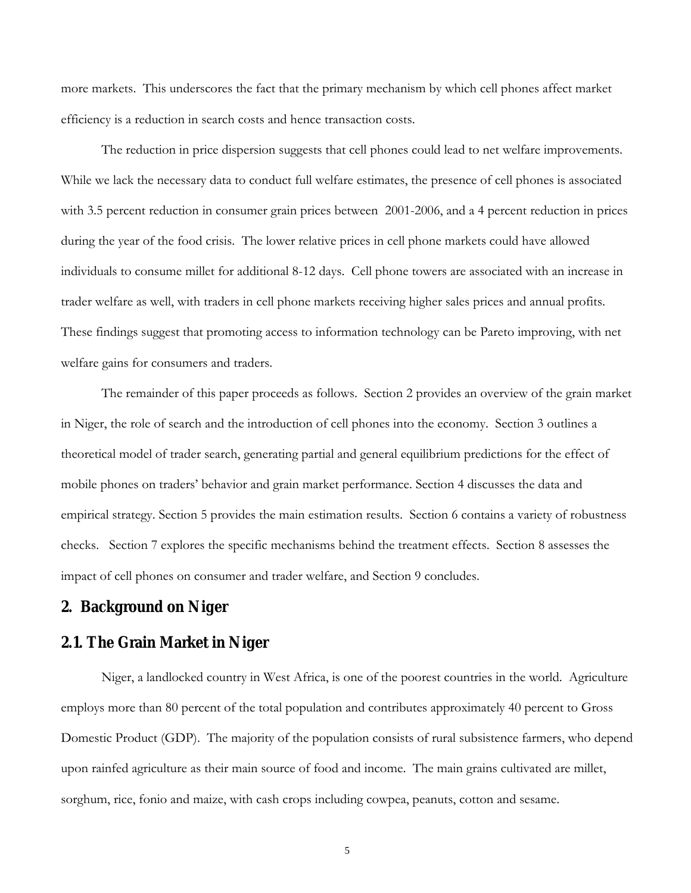more markets. This underscores the fact that the primary mechanism by which cell phones affect market efficiency is a reduction in search costs and hence transaction costs.

The reduction in price dispersion suggests that cell phones could lead to net welfare improvements. While we lack the necessary data to conduct full welfare estimates, the presence of cell phones is associated with 3.5 percent reduction in consumer grain prices between 2001-2006, and a 4 percent reduction in prices during the year of the food crisis. The lower relative prices in cell phone markets could have allowed individuals to consume millet for additional 8-12 days. Cell phone towers are associated with an increase in trader welfare as well, with traders in cell phone markets receiving higher sales prices and annual profits. These findings suggest that promoting access to information technology can be Pareto improving, with net welfare gains for consumers and traders.

The remainder of this paper proceeds as follows. Section 2 provides an overview of the grain market in Niger, the role of search and the introduction of cell phones into the economy. Section 3 outlines a theoretical model of trader search, generating partial and general equilibrium predictions for the effect of mobile phones on traders' behavior and grain market performance. Section 4 discusses the data and empirical strategy. Section 5 provides the main estimation results. Section 6 contains a variety of robustness checks. Section 7 explores the specific mechanisms behind the treatment effects. Section 8 assesses the impact of cell phones on consumer and trader welfare, and Section 9 concludes.

## 2. Background on Niger

### 2.1. The Grain Market in Niger

Niger, a landlocked country in West Africa, is one of the poorest countries in the world. Agriculture employs more than 80 percent of the total population and contributes approximately 40 percent to Gross Domestic Product (GDP). The majority of the population consists of rural subsistence farmers, who depend upon rainfed agriculture as their main source of food and income. The main grains cultivated are millet, sorghum, rice, fonio and maize, with cash crops including cowpea, peanuts, cotton and sesame.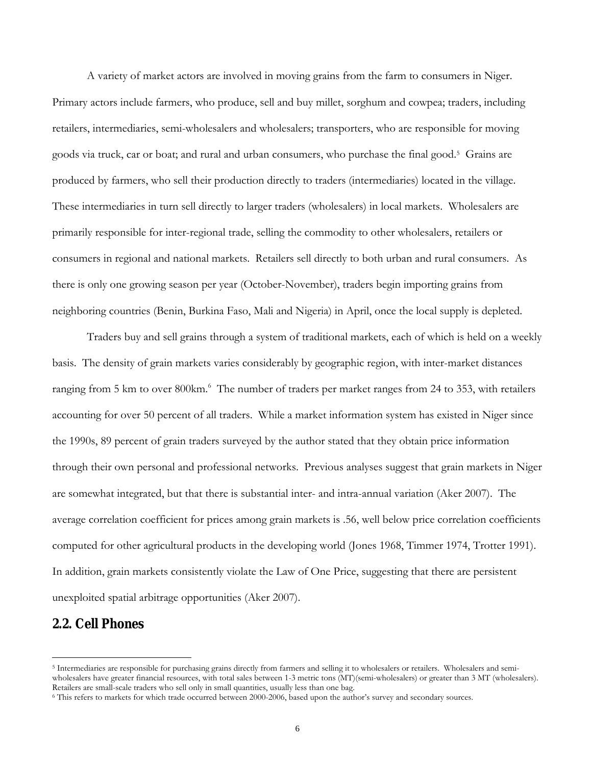A variety of market actors are involved in moving grains from the farm to consumers in Niger. Primary actors include farmers, who produce, sell and buy millet, sorghum and cowpea; traders, including retailers, intermediaries, semi-wholesalers and wholesalers; transporters, who are responsible for moving goods via truck, car or boat; and rural and urban consumers, who purchase the final good.[5] Grains are produced by farmers, who sell their production directly to traders (intermediaries) located in the village. These intermediaries in turn sell directly to larger traders (wholesalers) in local markets. Wholesalers are primarily responsible for inter-regional trade, selling the commodity to other wholesalers, retailers or consumers in regional and national markets. Retailers sell directly to both urban and rural consumers. As there is only one growing season per year (October-November), traders begin importing grains from neighboring countries (Benin, Burkina Faso, Mali and Nigeria) in April, once the local supply is depleted.

Traders buy and sell grains through a system of traditional markets, each of which is held on a weekly basis. The density of grain markets varies considerably by geographic region, with inter-market distances ranging from 5 km to over 800km.[6] The number of traders per market ranges from 24 to 353, with retailers accounting for over 50 percent of all traders. While a market information system has existed in Niger since the 1990s, 89 percent of grain traders surveyed by the author stated that they obtain price information through their own personal and professional networks. Previous analyses suggest that grain markets in Niger are somewhat integrated, but that there is substantial inter- and intra-annual variation (Aker 2007). The average correlation coefficient for prices among grain markets is .56, well below price correlation coefficients computed for other agricultural products in the developing world (Jones 1968, Timmer 1974, Trotter 1991). In addition, grain markets consistently violate the Law of One Price, suggesting that there are persistent unexploited spatial arbitrage opportunities (Aker 2007).

## 2.2. Cell Phones

---

[5] Intermediaries are responsible for purchasing grains directly from farmers and selling it to wholesalers or retailers. Wholesalers and semi-wholesalers have greater financial resources, with total sales between 1-3 metric tons (MT)(semi-wholesalers) or greater than 3 MT (wholesalers). Retailers are small-scale traders who sell only in small quantities, usually less than one bag.

[6] This refers to markets for which trade occurred between 2000-2006, based upon the author's survey and secondary sources.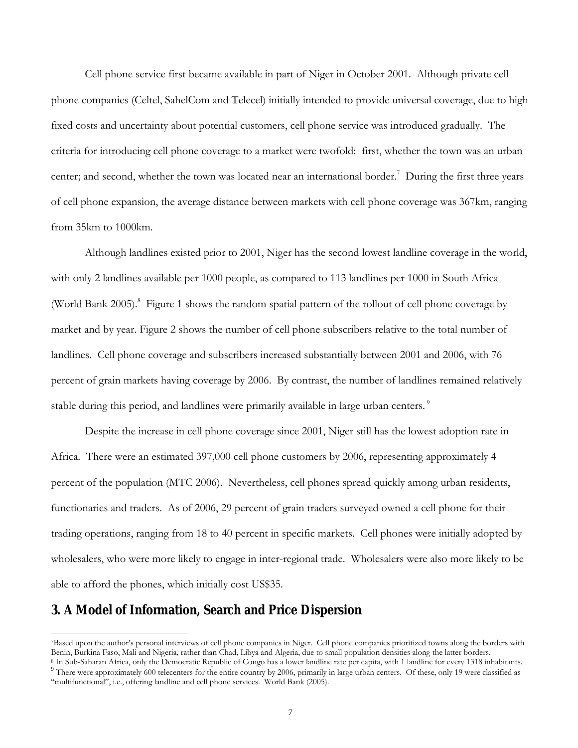Cell phone service first became available in part of Niger in October 2001. Although private cell phone companies (Celtel, SahelCom and Telecel) initially intended to provide universal coverage, due to high fixed costs and uncertainty about potential customers, cell phone service was introduced gradually. The criteria for introducing cell phone coverage to a market were twofold: first, whether the town was an urban center; and second, whether the town was located near an international border.[7] During the first three years of cell phone expansion, the average distance between markets with cell phone coverage was 367km, ranging from 35km to 1000km.

Although landlines existed prior to 2001, Niger has the second lowest landline coverage in the world, with only 2 landlines available per 1000 people, as compared to 113 landlines per 1000 in South Africa (World Bank 2005).[8] Figure 1 shows the random spatial pattern of the rollout of cell phone coverage by market and by year. Figure 2 shows the number of cell phone subscribers relative to the total number of landlines. Cell phone coverage and subscribers increased substantially between 2001 and 2006, with 76 percent of grain markets having coverage by 2006. By contrast, the number of landlines remained relatively stable during this period, and landlines were primarily available in large urban centers.[9]

Despite the increase in cell phone coverage since 2001, Niger still has the lowest adoption rate in Africa. There were an estimated 397,000 cell phone customers by 2006, representing approximately 4 percent of the population (MTC 2006). Nevertheless, cell phones spread quickly among urban residents, functionaries and traders. As of 2006, 29 percent of grain traders surveyed owned a cell phone for their trading operations, ranging from 18 to 40 percent in specific markets. Cell phones were initially adopted by wholesalers, who were more likely to engage in inter-regional trade. Wholesalers were also more likely to be able to afford the phones, which initially cost US$35.

## 3. A Model of Information, Search and Price Dispersion

[7] Based upon the author's personal interviews of cell phone companies in Niger. Cell phone companies prioritized towns along the borders with Benin, Burkina Faso, Mali and Nigeria, rather than Chad, Libya and Algeria, due to small population densities along the latter borders.

[8] In Sub-Saharan Africa, only the Democratic Republic of Congo has a lower landline rate per capita, with 1 landline for every 1318 inhabitants.

[9] There were approximately 600 telecenters for the entire country by 2006, primarily in large urban centers. Of these, only 19 were classified as "multifunctional", i.e., offering landline and cell phone services. World Bank (2005).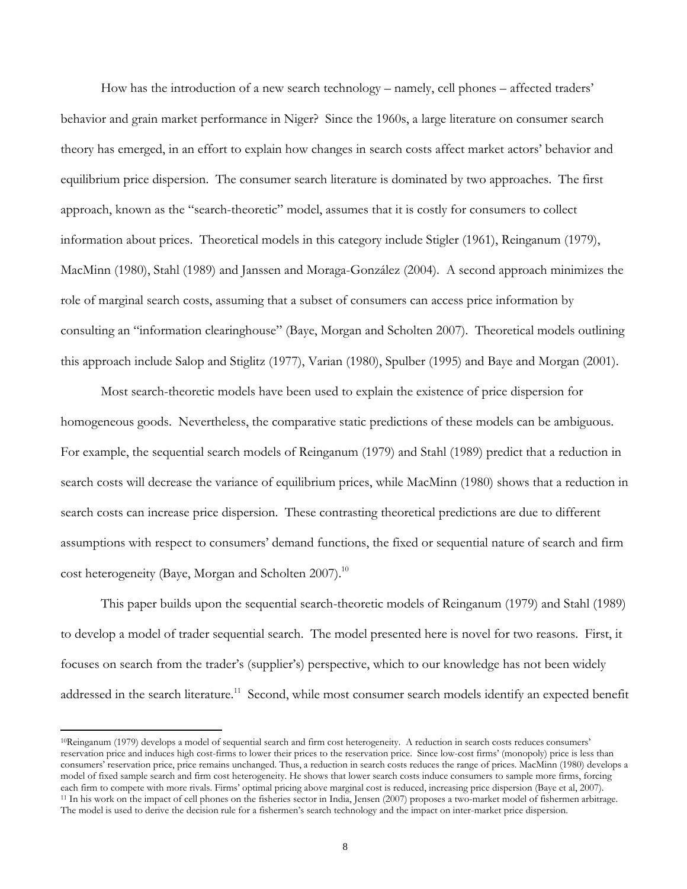How has the introduction of a new search technology – namely, cell phones – affected traders' behavior and grain market performance in Niger? Since the 1960s, a large literature on consumer search theory has emerged, in an effort to explain how changes in search costs affect market actors' behavior and equilibrium price dispersion. The consumer search literature is dominated by two approaches. The first approach, known as the "search-theoretic" model, assumes that it is costly for consumers to collect information about prices. Theoretical models in this category include Stigler (1961), Reinganum (1979), MacMinn (1980), Stahl (1989) and Janssen and Moraga-González (2004). A second approach minimizes the role of marginal search costs, assuming that a subset of consumers can access price information by consulting an "information clearinghouse" (Baye, Morgan and Scholten 2007). Theoretical models outlining this approach include Salop and Stiglitz (1977), Varian (1980), Spulber (1995) and Baye and Morgan (2001).

Most search-theoretic models have been used to explain the existence of price dispersion for homogeneous goods. Nevertheless, the comparative static predictions of these models can be ambiguous. For example, the sequential search models of Reinganum (1979) and Stahl (1989) predict that a reduction in search costs will decrease the variance of equilibrium prices, while MacMinn (1980) shows that a reduction in search costs can increase price dispersion. These contrasting theoretical predictions are due to different assumptions with respect to consumers' demand functions, the fixed or sequential nature of search and firm cost heterogeneity (Baye, Morgan and Scholten 2007).[10]

This paper builds upon the sequential search-theoretic models of Reinganum (1979) and Stahl (1989) to develop a model of trader sequential search. The model presented here is novel for two reasons. First, it focuses on search from the trader's (supplier's) perspective, which to our knowledge has not been widely addressed in the search literature.[11] Second, while most consumer search models identify an expected benefit

---

[10] Reinganum (1979) develops a model of sequential search and firm cost heterogeneity. A reduction in search costs reduces consumers' reservation price and induces high cost-firms to lower their prices to the reservation price. Since low-cost firms' (monopoly) price is less than consumers' reservation price, price remains unchanged. Thus, a reduction in search costs reduces the range of prices. MacMinn (1980) develops a model of fixed sample search and firm cost heterogeneity. He shows that lower search costs induce consumers to sample more firms, forcing each firm to compete with more rivals. Firms' optimal pricing above marginal cost is reduced, increasing price dispersion (Baye et al, 2007).

[11] In his work on the impact of cell phones on the fisheries sector in India, Jensen (2007) proposes a two-market model of fishermen arbitrage. The model is used to derive the decision rule for a fishermen's search technology and the impact on inter-market price dispersion.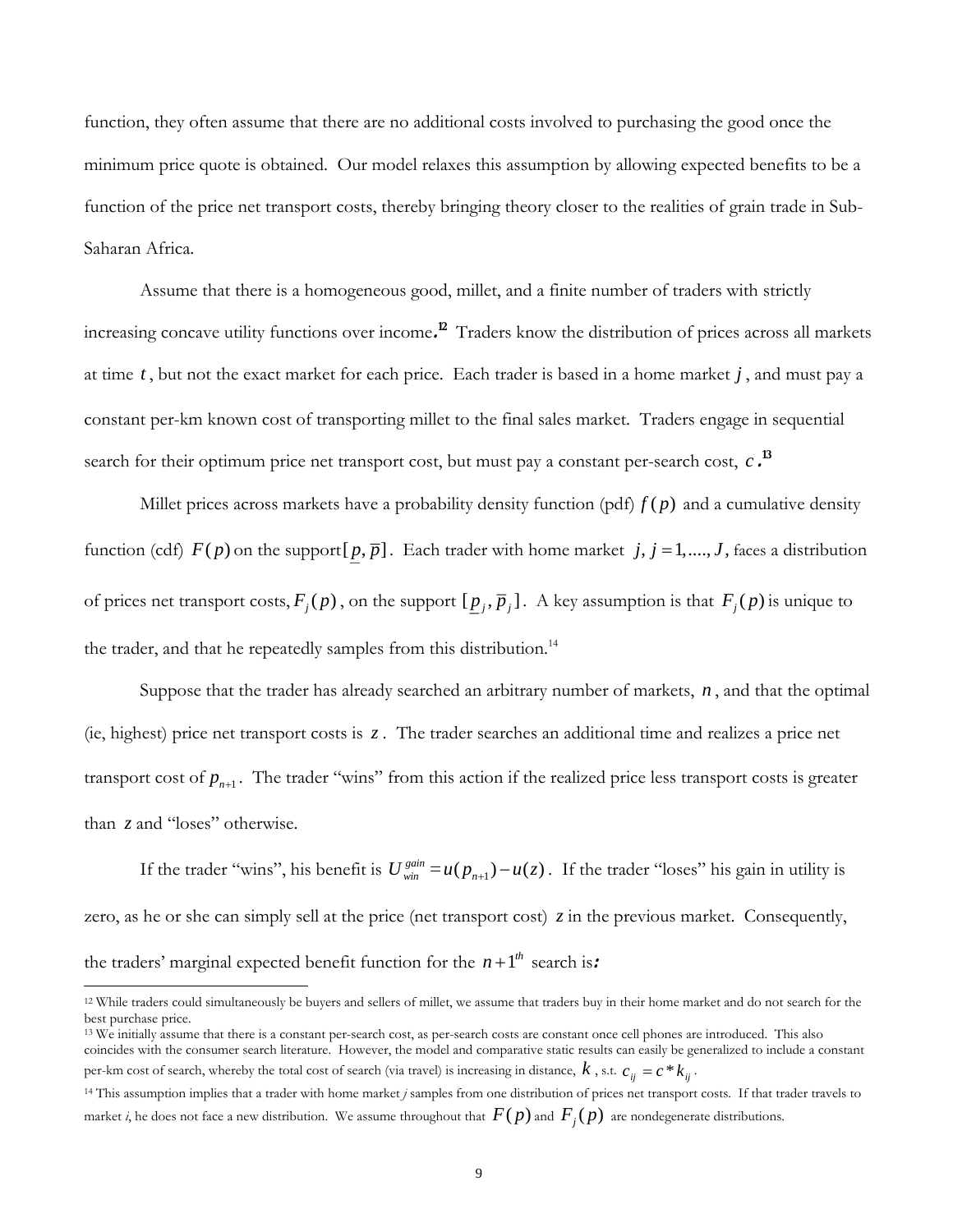function, they often assume that there are no additional costs involved to purchasing the good once the minimum price quote is obtained. Our model relaxes this assumption by allowing expected benefits to be a function of the price net transport costs, thereby bringing theory closer to the realities of grain trade in Sub-Saharan Africa.

Assume that there is a homogeneous good, millet, and a finite number of traders with strictly increasing concave utility functions over income.[12] Traders know the distribution of prices across all markets at time $t$, but not the exact market for each price. Each trader is based in a home market $j$, and must pay a constant per-km known cost of transporting millet to the final sales market. Traders engage in sequential search for their optimum price net transport cost, but must pay a constant per-search cost, $c$.[13]

Millet prices across markets have a probability density function (pdf) $f(p)$ and a cumulative density function (cdf) $F(p)$ on the support $[\underline{p}, \overline{p}]$. Each trader with home market $j, j = 1,...., J$, faces a distribution of prices net transport costs, $F_j(p)$, on the support $[\underline{p}_j, \overline{p}_j]$. A key assumption is that $F_j(p)$ is unique to the trader, and that he repeatedly samples from this distribution.[14]

Suppose that the trader has already searched an arbitrary number of markets, $n$, and that the optimal (ie, highest) price net transport costs is $z$. The trader searches an additional time and realizes a price net transport cost of $p_{n+1}$. The trader "wins" from this action if the realized price less transport costs is greater than $z$ and "loses" otherwise.

If the trader "wins", his benefit is $U_{win}^{gain} = u(p_{n+1}) - u(z)$. If the trader "loses" his gain in utility is zero, as he or she can simply sell at the price (net transport cost) $z$ in the previous market. Consequently, the traders' marginal expected benefit function for the $n+1^{th}$ search is:

---

[12] While traders could simultaneously be buyers and sellers of millet, we assume that traders buy in their home market and do not search for the best purchase price.

[13] We initially assume that there is a constant per-search cost, as per-search costs are constant once cell phones are introduced. This also coincides with the consumer search literature. However, the model and comparative static results can easily be generalized to include a constant per-km cost of search, whereby the total cost of search (via travel) is increasing in distance, $k$, s.t. $c_{ij} = c * k_{ij}$.

[14] This assumption implies that a trader with home market *j* samples from one distribution of prices net transport costs. If that trader travels to market *i*, he does not face a new distribution. We assume throughout that $F(p)$ and $F_j(p)$ are nondegenerate distributions.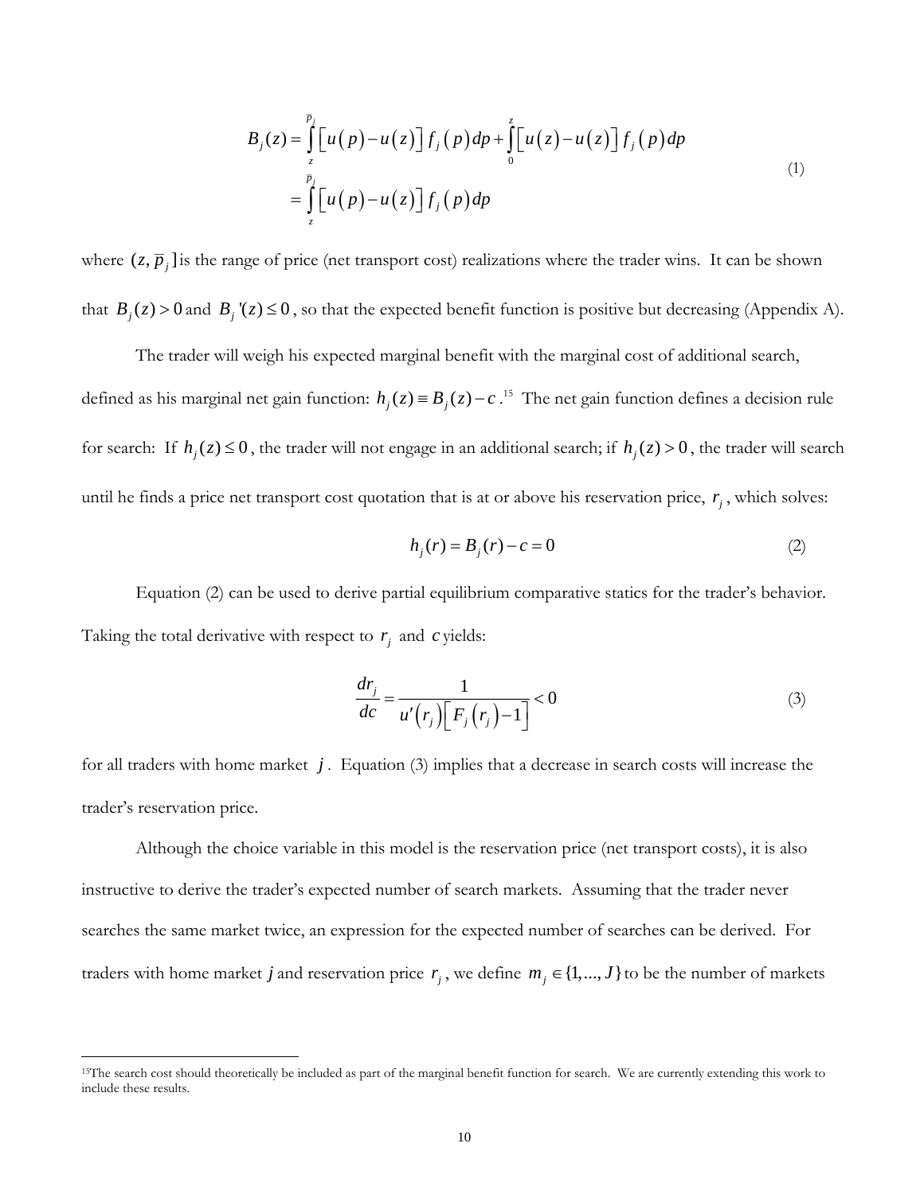$$
\begin{aligned}
B_j(z) &= \int_z^{\bar{p}_j} \left[u(p)-u(z)\right] f_j(p)\,dp + \int_0^z \left[u(z)-u(z)\right] f_j(p)\,dp \\
&= \int_z^{\bar{p}_j} \left[u(p)-u(z)\right] f_j(p)\,dp
\end{aligned}
\tag{1}
$$

where $(z, \bar{p}_j]$ is the range of price (net transport cost) realizations where the trader wins. It can be shown that $B_j(z) > 0$ and $B_j'(z) \leq 0$, so that the expected benefit function is positive but decreasing (Appendix A).

The trader will weigh his expected marginal benefit with the marginal cost of additional search, defined as his marginal net gain function: $h_j(z) \equiv B_j(z) - c$.[15] The net gain function defines a decision rule for search: If $h_j(z) \leq 0$, the trader will not engage in an additional search; if $h_j(z) > 0$, the trader will search until he finds a price net transport cost quotation that is at or above his reservation price, $r_j$, which solves:

$$
h_j(r) = B_j(r) - c = 0 \tag{2}
$$

Equation (2) can be used to derive partial equilibrium comparative statics for the trader's behavior. Taking the total derivative with respect to $r_j$ and $c$ yields:

$$
\frac{dr_j}{dc} = \frac{1}{u'(r_j)\left[F_j(r_j) - 1\right]} < 0 \tag{3}
$$

for all traders with home market $j$. Equation (3) implies that a decrease in search costs will increase the trader's reservation price.

Although the choice variable in this model is the reservation price (net transport costs), it is also instructive to derive the trader's expected number of search markets. Assuming that the trader never searches the same market twice, an expression for the expected number of searches can be derived. For traders with home market $j$ and reservation price $r_j$, we define $m_j \in \{1, \ldots, J\}$ to be the number of markets

[15] The search cost should theoretically be included as part of the marginal benefit function for search. We are currently extending this work to include these results.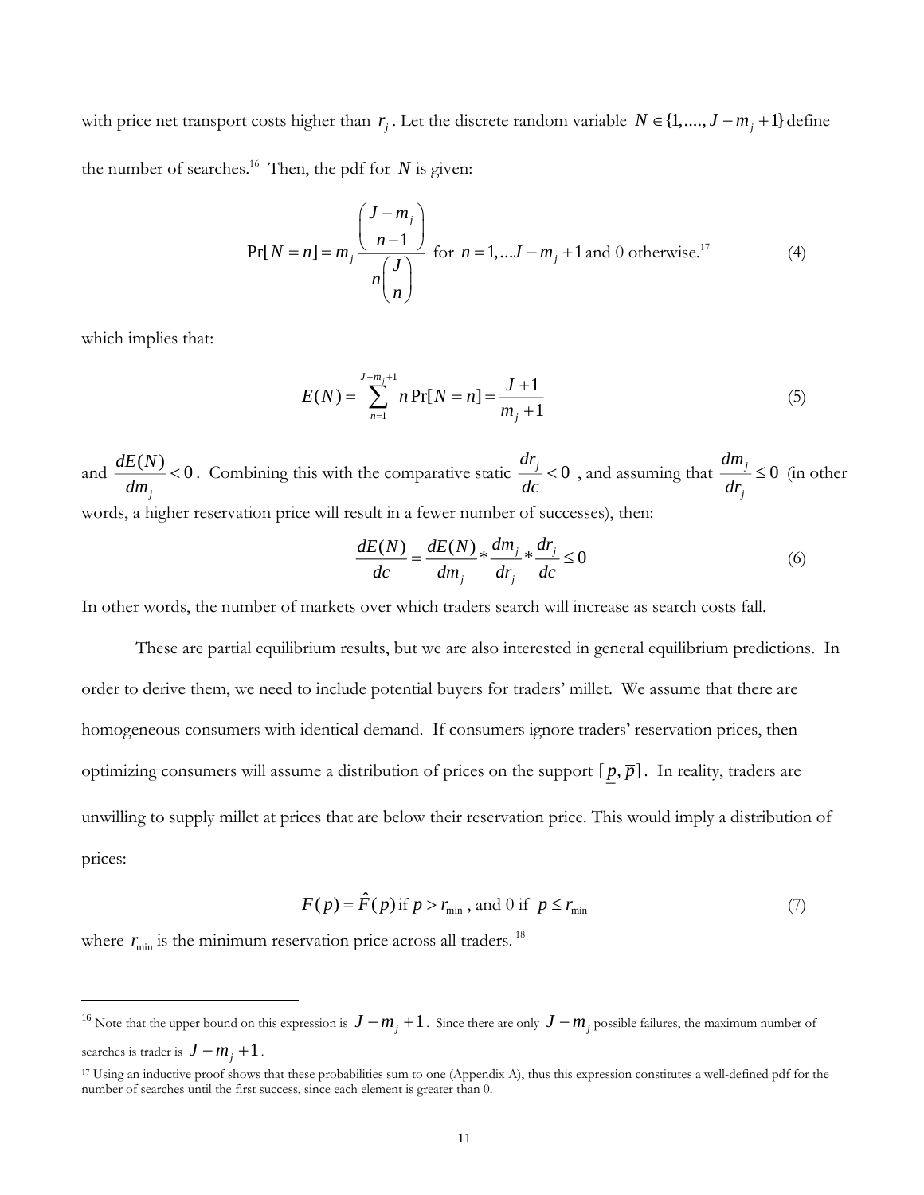with price net transport costs higher than $r_j$. Let the discrete random variable $N \in \{1,...., J - m_j + 1\}$ define the number of searches.[16] Then, the pdf for $N$ is given:

$$\Pr[N = n] = m_j \frac{\binom{J - m_j}{n-1}}{n\binom{J}{n}} \text{ for } n = 1,...J - m_j + 1 \text{ and 0 otherwise.}^{17} \tag{4}$$

which implies that:

$$E(N) = \sum_{n=1}^{J-m_j+1} n \Pr[N = n] = \frac{J+1}{m_j + 1} \tag{5}$$

and $\frac{dE(N)}{dm_j} < 0$. Combining this with the comparative static $\frac{dr_j}{dc} < 0$, and assuming that $\frac{dm_j}{dr_j} \leq 0$ (in other words, a higher reservation price will result in a fewer number of successes), then:

$$\frac{dE(N)}{dc} = \frac{dE(N)}{dm_j} * \frac{dm_j}{dr_j} * \frac{dr_j}{dc} \leq 0 \tag{6}$$

In other words, the number of markets over which traders search will increase as search costs fall.

These are partial equilibrium results, but we are also interested in general equilibrium predictions. In order to derive them, we need to include potential buyers for traders' millet. We assume that there are homogeneous consumers with identical demand. If consumers ignore traders' reservation prices, then optimizing consumers will assume a distribution of prices on the support $[\underline{p}, \overline{p}]$. In reality, traders are unwilling to supply millet at prices that are below their reservation price. This would imply a distribution of prices:

$$F(p) = \hat{F}(p) \text{ if } p > r_{\min} \text{, and 0 if } p \leq r_{\min} \tag{7}$$

where $r_{\min}$ is the minimum reservation price across all traders.[18]

---

[16] Note that the upper bound on this expression is $J - m_j + 1$. Since there are only $J - m_j$ possible failures, the maximum number of searches is trader is $J - m_j + 1$.

[17] Using an inductive proof shows that these probabilities sum to one (Appendix A), thus this expression constitutes a well-defined pdf for the number of searches until the first success, since each element is greater than 0.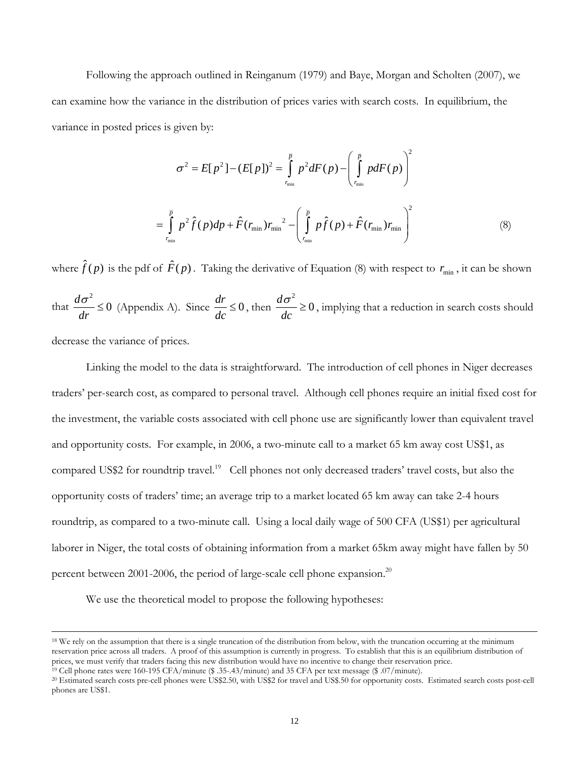Following the approach outlined in Reinganum (1979) and Baye, Morgan and Scholten (2007), we can examine how the variance in the distribution of prices varies with search costs. In equilibrium, the variance in posted prices is given by:

$$\sigma^2 = E[p^2] - (E[p])^2 = \int_{r_{\min}}^{\bar{p}} p^2 dF(p) - \left( \int_{r_{\min}}^{\bar{p}} p dF(p) \right)^2$$

$$= \int_{r_{\min}}^{\bar{p}} p^2 \hat{f}(p) dp + \hat{F}(r_{\min}) r_{\min}{}^2 - \left( \int_{r_{\min}}^{\bar{p}} p \hat{f}(p) + \hat{F}(r_{\min}) r_{\min} \right)^2 \quad (8)$$

where $\hat{f}(p)$ is the pdf of $\hat{F}(p)$. Taking the derivative of Equation (8) with respect to $r_{\min}$, it can be shown that $\frac{d\sigma^2}{dr} \leq 0$ (Appendix A). Since $\frac{dr}{dc} \leq 0$, then $\frac{d\sigma^2}{dc} \geq 0$, implying that a reduction in search costs should decrease the variance of prices.

Linking the model to the data is straightforward. The introduction of cell phones in Niger decreases traders' per-search cost, as compared to personal travel. Although cell phones require an initial fixed cost for the investment, the variable costs associated with cell phone use are significantly lower than equivalent travel and opportunity costs. For example, in 2006, a two-minute call to a market 65 km away cost US$1, as compared US$2 for roundtrip travel.[19] Cell phones not only decreased traders' travel costs, but also the opportunity costs of traders' time; an average trip to a market located 65 km away can take 2-4 hours roundtrip, as compared to a two-minute call. Using a local daily wage of 500 CFA (US$1) per agricultural laborer in Niger, the total costs of obtaining information from a market 65km away might have fallen by 50 percent between 2001-2006, the period of large-scale cell phone expansion.[20]

We use the theoretical model to propose the following hypotheses:

---

[18] We rely on the assumption that there is a single truncation of the distribution from below, with the truncation occurring at the minimum reservation price across all traders. A proof of this assumption is currently in progress. To establish that this is an equilibrium distribution of prices, we must verify that traders facing this new distribution would have no incentive to change their reservation price.

[19] Cell phone rates were 160-195 CFA/minute ($ .35-.43/minute) and 35 CFA per text message ($ .07/minute).

[20] Estimated search costs pre-cell phones were US$2.50, with US$2 for travel and US$.50 for opportunity costs. Estimated search costs post-cell phones are US$1.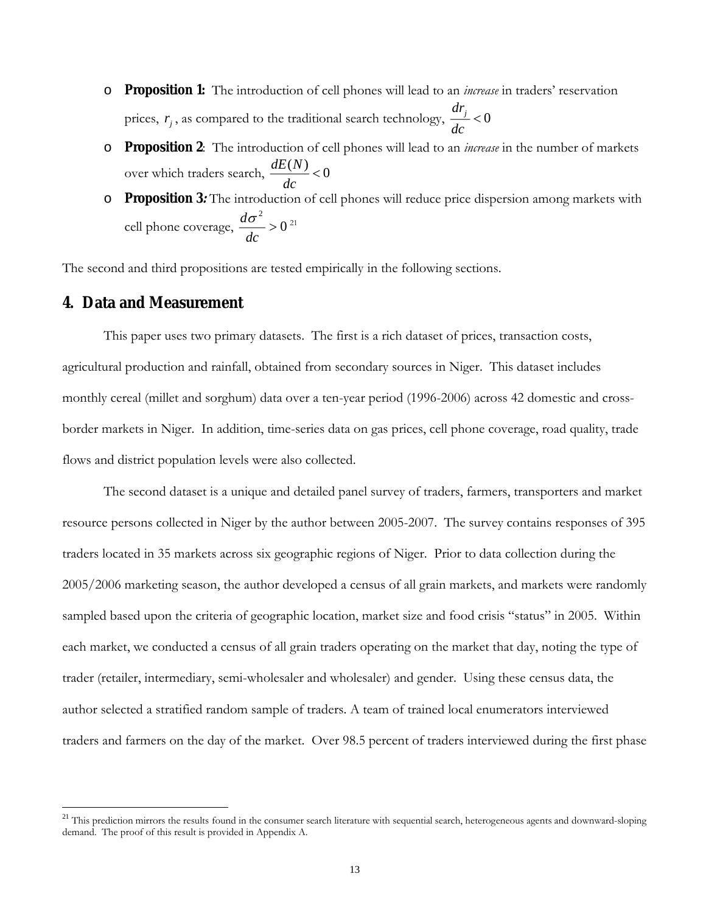- **Proposition 1:** The introduction of cell phones will lead to an *increase* in traders' reservation prices, $r_j$, as compared to the traditional search technology, $\frac{dr_j}{dc} < 0$
- **Proposition 2**: The introduction of cell phones will lead to an *increase* in the number of markets over which traders search, $\frac{dE(N)}{dc} < 0$
- **Proposition 3***:* The introduction of cell phones will reduce price dispersion among markets with cell phone coverage, $\frac{d\sigma^2}{dc} > 0$ [21]

The second and third propositions are tested empirically in the following sections.

## 4. Data and Measurement

This paper uses two primary datasets. The first is a rich dataset of prices, transaction costs, agricultural production and rainfall, obtained from secondary sources in Niger. This dataset includes monthly cereal (millet and sorghum) data over a ten-year period (1996-2006) across 42 domestic and cross-border markets in Niger. In addition, time-series data on gas prices, cell phone coverage, road quality, trade flows and district population levels were also collected.

The second dataset is a unique and detailed panel survey of traders, farmers, transporters and market resource persons collected in Niger by the author between 2005-2007. The survey contains responses of 395 traders located in 35 markets across six geographic regions of Niger. Prior to data collection during the 2005/2006 marketing season, the author developed a census of all grain markets, and markets were randomly sampled based upon the criteria of geographic location, market size and food crisis "status" in 2005. Within each market, we conducted a census of all grain traders operating on the market that day, noting the type of trader (retailer, intermediary, semi-wholesaler and wholesaler) and gender. Using these census data, the author selected a stratified random sample of traders. A team of trained local enumerators interviewed traders and farmers on the day of the market. Over 98.5 percent of traders interviewed during the first phase

---

[21] This prediction mirrors the results found in the consumer search literature with sequential search, heterogeneous agents and downward-sloping demand. The proof of this result is provided in Appendix A.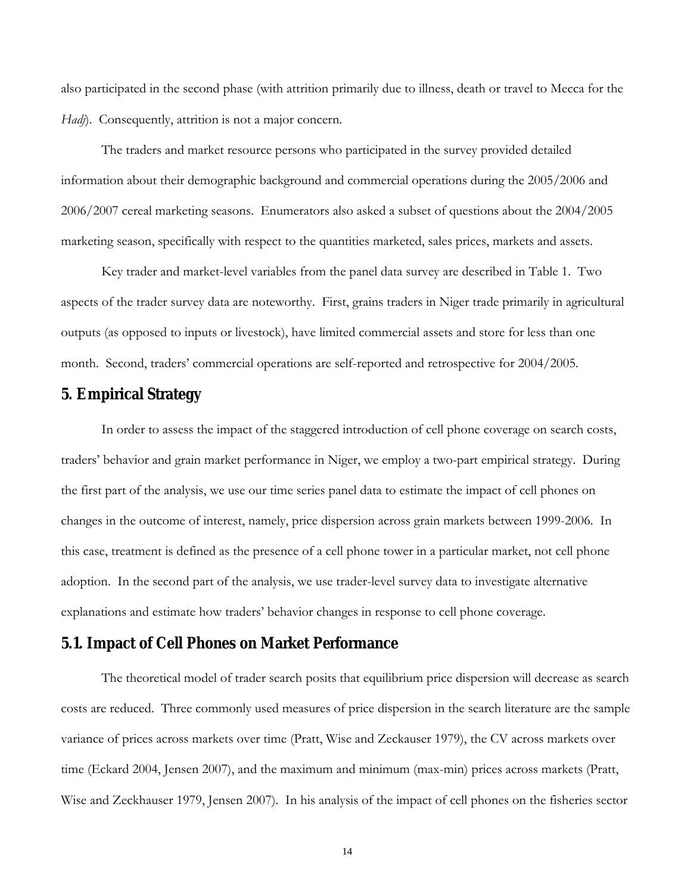also participated in the second phase (with attrition primarily due to illness, death or travel to Mecca for the *Hadj*). Consequently, attrition is not a major concern.

The traders and market resource persons who participated in the survey provided detailed information about their demographic background and commercial operations during the 2005/2006 and 2006/2007 cereal marketing seasons. Enumerators also asked a subset of questions about the 2004/2005 marketing season, specifically with respect to the quantities marketed, sales prices, markets and assets.

Key trader and market-level variables from the panel data survey are described in Table 1. Two aspects of the trader survey data are noteworthy. First, grains traders in Niger trade primarily in agricultural outputs (as opposed to inputs or livestock), have limited commercial assets and store for less than one month. Second, traders' commercial operations are self-reported and retrospective for 2004/2005.

## 5. Empirical Strategy

In order to assess the impact of the staggered introduction of cell phone coverage on search costs, traders' behavior and grain market performance in Niger, we employ a two-part empirical strategy. During the first part of the analysis, we use our time series panel data to estimate the impact of cell phones on changes in the outcome of interest, namely, price dispersion across grain markets between 1999-2006. In this case, treatment is defined as the presence of a cell phone tower in a particular market, not cell phone adoption. In the second part of the analysis, we use trader-level survey data to investigate alternative explanations and estimate how traders' behavior changes in response to cell phone coverage.

### 5.1. Impact of Cell Phones on Market Performance

The theoretical model of trader search posits that equilibrium price dispersion will decrease as search costs are reduced. Three commonly used measures of price dispersion in the search literature are the sample variance of prices across markets over time (Pratt, Wise and Zeckauser 1979), the CV across markets over time (Eckard 2004, Jensen 2007), and the maximum and minimum (max-min) prices across markets (Pratt, Wise and Zeckhauser 1979, Jensen 2007). In his analysis of the impact of cell phones on the fisheries sector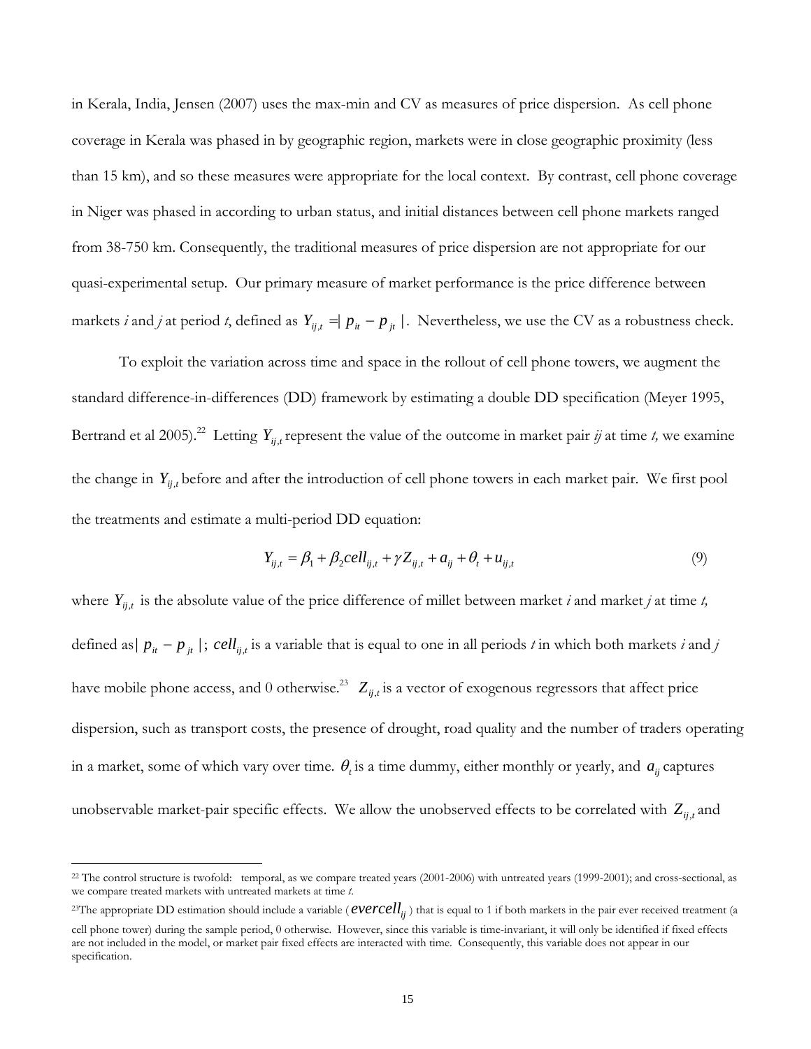in Kerala, India, Jensen (2007) uses the max-min and CV as measures of price dispersion. As cell phone coverage in Kerala was phased in by geographic region, markets were in close geographic proximity (less than 15 km), and so these measures were appropriate for the local context. By contrast, cell phone coverage in Niger was phased in according to urban status, and initial distances between cell phone markets ranged from 38-750 km. Consequently, the traditional measures of price dispersion are not appropriate for our quasi-experimental setup. Our primary measure of market performance is the price difference between markets *i* and *j* at period *t*, defined as $Y_{ij,t} = | p_{it} - p_{jt} |$. Nevertheless, we use the CV as a robustness check.

To exploit the variation across time and space in the rollout of cell phone towers, we augment the standard difference-in-differences (DD) framework by estimating a double DD specification (Meyer 1995, Bertrand et al 2005).[22] Letting $Y_{ij,t}$ represent the value of the outcome in market pair *ij* at time *t,* we examine the change in $Y_{ij,t}$ before and after the introduction of cell phone towers in each market pair. We first pool the treatments and estimate a multi-period DD equation:

$$Y_{ij,t} = \beta_1 + \beta_2 cell_{ij,t} + \gamma Z_{ij,t} + a_{ij} + \theta_t + u_{ij,t} \tag{9}$$

where $Y_{ij,t}$ is the absolute value of the price difference of millet between market *i* and market *j* at time *t,* defined as $| p_{it} - p_{jt} |$; $cell_{ij,t}$ is a variable that is equal to one in all periods *t* in which both markets *i* and *j* have mobile phone access, and 0 otherwise.[23] $Z_{ij,t}$ is a vector of exogenous regressors that affect price dispersion, such as transport costs, the presence of drought, road quality and the number of traders operating in a market, some of which vary over time. $\theta_t$ is a time dummy, either monthly or yearly, and $a_{ij}$ captures unobservable market-pair specific effects. We allow the unobserved effects to be correlated with $Z_{ij,t}$ and

---

[22] The control structure is twofold: temporal, as we compare treated years (2001-2006) with untreated years (1999-2001); and cross-sectional, as we compare treated markets with untreated markets at time *t*.

[23] The appropriate DD estimation should include a variable ($evercell_{ij}$) that is equal to 1 if both markets in the pair ever received treatment (a cell phone tower) during the sample period, 0 otherwise. However, since this variable is time-invariant, it will only be identified if fixed effects are not included in the model, or market pair fixed effects are interacted with time. Consequently, this variable does not appear in our specification.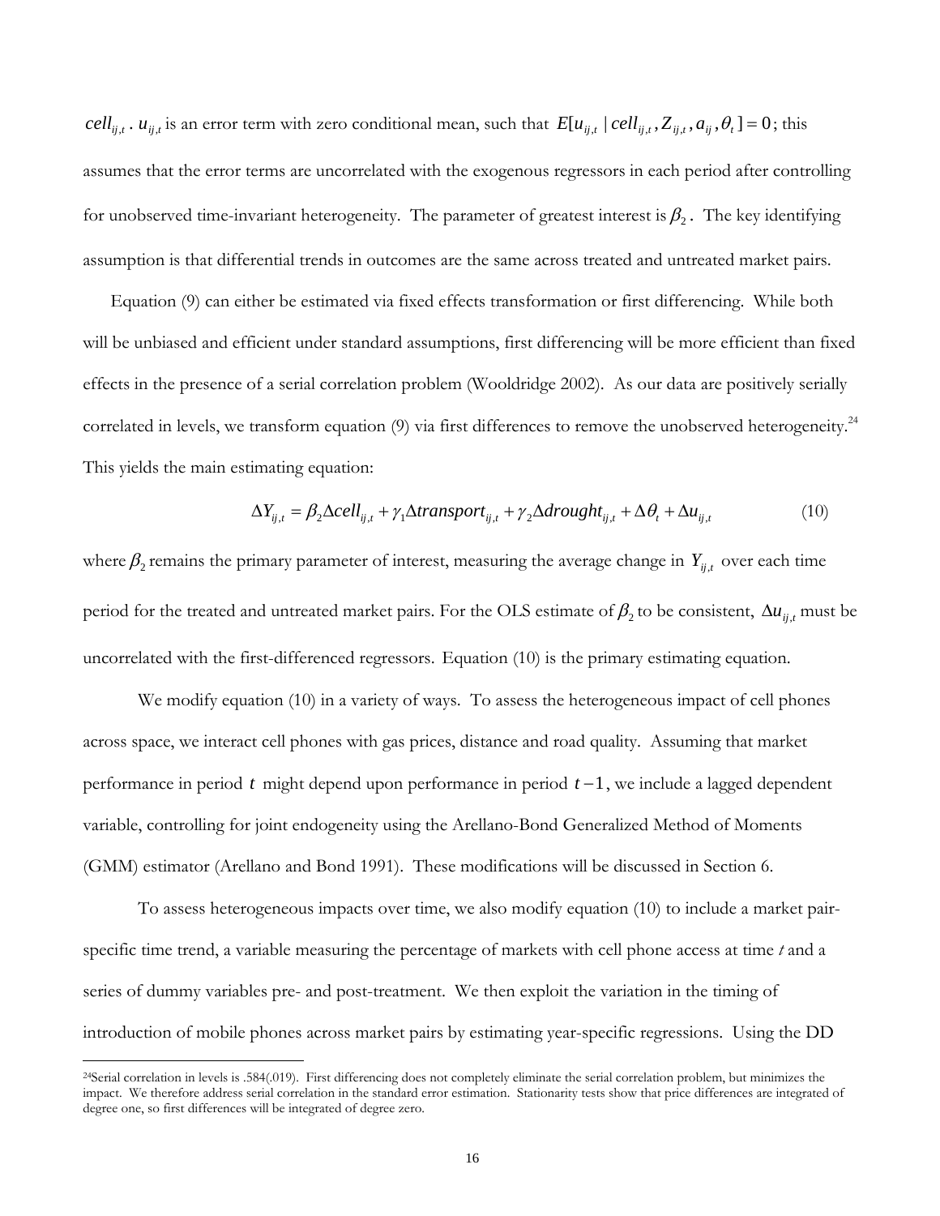$cell_{ij,t}$ . $u_{ij,t}$ is an error term with zero conditional mean, such that $E[u_{ij,t} \mid cell_{ij,t}, Z_{ij,t}, a_{ij}, \theta_t] = 0$; this assumes that the error terms are uncorrelated with the exogenous regressors in each period after controlling for unobserved time-invariant heterogeneity. The parameter of greatest interest is $\beta_2$. The key identifying assumption is that differential trends in outcomes are the same across treated and untreated market pairs.

Equation (9) can either be estimated via fixed effects transformation or first differencing. While both will be unbiased and efficient under standard assumptions, first differencing will be more efficient than fixed effects in the presence of a serial correlation problem (Wooldridge 2002). As our data are positively serially correlated in levels, we transform equation (9) via first differences to remove the unobserved heterogeneity.[24] This yields the main estimating equation:

$$\Delta Y_{ij,t} = \beta_2 \Delta cell_{ij,t} + \gamma_1 \Delta transport_{ij,t} + \gamma_2 \Delta drought_{ij,t} + \Delta\theta_t + \Delta u_{ij,t} \qquad (10)$$

where $\beta_2$ remains the primary parameter of interest, measuring the average change in $Y_{ij,t}$ over each time period for the treated and untreated market pairs. For the OLS estimate of $\beta_2$ to be consistent, $\Delta u_{ij,t}$ must be uncorrelated with the first-differenced regressors. Equation (10) is the primary estimating equation.

We modify equation (10) in a variety of ways. To assess the heterogeneous impact of cell phones across space, we interact cell phones with gas prices, distance and road quality. Assuming that market performance in period $t$ might depend upon performance in period $t-1$, we include a lagged dependent variable, controlling for joint endogeneity using the Arellano-Bond Generalized Method of Moments (GMM) estimator (Arellano and Bond 1991). These modifications will be discussed in Section 6.

To assess heterogeneous impacts over time, we also modify equation (10) to include a market pair-specific time trend, a variable measuring the percentage of markets with cell phone access at time *t* and a series of dummy variables pre- and post-treatment. We then exploit the variation in the timing of introduction of mobile phones across market pairs by estimating year-specific regressions. Using the DD

[24] Serial correlation in levels is .584(.019). First differencing does not completely eliminate the serial correlation problem, but minimizes the impact. We therefore address serial correlation in the standard error estimation. Stationarity tests show that price differences are integrated of degree one, so first differences will be integrated of degree zero.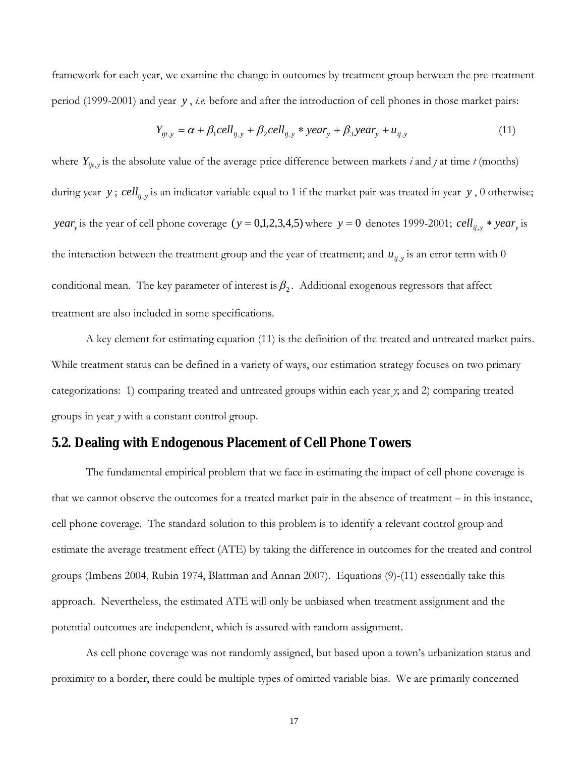framework for each year, we examine the change in outcomes by treatment group between the pre-treatment period (1999-2001) and year $y$, *i.e.* before and after the introduction of cell phones in those market pairs:

$$Y_{ijt,y} = \alpha + \beta_1 cell_{ij,y} + \beta_2 cell_{ij,y} * year_y + \beta_3 year_y + u_{ij,y} \tag{11}$$

where $Y_{ijt,y}$ is the absolute value of the average price difference between markets *i* and *j* at time *t* (months) during year $y$; $cell_{ij,y}$ is an indicator variable equal to 1 if the market pair was treated in year $y$, 0 otherwise; $year_y$ is the year of cell phone coverage $(y = 0,1,2,3,4,5)$ where $y = 0$ denotes 1999-2001; $cell_{ij,y} * year_y$ is the interaction between the treatment group and the year of treatment; and $u_{ij,y}$ is an error term with 0 conditional mean. The key parameter of interest is $\beta_2$. Additional exogenous regressors that affect treatment are also included in some specifications.

A key element for estimating equation (11) is the definition of the treated and untreated market pairs. While treatment status can be defined in a variety of ways, our estimation strategy focuses on two primary categorizations: 1) comparing treated and untreated groups within each year *y*; and 2) comparing treated groups in year *y* with a constant control group.

## 5.2. Dealing with Endogenous Placement of Cell Phone Towers

The fundamental empirical problem that we face in estimating the impact of cell phone coverage is that we cannot observe the outcomes for a treated market pair in the absence of treatment – in this instance, cell phone coverage. The standard solution to this problem is to identify a relevant control group and estimate the average treatment effect (ATE) by taking the difference in outcomes for the treated and control groups (Imbens 2004, Rubin 1974, Blattman and Annan 2007). Equations (9)-(11) essentially take this approach. Nevertheless, the estimated ATE will only be unbiased when treatment assignment and the potential outcomes are independent, which is assured with random assignment.

As cell phone coverage was not randomly assigned, but based upon a town's urbanization status and proximity to a border, there could be multiple types of omitted variable bias. We are primarily concerned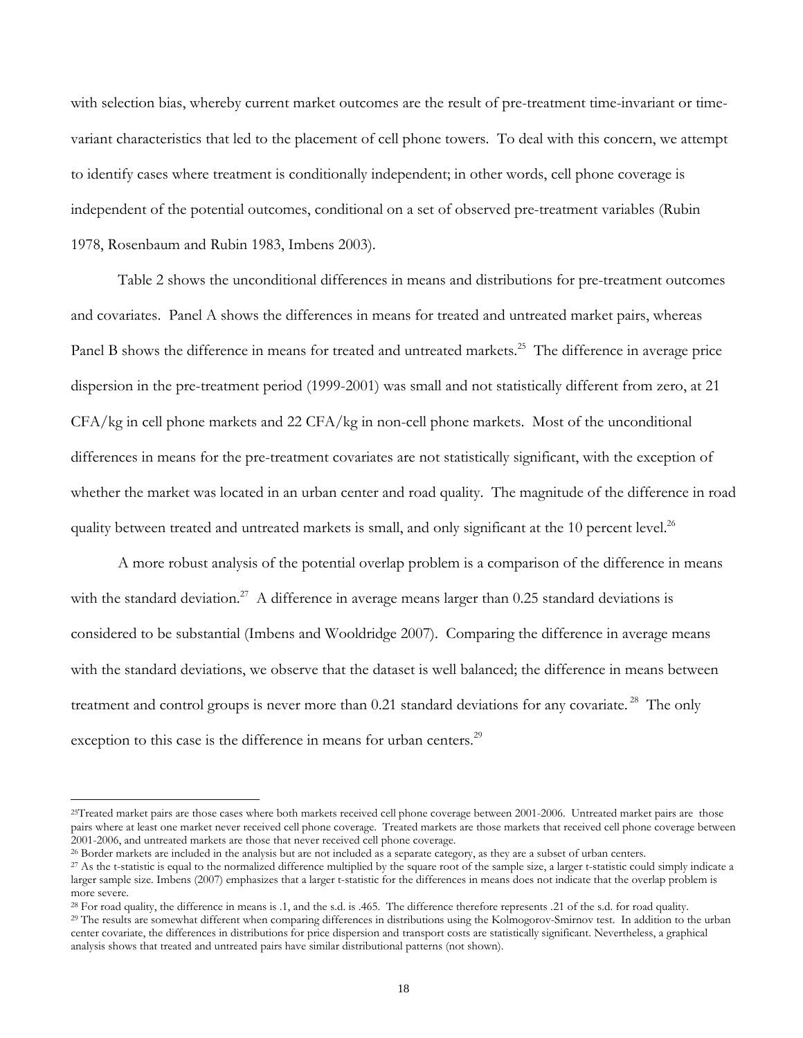with selection bias, whereby current market outcomes are the result of pre-treatment time-invariant or time-variant characteristics that led to the placement of cell phone towers. To deal with this concern, we attempt to identify cases where treatment is conditionally independent; in other words, cell phone coverage is independent of the potential outcomes, conditional on a set of observed pre-treatment variables (Rubin 1978, Rosenbaum and Rubin 1983, Imbens 2003).

Table 2 shows the unconditional differences in means and distributions for pre-treatment outcomes and covariates. Panel A shows the differences in means for treated and untreated market pairs, whereas Panel B shows the difference in means for treated and untreated markets.[25] The difference in average price dispersion in the pre-treatment period (1999-2001) was small and not statistically different from zero, at 21 CFA/kg in cell phone markets and 22 CFA/kg in non-cell phone markets. Most of the unconditional differences in means for the pre-treatment covariates are not statistically significant, with the exception of whether the market was located in an urban center and road quality. The magnitude of the difference in road quality between treated and untreated markets is small, and only significant at the 10 percent level.[26]

A more robust analysis of the potential overlap problem is a comparison of the difference in means with the standard deviation.[27] A difference in average means larger than 0.25 standard deviations is considered to be substantial (Imbens and Wooldridge 2007). Comparing the difference in average means with the standard deviations, we observe that the dataset is well balanced; the difference in means between treatment and control groups is never more than 0.21 standard deviations for any covariate.[28] The only exception to this case is the difference in means for urban centers.[29]

---

[25] Treated market pairs are those cases where both markets received cell phone coverage between 2001-2006. Untreated market pairs are those pairs where at least one market never received cell phone coverage. Treated markets are those markets that received cell phone coverage between 2001-2006, and untreated markets are those that never received cell phone coverage.

[26] Border markets are included in the analysis but are not included as a separate category, as they are a subset of urban centers.

[27] As the t-statistic is equal to the normalized difference multiplied by the square root of the sample size, a larger t-statistic could simply indicate a larger sample size. Imbens (2007) emphasizes that a larger t-statistic for the differences in means does not indicate that the overlap problem is more severe.

[28] For road quality, the difference in means is .1, and the s.d. is .465. The difference therefore represents .21 of the s.d. for road quality.

[29] The results are somewhat different when comparing differences in distributions using the Kolmogorov-Smirnov test. In addition to the urban center covariate, the differences in distributions for price dispersion and transport costs are statistically significant. Nevertheless, a graphical analysis shows that treated and untreated pairs have similar distributional patterns (not shown).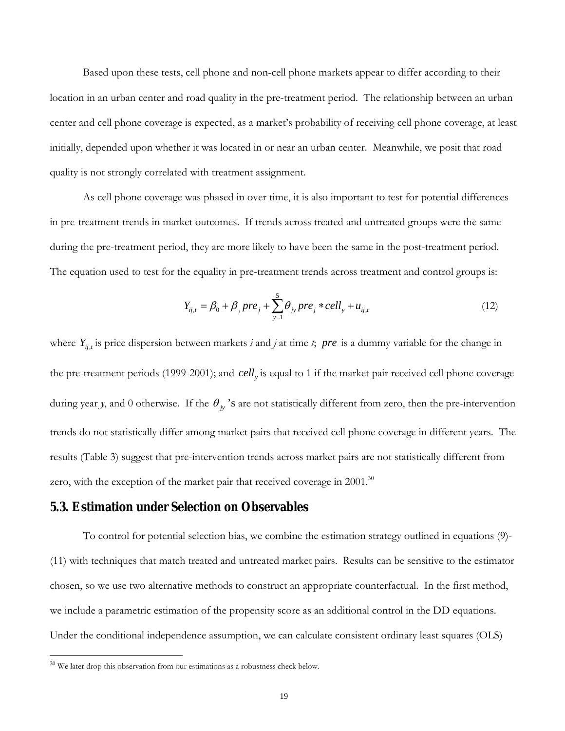Based upon these tests, cell phone and non-cell phone markets appear to differ according to their location in an urban center and road quality in the pre-treatment period. The relationship between an urban center and cell phone coverage is expected, as a market's probability of receiving cell phone coverage, at least initially, depended upon whether it was located in or near an urban center. Meanwhile, we posit that road quality is not strongly correlated with treatment assignment.

As cell phone coverage was phased in over time, it is also important to test for potential differences in pre-treatment trends in market outcomes. If trends across treated and untreated groups were the same during the pre-treatment period, they are more likely to have been the same in the post-treatment period. The equation used to test for the equality in pre-treatment trends across treatment and control groups is:

$$Y_{ij,t} = \beta_0 + \beta_j pre_j + \sum_{y=1}^{5} \theta_{jy} pre_j * cell_y + u_{ij,t} \tag{12}$$

where $Y_{ij,t}$ is price dispersion between markets *i* and *j* at time *t*; $pre$ is a dummy variable for the change in the pre-treatment periods (1999-2001); and $cell_y$ is equal to 1 if the market pair received cell phone coverage during year *y*, and 0 otherwise. If the $\theta_{jy}$'s are not statistically different from zero, then the pre-intervention trends do not statistically differ among market pairs that received cell phone coverage in different years. The results (Table 3) suggest that pre-intervention trends across market pairs are not statistically different from zero, with the exception of the market pair that received coverage in 2001.[30]

## 5.3. Estimation under Selection on Observables

To control for potential selection bias, we combine the estimation strategy outlined in equations (9)-(11) with techniques that match treated and untreated market pairs. Results can be sensitive to the estimator chosen, so we use two alternative methods to construct an appropriate counterfactual. In the first method, we include a parametric estimation of the propensity score as an additional control in the DD equations. Under the conditional independence assumption, we can calculate consistent ordinary least squares (OLS)

[30] We later drop this observation from our estimations as a robustness check below.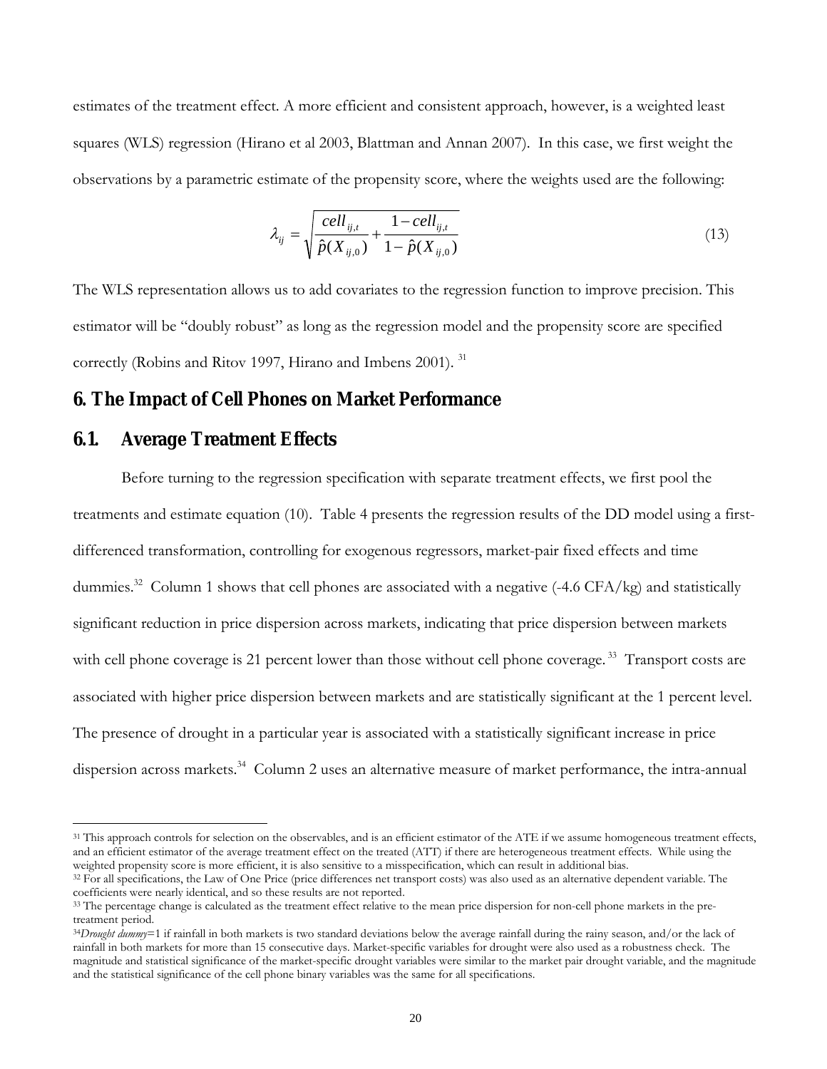estimates of the treatment effect. A more efficient and consistent approach, however, is a weighted least squares (WLS) regression (Hirano et al 2003, Blattman and Annan 2007). In this case, we first weight the observations by a parametric estimate of the propensity score, where the weights used are the following:

$$\lambda_{ij} = \sqrt{\frac{cell_{ij,t}}{\hat{p}(X_{ij,0})} + \frac{1 - cell_{ij,t}}{1 - \hat{p}(X_{ij,0})}} \tag{13}$$

The WLS representation allows us to add covariates to the regression function to improve precision. This estimator will be "doubly robust" as long as the regression model and the propensity score are specified correctly (Robins and Ritov 1997, Hirano and Imbens 2001).[31]

## 6. The Impact of Cell Phones on Market Performance

### 6.1. Average Treatment Effects

Before turning to the regression specification with separate treatment effects, we first pool the treatments and estimate equation (10). Table 4 presents the regression results of the DD model using a first-differenced transformation, controlling for exogenous regressors, market-pair fixed effects and time dummies.[32] Column 1 shows that cell phones are associated with a negative (-4.6 CFA/kg) and statistically significant reduction in price dispersion across markets, indicating that price dispersion between markets with cell phone coverage is 21 percent lower than those without cell phone coverage.[33] Transport costs are associated with higher price dispersion between markets and are statistically significant at the 1 percent level. The presence of drought in a particular year is associated with a statistically significant increase in price dispersion across markets.[34] Column 2 uses an alternative measure of market performance, the intra-annual

---

[31] This approach controls for selection on the observables, and is an efficient estimator of the ATE if we assume homogeneous treatment effects, and an efficient estimator of the average treatment effect on the treated (ATT) if there are heterogeneous treatment effects. While using the weighted propensity score is more efficient, it is also sensitive to a misspecification, which can result in additional bias.

[32] For all specifications, the Law of One Price (price differences net transport costs) was also used as an alternative dependent variable. The coefficients were nearly identical, and so these results are not reported.

[33] The percentage change is calculated as the treatment effect relative to the mean price dispersion for non-cell phone markets in the pre-treatment period.

[34] *Drought dummy*=1 if rainfall in both markets is two standard deviations below the average rainfall during the rainy season, and/or the lack of rainfall in both markets for more than 15 consecutive days. Market-specific variables for drought were also used as a robustness check. The magnitude and statistical significance of the market-specific drought variables were similar to the market pair drought variable, and the magnitude and the statistical significance of the cell phone binary variables was the same for all specifications.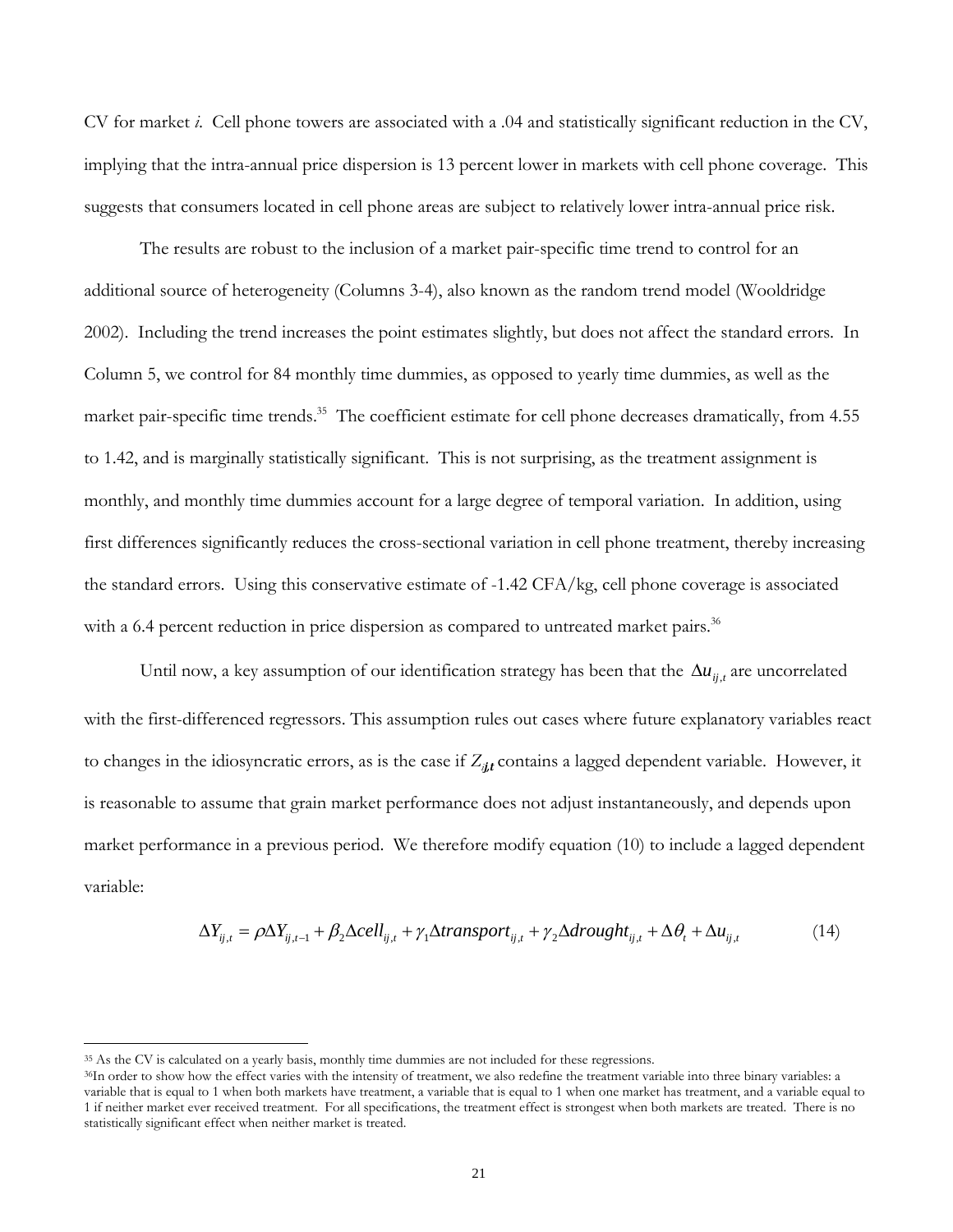CV for market *i*. Cell phone towers are associated with a .04 and statistically significant reduction in the CV, implying that the intra-annual price dispersion is 13 percent lower in markets with cell phone coverage. This suggests that consumers located in cell phone areas are subject to relatively lower intra-annual price risk.

The results are robust to the inclusion of a market pair-specific time trend to control for an additional source of heterogeneity (Columns 3-4), also known as the random trend model (Wooldridge 2002). Including the trend increases the point estimates slightly, but does not affect the standard errors. In Column 5, we control for 84 monthly time dummies, as opposed to yearly time dummies, as well as the market pair-specific time trends.[35] The coefficient estimate for cell phone decreases dramatically, from 4.55 to 1.42, and is marginally statistically significant. This is not surprising, as the treatment assignment is monthly, and monthly time dummies account for a large degree of temporal variation. In addition, using first differences significantly reduces the cross-sectional variation in cell phone treatment, thereby increasing the standard errors. Using this conservative estimate of -1.42 CFA/kg, cell phone coverage is associated with a 6.4 percent reduction in price dispersion as compared to untreated market pairs.[36]

Until now, a key assumption of our identification strategy has been that the $\Delta u_{ij,t}$ are uncorrelated with the first-differenced regressors. This assumption rules out cases where future explanatory variables react to changes in the idiosyncratic errors, as is the case if $Z_{ij,t}$ contains a lagged dependent variable. However, it is reasonable to assume that grain market performance does not adjust instantaneously, and depends upon market performance in a previous period. We therefore modify equation (10) to include a lagged dependent variable:

$$\Delta Y_{ij,t} = \rho \Delta Y_{ij,t-1} + \beta_2 \Delta cell_{ij,t} + \gamma_1 \Delta transport_{ij,t} + \gamma_2 \Delta drought_{ij,t} + \Delta \theta_t + \Delta u_{ij,t} \tag{14}$$

---

[35] As the CV is calculated on a yearly basis, monthly time dummies are not included for these regressions.

[36] In order to show how the effect varies with the intensity of treatment, we also redefine the treatment variable into three binary variables: a variable that is equal to 1 when both markets have treatment, a variable that is equal to 1 when one market has treatment, and a variable equal to 1 if neither market ever received treatment. For all specifications, the treatment effect is strongest when both markets are treated. There is no statistically significant effect when neither market is treated.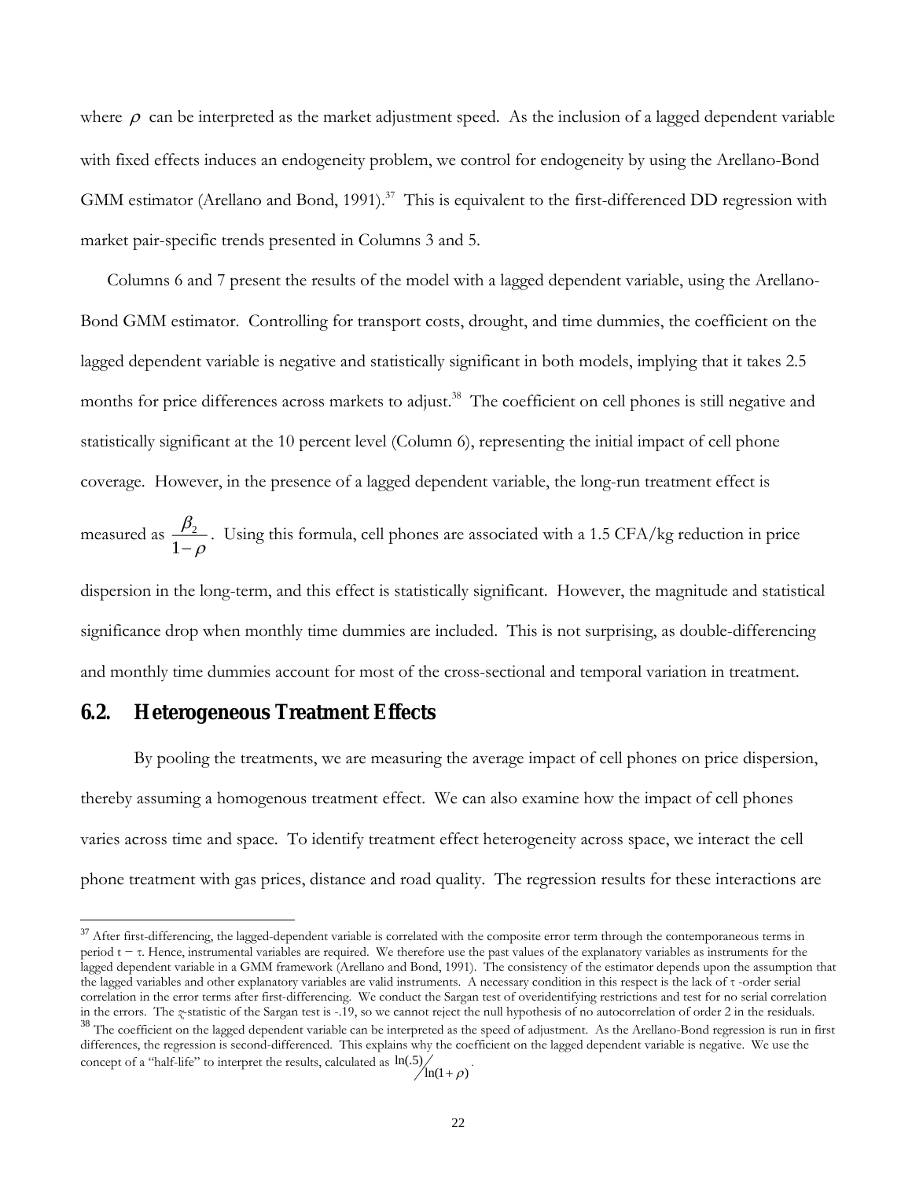where $\rho$ can be interpreted as the market adjustment speed. As the inclusion of a lagged dependent variable with fixed effects induces an endogeneity problem, we control for endogeneity by using the Arellano-Bond GMM estimator (Arellano and Bond, 1991).[37] This is equivalent to the first-differenced DD regression with market pair-specific trends presented in Columns 3 and 5.

Columns 6 and 7 present the results of the model with a lagged dependent variable, using the Arellano-Bond GMM estimator. Controlling for transport costs, drought, and time dummies, the coefficient on the lagged dependent variable is negative and statistically significant in both models, implying that it takes 2.5 months for price differences across markets to adjust.[38] The coefficient on cell phones is still negative and statistically significant at the 10 percent level (Column 6), representing the initial impact of cell phone coverage. However, in the presence of a lagged dependent variable, the long-run treatment effect is measured as $\frac{\beta_2}{1-\rho}$. Using this formula, cell phones are associated with a 1.5 CFA/kg reduction in price dispersion in the long-term, and this effect is statistically significant. However, the magnitude and statistical significance drop when monthly time dummies are included. This is not surprising, as double-differencing and monthly time dummies account for most of the cross-sectional and temporal variation in treatment.

## 6.2. Heterogeneous Treatment Effects

By pooling the treatments, we are measuring the average impact of cell phones on price dispersion, thereby assuming a homogenous treatment effect. We can also examine how the impact of cell phones varies across time and space. To identify treatment effect heterogeneity across space, we interact the cell phone treatment with gas prices, distance and road quality. The regression results for these interactions are

---

[37] After first-differencing, the lagged-dependent variable is correlated with the composite error term through the contemporaneous terms in period $t - \tau$. Hence, instrumental variables are required. We therefore use the past values of the explanatory variables as instruments for the lagged dependent variable in a GMM framework (Arellano and Bond, 1991). The consistency of the estimator depends upon the assumption that the lagged variables and other explanatory variables are valid instruments. A necessary condition in this respect is the lack of $\tau$ -order serial correlation in the error terms after first-differencing. We conduct the Sargan test of overidentifying restrictions and test for no serial correlation in the errors. The $z$-statistic of the Sargan test is -.19, so we cannot reject the null hypothesis of no autocorrelation of order 2 in the residuals.

[38] The coefficient on the lagged dependent variable can be interpreted as the speed of adjustment. As the Arellano-Bond regression is run in first differences, the regression is second-differenced. This explains why the coefficient on the lagged dependent variable is negative. We use the concept of a "half-life" to interpret the results, calculated as $\ln(.5)/\ln(1+\rho)$.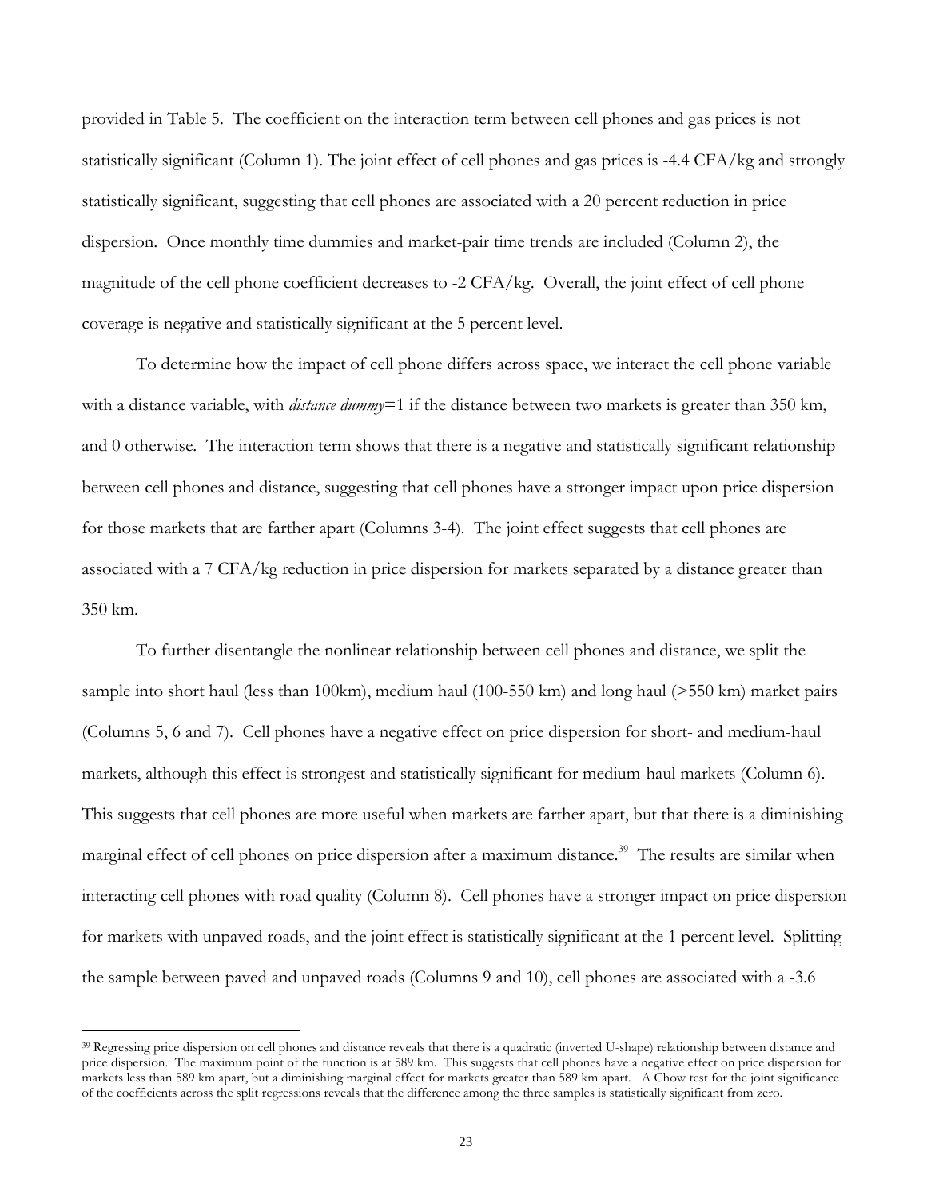provided in Table 5. The coefficient on the interaction term between cell phones and gas prices is not statistically significant (Column 1). The joint effect of cell phones and gas prices is -4.4 CFA/kg and strongly statistically significant, suggesting that cell phones are associated with a 20 percent reduction in price dispersion. Once monthly time dummies and market-pair time trends are included (Column 2), the magnitude of the cell phone coefficient decreases to -2 CFA/kg. Overall, the joint effect of cell phone coverage is negative and statistically significant at the 5 percent level.

To determine how the impact of cell phone differs across space, we interact the cell phone variable with a distance variable, with *distance dummy*=1 if the distance between two markets is greater than 350 km, and 0 otherwise. The interaction term shows that there is a negative and statistically significant relationship between cell phones and distance, suggesting that cell phones have a stronger impact upon price dispersion for those markets that are farther apart (Columns 3-4). The joint effect suggests that cell phones are associated with a 7 CFA/kg reduction in price dispersion for markets separated by a distance greater than 350 km.

To further disentangle the nonlinear relationship between cell phones and distance, we split the sample into short haul (less than 100km), medium haul (100-550 km) and long haul (>550 km) market pairs (Columns 5, 6 and 7). Cell phones have a negative effect on price dispersion for short- and medium-haul markets, although this effect is strongest and statistically significant for medium-haul markets (Column 6). This suggests that cell phones are more useful when markets are farther apart, but that there is a diminishing marginal effect of cell phones on price dispersion after a maximum distance.[39] The results are similar when interacting cell phones with road quality (Column 8). Cell phones have a stronger impact on price dispersion for markets with unpaved roads, and the joint effect is statistically significant at the 1 percent level. Splitting the sample between paved and unpaved roads (Columns 9 and 10), cell phones are associated with a -3.6

[39] Regressing price dispersion on cell phones and distance reveals that there is a quadratic (inverted U-shape) relationship between distance and price dispersion. The maximum point of the function is at 589 km. This suggests that cell phones have a negative effect on price dispersion for markets less than 589 km apart, but a diminishing marginal effect for markets greater than 589 km apart. A Chow test for the joint significance of the coefficients across the split regressions reveals that the difference among the three samples is statistically significant from zero.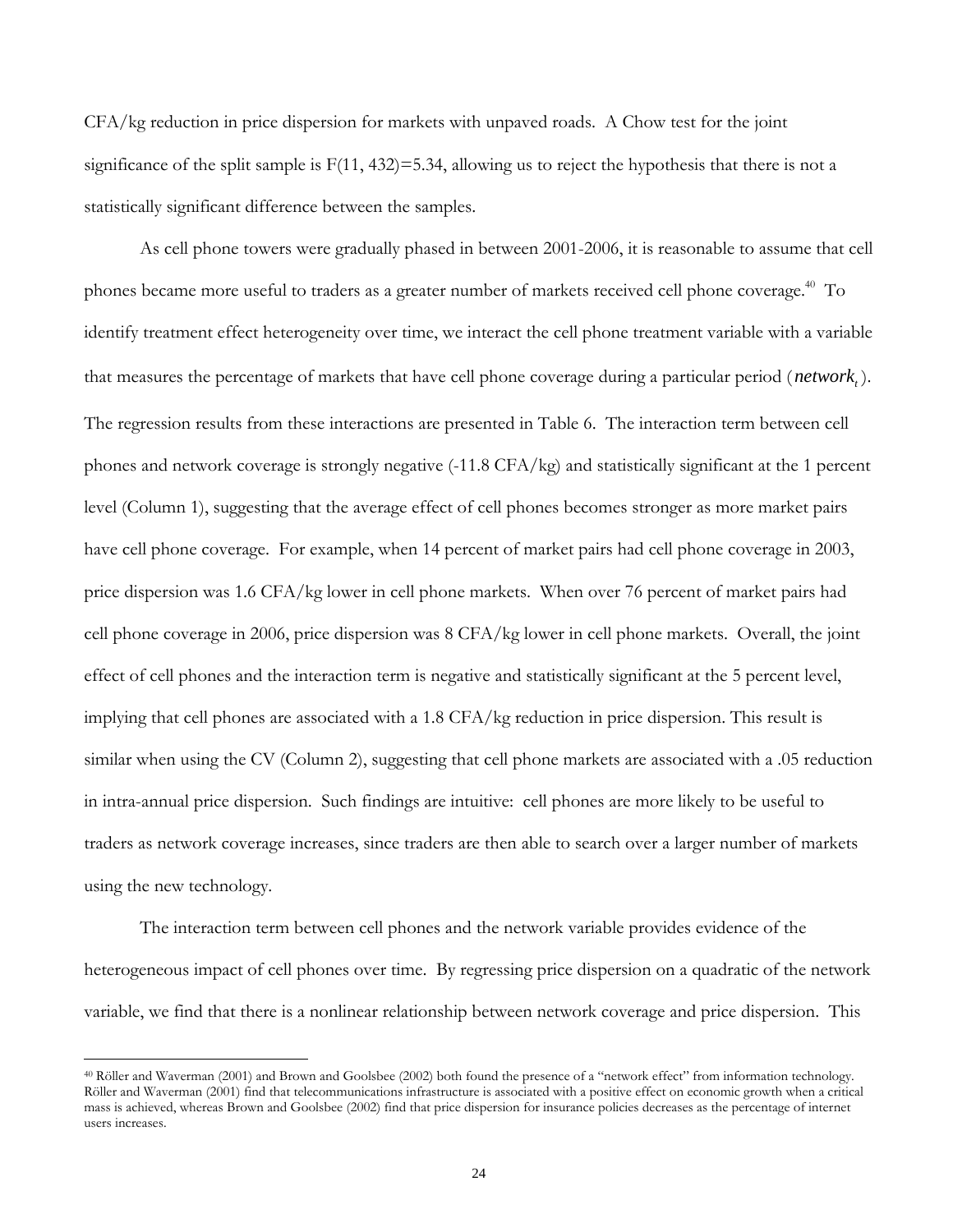CFA/kg reduction in price dispersion for markets with unpaved roads. A Chow test for the joint significance of the split sample is $F(11, 432)=5.34$, allowing us to reject the hypothesis that there is not a statistically significant difference between the samples.

As cell phone towers were gradually phased in between 2001-2006, it is reasonable to assume that cell phones became more useful to traders as a greater number of markets received cell phone coverage.[40] To identify treatment effect heterogeneity over time, we interact the cell phone treatment variable with a variable that measures the percentage of markets that have cell phone coverage during a particular period ($network_t$). The regression results from these interactions are presented in Table 6. The interaction term between cell phones and network coverage is strongly negative (-11.8 CFA/kg) and statistically significant at the 1 percent level (Column 1), suggesting that the average effect of cell phones becomes stronger as more market pairs have cell phone coverage. For example, when 14 percent of market pairs had cell phone coverage in 2003, price dispersion was 1.6 CFA/kg lower in cell phone markets. When over 76 percent of market pairs had cell phone coverage in 2006, price dispersion was 8 CFA/kg lower in cell phone markets. Overall, the joint effect of cell phones and the interaction term is negative and statistically significant at the 5 percent level, implying that cell phones are associated with a 1.8 CFA/kg reduction in price dispersion. This result is similar when using the CV (Column 2), suggesting that cell phone markets are associated with a .05 reduction in intra-annual price dispersion. Such findings are intuitive: cell phones are more likely to be useful to traders as network coverage increases, since traders are then able to search over a larger number of markets using the new technology.

The interaction term between cell phones and the network variable provides evidence of the heterogeneous impact of cell phones over time. By regressing price dispersion on a quadratic of the network variable, we find that there is a nonlinear relationship between network coverage and price dispersion. This

[40] Röller and Waverman (2001) and Brown and Goolsbee (2002) both found the presence of a "network effect" from information technology. Röller and Waverman (2001) find that telecommunications infrastructure is associated with a positive effect on economic growth when a critical mass is achieved, whereas Brown and Goolsbee (2002) find that price dispersion for insurance policies decreases as the percentage of internet users increases.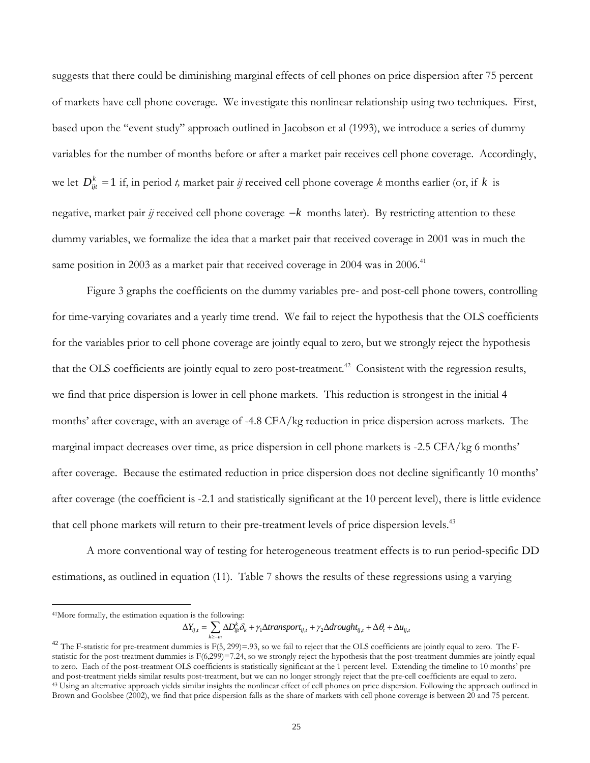suggests that there could be diminishing marginal effects of cell phones on price dispersion after 75 percent of markets have cell phone coverage. We investigate this nonlinear relationship using two techniques. First, based upon the "event study" approach outlined in Jacobson et al (1993), we introduce a series of dummy variables for the number of months before or after a market pair receives cell phone coverage. Accordingly, we let $D_{ijt}^{k} = 1$ if, in period *t,* market pair *ij* received cell phone coverage *k* months earlier (or, if $k$ is negative, market pair *ij* received cell phone coverage $-k$ months later). By restricting attention to these dummy variables, we formalize the idea that a market pair that received coverage in 2001 was in much the same position in 2003 as a market pair that received coverage in 2004 was in 2006.[41]

Figure 3 graphs the coefficients on the dummy variables pre- and post-cell phone towers, controlling for time-varying covariates and a yearly time trend. We fail to reject the hypothesis that the OLS coefficients for the variables prior to cell phone coverage are jointly equal to zero, but we strongly reject the hypothesis that the OLS coefficients are jointly equal to zero post-treatment.[42] Consistent with the regression results, we find that price dispersion is lower in cell phone markets. This reduction is strongest in the initial 4 months' after coverage, with an average of -4.8 CFA/kg reduction in price dispersion across markets. The marginal impact decreases over time, as price dispersion in cell phone markets is -2.5 CFA/kg 6 months' after coverage. Because the estimated reduction in price dispersion does not decline significantly 10 months' after coverage (the coefficient is -2.1 and statistically significant at the 10 percent level), there is little evidence that cell phone markets will return to their pre-treatment levels of price dispersion levels.[43]

A more conventional way of testing for heterogeneous treatment effects is to run period-specific DD estimations, as outlined in equation (11). Table 7 shows the results of these regressions using a varying

---

[41]More formally, the estimation equation is the following:

$$\Delta Y_{ij,t} = \sum_{k \geq -m} \Delta D_{ijt}^{k} \delta_k + \gamma_1 \Delta transport_{ij,t} + \gamma_2 \Delta drought_{ij,t} + \Delta \theta_t + \Delta u_{ij,t}$$

[42] The F-statistic for pre-treatment dummies is F(5, 299)=.93, so we fail to reject that the OLS coefficients are jointly equal to zero. The F-statistic for the post-treatment dummies is F(6,299)=7.24, so we strongly reject the hypothesis that the post-treatment dummies are jointly equal to zero. Each of the post-treatment OLS coefficients is statistically significant at the 1 percent level. Extending the timeline to 10 months' pre and post-treatment yields similar results post-treatment, but we can no longer strongly reject that the pre-cell coefficients are equal to zero.

[43] Using an alternative approach yields similar insights the nonlinear effect of cell phones on price dispersion. Following the approach outlined in Brown and Goolsbee (2002), we find that price dispersion falls as the share of markets with cell phone coverage is between 20 and 75 percent.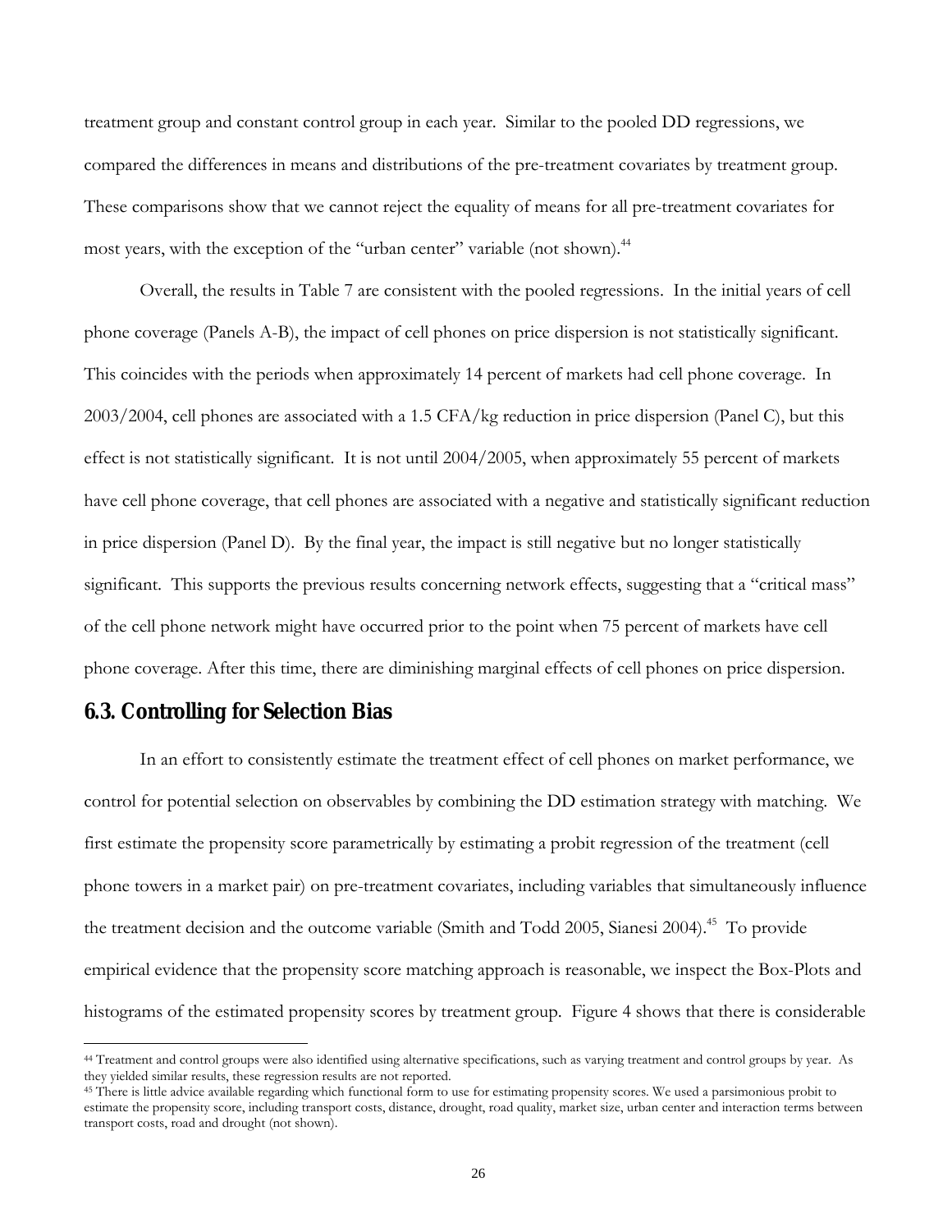treatment group and constant control group in each year. Similar to the pooled DD regressions, we compared the differences in means and distributions of the pre-treatment covariates by treatment group. These comparisons show that we cannot reject the equality of means for all pre-treatment covariates for most years, with the exception of the "urban center" variable (not shown).[44]

Overall, the results in Table 7 are consistent with the pooled regressions. In the initial years of cell phone coverage (Panels A-B), the impact of cell phones on price dispersion is not statistically significant. This coincides with the periods when approximately 14 percent of markets had cell phone coverage. In 2003/2004, cell phones are associated with a 1.5 CFA/kg reduction in price dispersion (Panel C), but this effect is not statistically significant. It is not until 2004/2005, when approximately 55 percent of markets have cell phone coverage, that cell phones are associated with a negative and statistically significant reduction in price dispersion (Panel D). By the final year, the impact is still negative but no longer statistically significant. This supports the previous results concerning network effects, suggesting that a "critical mass" of the cell phone network might have occurred prior to the point when 75 percent of markets have cell phone coverage. After this time, there are diminishing marginal effects of cell phones on price dispersion.

## 6.3. Controlling for Selection Bias

In an effort to consistently estimate the treatment effect of cell phones on market performance, we control for potential selection on observables by combining the DD estimation strategy with matching. We first estimate the propensity score parametrically by estimating a probit regression of the treatment (cell phone towers in a market pair) on pre-treatment covariates, including variables that simultaneously influence the treatment decision and the outcome variable (Smith and Todd 2005, Sianesi 2004).[45] To provide empirical evidence that the propensity score matching approach is reasonable, we inspect the Box-Plots and histograms of the estimated propensity scores by treatment group. Figure 4 shows that there is considerable

[44] Treatment and control groups were also identified using alternative specifications, such as varying treatment and control groups by year. As they yielded similar results, these regression results are not reported.

[45] There is little advice available regarding which functional form to use for estimating propensity scores. We used a parsimonious probit to estimate the propensity score, including transport costs, distance, drought, road quality, market size, urban center and interaction terms between transport costs, road and drought (not shown).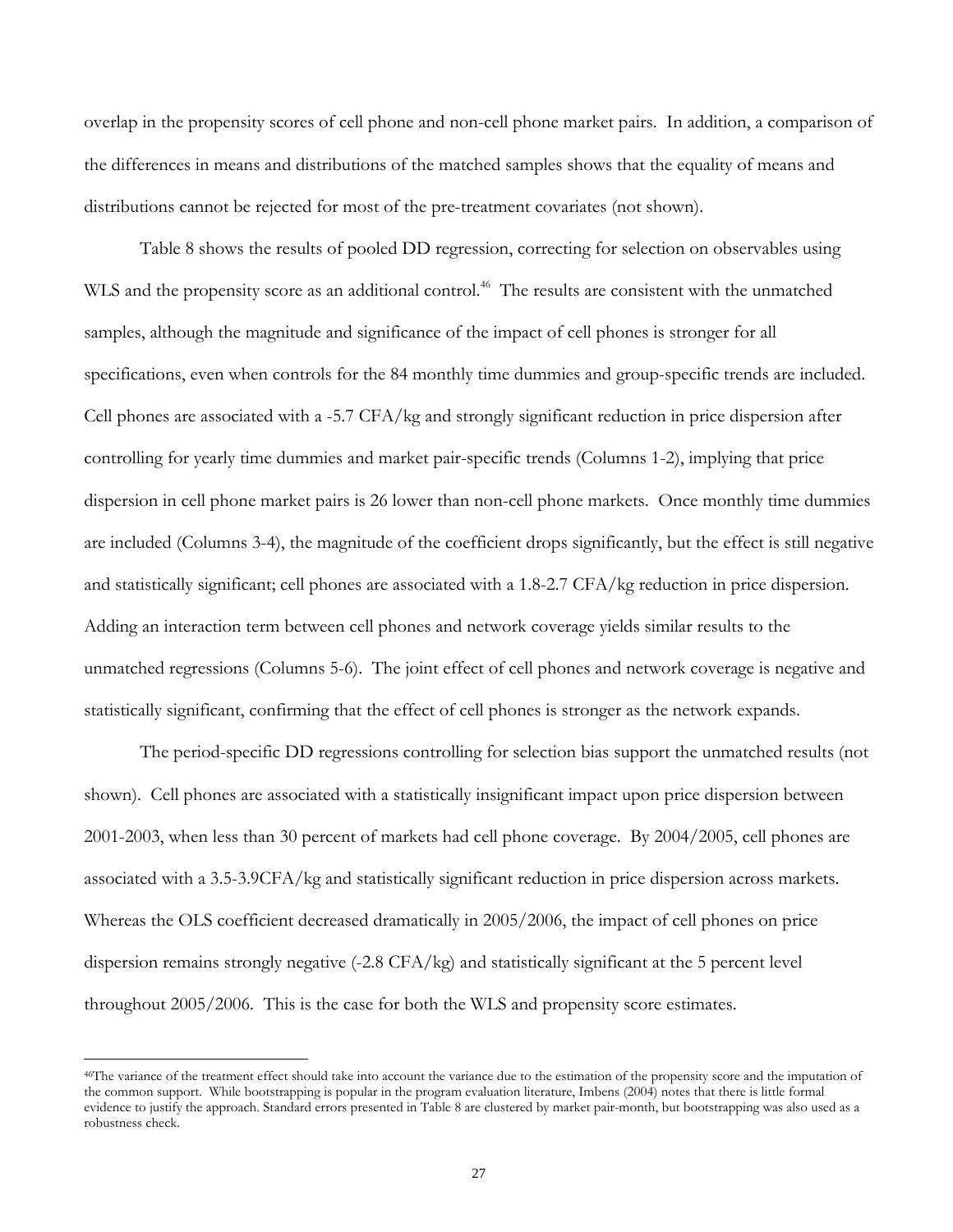overlap in the propensity scores of cell phone and non-cell phone market pairs. In addition, a comparison of the differences in means and distributions of the matched samples shows that the equality of means and distributions cannot be rejected for most of the pre-treatment covariates (not shown).

Table 8 shows the results of pooled DD regression, correcting for selection on observables using WLS and the propensity score as an additional control.[46] The results are consistent with the unmatched samples, although the magnitude and significance of the impact of cell phones is stronger for all specifications, even when controls for the 84 monthly time dummies and group-specific trends are included. Cell phones are associated with a -5.7 CFA/kg and strongly significant reduction in price dispersion after controlling for yearly time dummies and market pair-specific trends (Columns 1-2), implying that price dispersion in cell phone market pairs is 26 lower than non-cell phone markets. Once monthly time dummies are included (Columns 3-4), the magnitude of the coefficient drops significantly, but the effect is still negative and statistically significant; cell phones are associated with a 1.8-2.7 CFA/kg reduction in price dispersion. Adding an interaction term between cell phones and network coverage yields similar results to the unmatched regressions (Columns 5-6). The joint effect of cell phones and network coverage is negative and statistically significant, confirming that the effect of cell phones is stronger as the network expands.

The period-specific DD regressions controlling for selection bias support the unmatched results (not shown). Cell phones are associated with a statistically insignificant impact upon price dispersion between 2001-2003, when less than 30 percent of markets had cell phone coverage. By 2004/2005, cell phones are associated with a 3.5-3.9CFA/kg and statistically significant reduction in price dispersion across markets. Whereas the OLS coefficient decreased dramatically in 2005/2006, the impact of cell phones on price dispersion remains strongly negative (-2.8 CFA/kg) and statistically significant at the 5 percent level throughout 2005/2006. This is the case for both the WLS and propensity score estimates.

---

[46]The variance of the treatment effect should take into account the variance due to the estimation of the propensity score and the imputation of the common support. While bootstrapping is popular in the program evaluation literature, Imbens (2004) notes that there is little formal evidence to justify the approach. Standard errors presented in Table 8 are clustered by market pair-month, but bootstrapping was also used as a robustness check.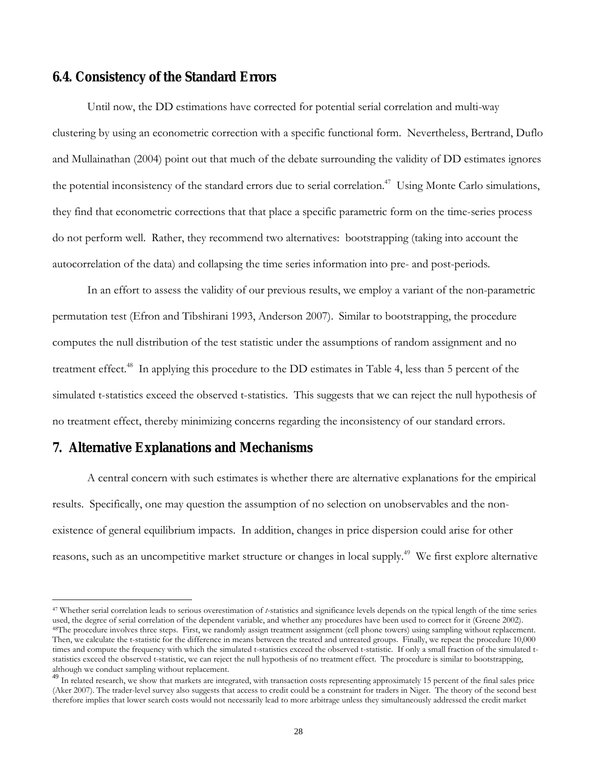## 6.4. Consistency of the Standard Errors

Until now, the DD estimations have corrected for potential serial correlation and multi-way clustering by using an econometric correction with a specific functional form. Nevertheless, Bertrand, Duflo and Mullainathan (2004) point out that much of the debate surrounding the validity of DD estimates ignores the potential inconsistency of the standard errors due to serial correlation.[47] Using Monte Carlo simulations, they find that econometric corrections that that place a specific parametric form on the time-series process do not perform well. Rather, they recommend two alternatives: bootstrapping (taking into account the autocorrelation of the data) and collapsing the time series information into pre- and post-periods.

In an effort to assess the validity of our previous results, we employ a variant of the non-parametric permutation test (Efron and Tibshirani 1993, Anderson 2007). Similar to bootstrapping, the procedure computes the null distribution of the test statistic under the assumptions of random assignment and no treatment effect.[48] In applying this procedure to the DD estimates in Table 4, less than 5 percent of the simulated t-statistics exceed the observed t-statistics. This suggests that we can reject the null hypothesis of no treatment effect, thereby minimizing concerns regarding the inconsistency of our standard errors.

# 7. Alternative Explanations and Mechanisms

A central concern with such estimates is whether there are alternative explanations for the empirical results. Specifically, one may question the assumption of no selection on unobservables and the non-existence of general equilibrium impacts. In addition, changes in price dispersion could arise for other reasons, such as an uncompetitive market structure or changes in local supply.[49] We first explore alternative

---

[47] Whether serial correlation leads to serious overestimation of *t*-statistics and significance levels depends on the typical length of the time series used, the degree of serial correlation of the dependent variable, and whether any procedures have been used to correct for it (Greene 2002).

[48] The procedure involves three steps. First, we randomly assign treatment assignment (cell phone towers) using sampling without replacement. Then, we calculate the t-statistic for the difference in means between the treated and untreated groups. Finally, we repeat the procedure 10,000 times and compute the frequency with which the simulated t-statistics exceed the observed t-statistic. If only a small fraction of the simulated t-statistics exceed the observed t-statistic, we can reject the null hypothesis of no treatment effect. The procedure is similar to bootstrapping, although we conduct sampling without replacement.

[49] In related research, we show that markets are integrated, with transaction costs representing approximately 15 percent of the final sales price (Aker 2007). The trader-level survey also suggests that access to credit could be a constraint for traders in Niger. The theory of the second best therefore implies that lower search costs would not necessarily lead to more arbitrage unless they simultaneously addressed the credit market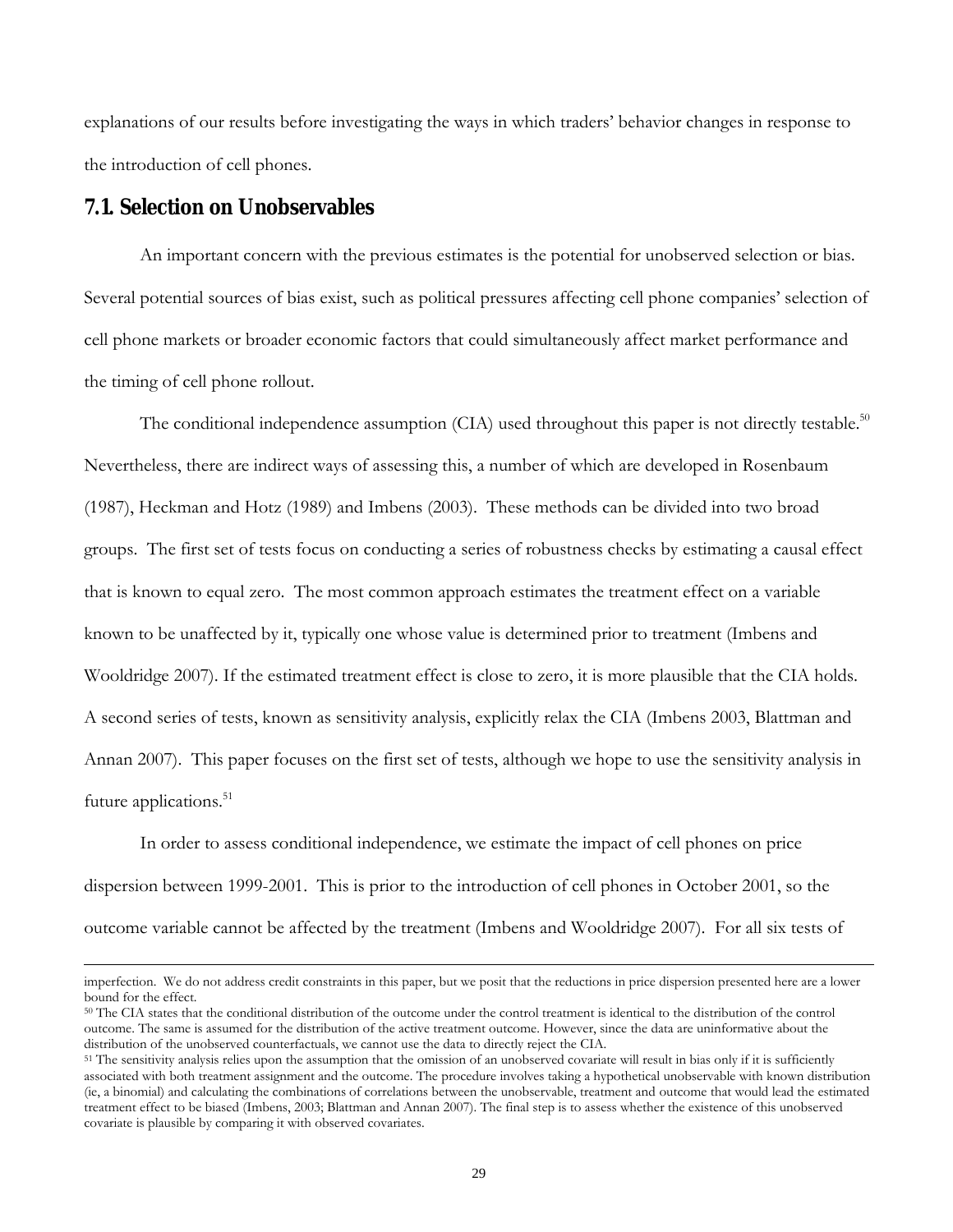explanations of our results before investigating the ways in which traders' behavior changes in response to the introduction of cell phones.

## 7.1. Selection on Unobservables

An important concern with the previous estimates is the potential for unobserved selection or bias. Several potential sources of bias exist, such as political pressures affecting cell phone companies' selection of cell phone markets or broader economic factors that could simultaneously affect market performance and the timing of cell phone rollout.

The conditional independence assumption (CIA) used throughout this paper is not directly testable.[50] Nevertheless, there are indirect ways of assessing this, a number of which are developed in Rosenbaum (1987), Heckman and Hotz (1989) and Imbens (2003). These methods can be divided into two broad groups. The first set of tests focus on conducting a series of robustness checks by estimating a causal effect that is known to equal zero. The most common approach estimates the treatment effect on a variable known to be unaffected by it, typically one whose value is determined prior to treatment (Imbens and Wooldridge 2007). If the estimated treatment effect is close to zero, it is more plausible that the CIA holds. A second series of tests, known as sensitivity analysis, explicitly relax the CIA (Imbens 2003, Blattman and Annan 2007). This paper focuses on the first set of tests, although we hope to use the sensitivity analysis in future applications.[51]

In order to assess conditional independence, we estimate the impact of cell phones on price dispersion between 1999-2001. This is prior to the introduction of cell phones in October 2001, so the outcome variable cannot be affected by the treatment (Imbens and Wooldridge 2007). For all six tests of

---

imperfection. We do not address credit constraints in this paper, but we posit that the reductions in price dispersion presented here are a lower bound for the effect.

[50] The CIA states that the conditional distribution of the outcome under the control treatment is identical to the distribution of the control outcome. The same is assumed for the distribution of the active treatment outcome. However, since the data are uninformative about the distribution of the unobserved counterfactuals, we cannot use the data to directly reject the CIA.

[51] The sensitivity analysis relies upon the assumption that the omission of an unobserved covariate will result in bias only if it is sufficiently associated with both treatment assignment and the outcome. The procedure involves taking a hypothetical unobservable with known distribution (ie, a binomial) and calculating the combinations of correlations between the unobservable, treatment and outcome that would lead the estimated treatment effect to be biased (Imbens, 2003; Blattman and Annan 2007). The final step is to assess whether the existence of this unobserved covariate is plausible by comparing it with observed covariates.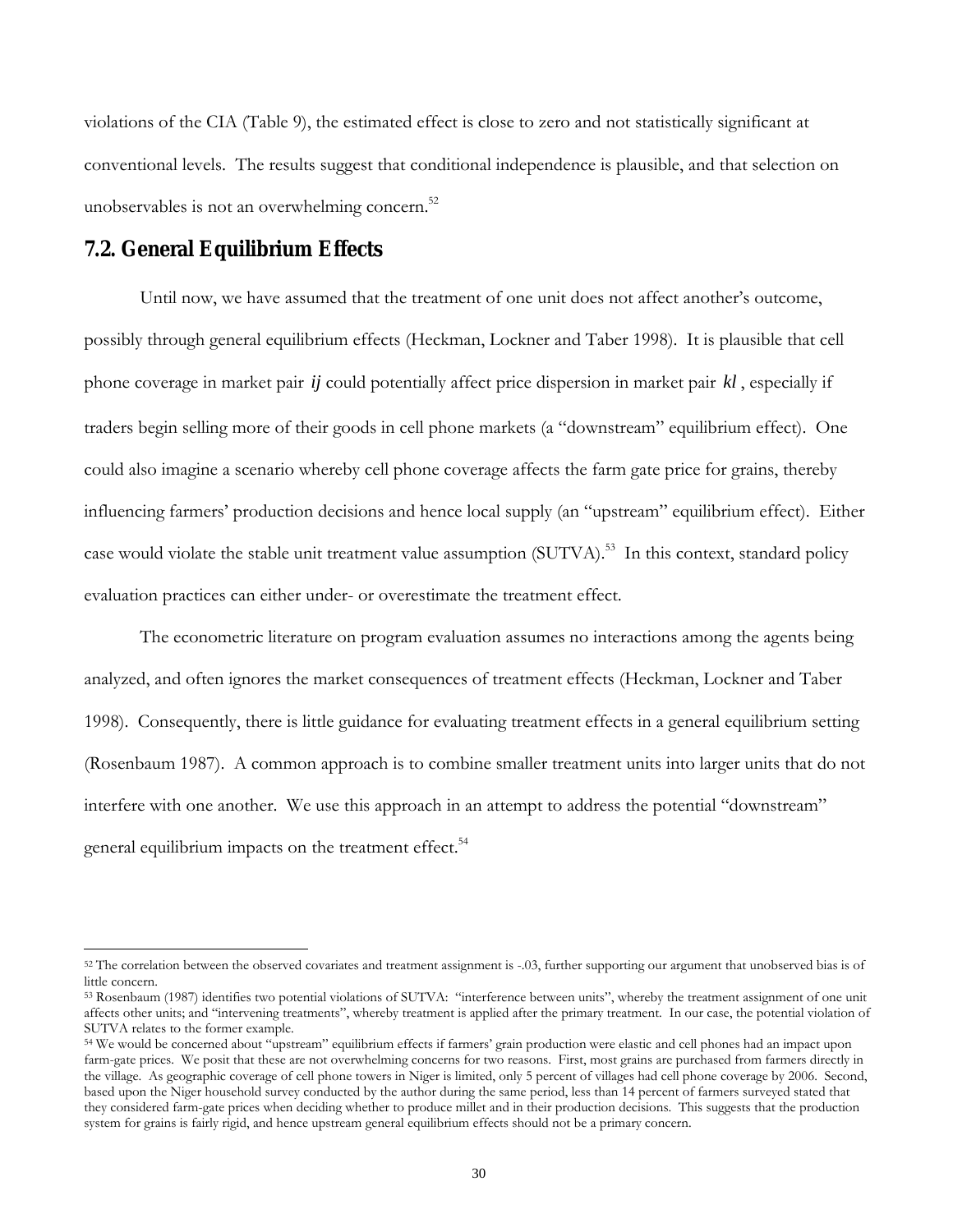violations of the CIA (Table 9), the estimated effect is close to zero and not statistically significant at conventional levels. The results suggest that conditional independence is plausible, and that selection on unobservables is not an overwhelming concern.[52]

## 7.2. General Equilibrium Effects

Until now, we have assumed that the treatment of one unit does not affect another's outcome, possibly through general equilibrium effects (Heckman, Lockner and Taber 1998). It is plausible that cell phone coverage in market pair $ij$ could potentially affect price dispersion in market pair $kl$, especially if traders begin selling more of their goods in cell phone markets (a "downstream" equilibrium effect). One could also imagine a scenario whereby cell phone coverage affects the farm gate price for grains, thereby influencing farmers' production decisions and hence local supply (an "upstream" equilibrium effect). Either case would violate the stable unit treatment value assumption (SUTVA).[53] In this context, standard policy evaluation practices can either under- or overestimate the treatment effect.

The econometric literature on program evaluation assumes no interactions among the agents being analyzed, and often ignores the market consequences of treatment effects (Heckman, Lockner and Taber 1998). Consequently, there is little guidance for evaluating treatment effects in a general equilibrium setting (Rosenbaum 1987). A common approach is to combine smaller treatment units into larger units that do not interfere with one another. We use this approach in an attempt to address the potential "downstream" general equilibrium impacts on the treatment effect.[54]

---

[52] The correlation between the observed covariates and treatment assignment is -.03, further supporting our argument that unobserved bias is of little concern.

[53] Rosenbaum (1987) identifies two potential violations of SUTVA: "interference between units", whereby the treatment assignment of one unit affects other units; and "intervening treatments", whereby treatment is applied after the primary treatment. In our case, the potential violation of SUTVA relates to the former example.

[54] We would be concerned about "upstream" equilibrium effects if farmers' grain production were elastic and cell phones had an impact upon farm-gate prices. We posit that these are not overwhelming concerns for two reasons. First, most grains are purchased from farmers directly in the village. As geographic coverage of cell phone towers in Niger is limited, only 5 percent of villages had cell phone coverage by 2006. Second, based upon the Niger household survey conducted by the author during the same period, less than 14 percent of farmers surveyed stated that they considered farm-gate prices when deciding whether to produce millet and in their production decisions. This suggests that the production system for grains is fairly rigid, and hence upstream general equilibrium effects should not be a primary concern.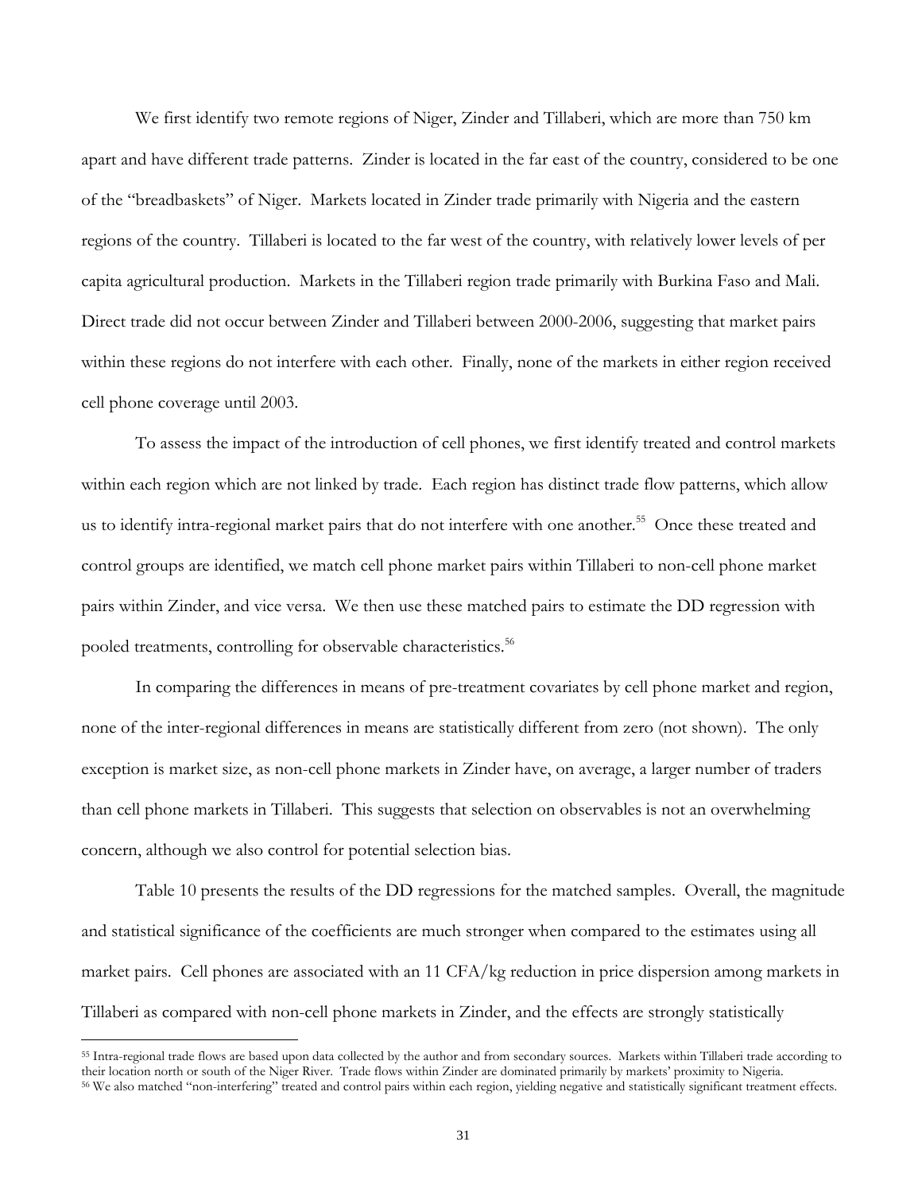We first identify two remote regions of Niger, Zinder and Tillaberi, which are more than 750 km apart and have different trade patterns. Zinder is located in the far east of the country, considered to be one of the "breadbaskets" of Niger. Markets located in Zinder trade primarily with Nigeria and the eastern regions of the country. Tillaberi is located to the far west of the country, with relatively lower levels of per capita agricultural production. Markets in the Tillaberi region trade primarily with Burkina Faso and Mali. Direct trade did not occur between Zinder and Tillaberi between 2000-2006, suggesting that market pairs within these regions do not interfere with each other. Finally, none of the markets in either region received cell phone coverage until 2003.

To assess the impact of the introduction of cell phones, we first identify treated and control markets within each region which are not linked by trade. Each region has distinct trade flow patterns, which allow us to identify intra-regional market pairs that do not interfere with one another.[55] Once these treated and control groups are identified, we match cell phone market pairs within Tillaberi to non-cell phone market pairs within Zinder, and vice versa. We then use these matched pairs to estimate the DD regression with pooled treatments, controlling for observable characteristics.[56]

In comparing the differences in means of pre-treatment covariates by cell phone market and region, none of the inter-regional differences in means are statistically different from zero (not shown). The only exception is market size, as non-cell phone markets in Zinder have, on average, a larger number of traders than cell phone markets in Tillaberi. This suggests that selection on observables is not an overwhelming concern, although we also control for potential selection bias.

Table 10 presents the results of the DD regressions for the matched samples. Overall, the magnitude and statistical significance of the coefficients are much stronger when compared to the estimates using all market pairs. Cell phones are associated with an 11 CFA/kg reduction in price dispersion among markets in Tillaberi as compared with non-cell phone markets in Zinder, and the effects are strongly statistically

[55] Intra-regional trade flows are based upon data collected by the author and from secondary sources. Markets within Tillaberi trade according to their location north or south of the Niger River. Trade flows within Zinder are dominated primarily by markets' proximity to Nigeria.

[56] We also matched "non-interfering" treated and control pairs within each region, yielding negative and statistically significant treatment effects.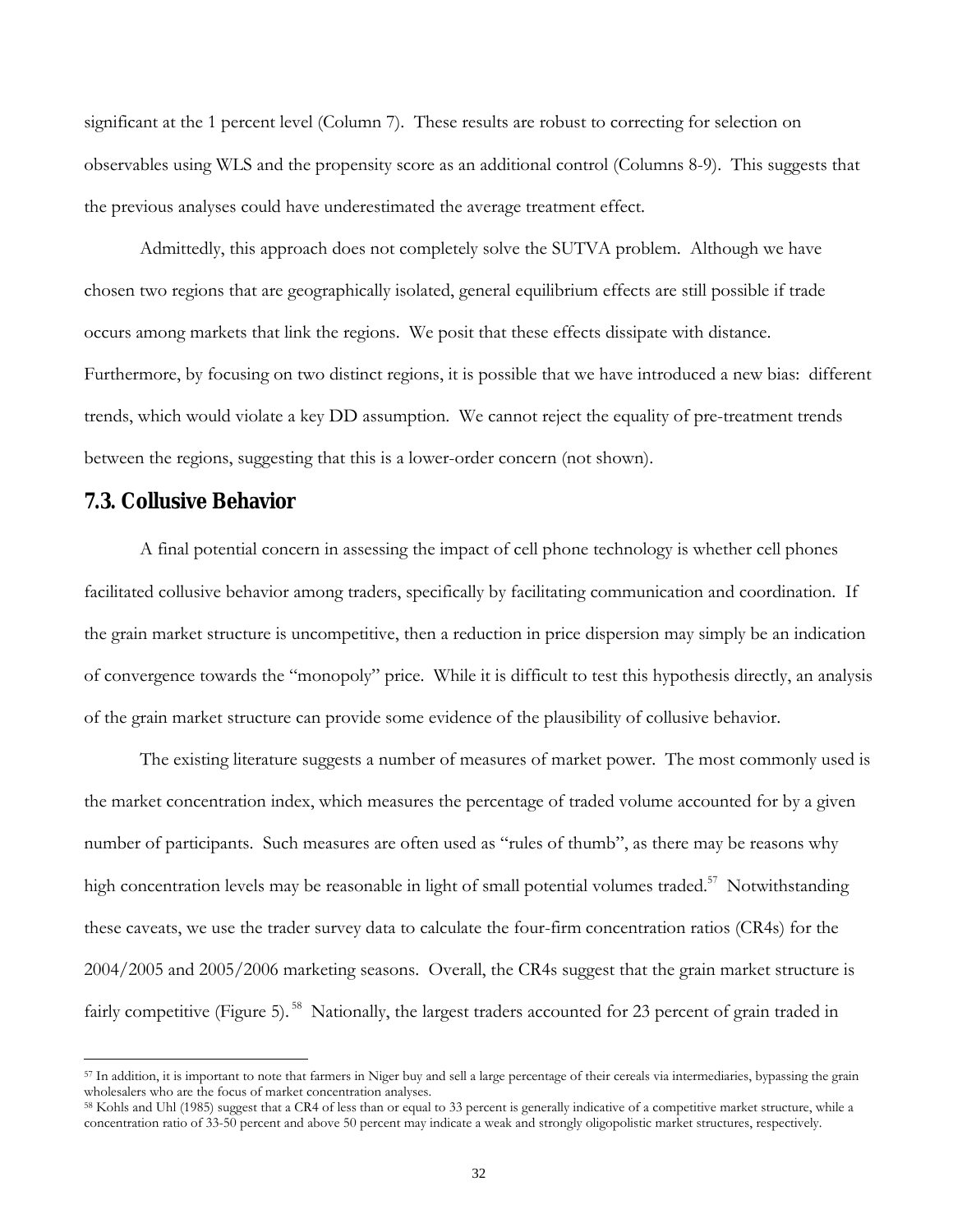significant at the 1 percent level (Column 7). These results are robust to correcting for selection on observables using WLS and the propensity score as an additional control (Columns 8-9). This suggests that the previous analyses could have underestimated the average treatment effect.

Admittedly, this approach does not completely solve the SUTVA problem. Although we have chosen two regions that are geographically isolated, general equilibrium effects are still possible if trade occurs among markets that link the regions. We posit that these effects dissipate with distance. Furthermore, by focusing on two distinct regions, it is possible that we have introduced a new bias: different trends, which would violate a key DD assumption. We cannot reject the equality of pre-treatment trends between the regions, suggesting that this is a lower-order concern (not shown).

## 7.3. Collusive Behavior

A final potential concern in assessing the impact of cell phone technology is whether cell phones facilitated collusive behavior among traders, specifically by facilitating communication and coordination. If the grain market structure is uncompetitive, then a reduction in price dispersion may simply be an indication of convergence towards the "monopoly" price. While it is difficult to test this hypothesis directly, an analysis of the grain market structure can provide some evidence of the plausibility of collusive behavior.

The existing literature suggests a number of measures of market power. The most commonly used is the market concentration index, which measures the percentage of traded volume accounted for by a given number of participants. Such measures are often used as "rules of thumb", as there may be reasons why high concentration levels may be reasonable in light of small potential volumes traded.[57] Notwithstanding these caveats, we use the trader survey data to calculate the four-firm concentration ratios (CR4s) for the 2004/2005 and 2005/2006 marketing seasons. Overall, the CR4s suggest that the grain market structure is fairly competitive (Figure 5).[58] Nationally, the largest traders accounted for 23 percent of grain traded in

---

[57] In addition, it is important to note that farmers in Niger buy and sell a large percentage of their cereals via intermediaries, bypassing the grain wholesalers who are the focus of market concentration analyses.

[58] Kohls and Uhl (1985) suggest that a CR4 of less than or equal to 33 percent is generally indicative of a competitive market structure, while a concentration ratio of 33-50 percent and above 50 percent may indicate a weak and strongly oligopolistic market structures, respectively.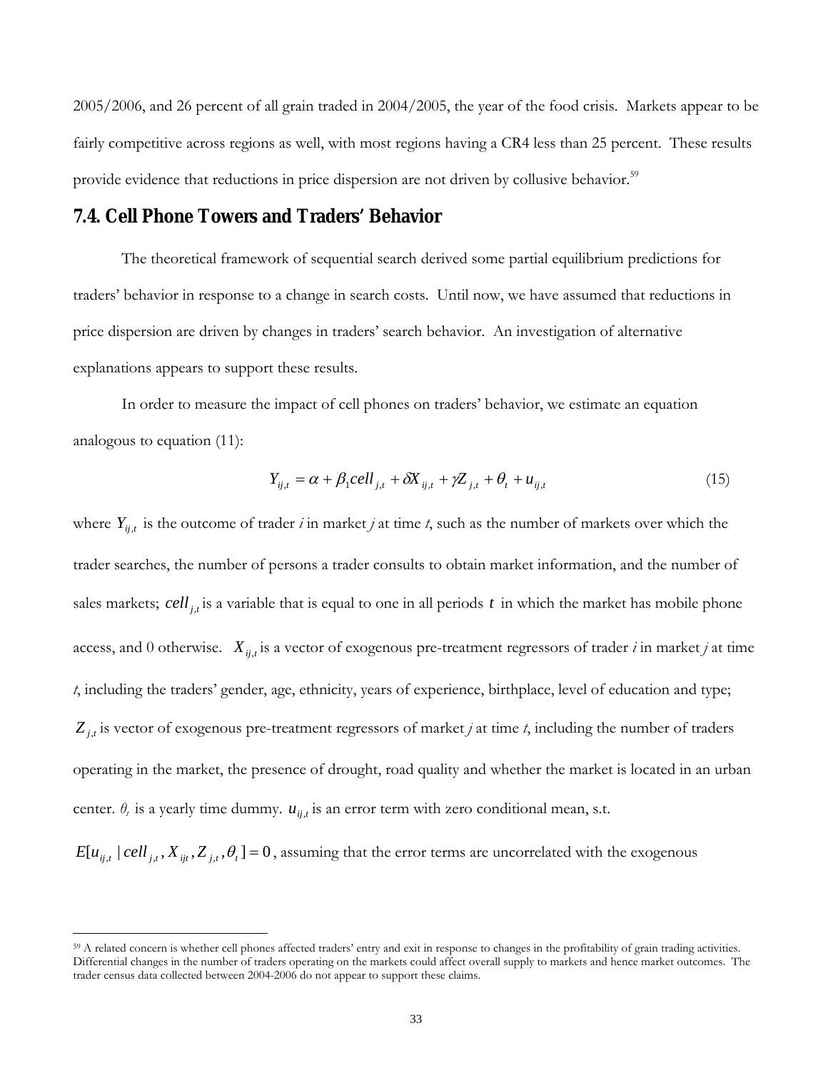2005/2006, and 26 percent of all grain traded in 2004/2005, the year of the food crisis. Markets appear to be fairly competitive across regions as well, with most regions having a CR4 less than 25 percent. These results provide evidence that reductions in price dispersion are not driven by collusive behavior.[59]

## 7.4. Cell Phone Towers and Traders' Behavior

The theoretical framework of sequential search derived some partial equilibrium predictions for traders' behavior in response to a change in search costs. Until now, we have assumed that reductions in price dispersion are driven by changes in traders' search behavior. An investigation of alternative explanations appears to support these results.

In order to measure the impact of cell phones on traders' behavior, we estimate an equation analogous to equation (11):

$$Y_{ij,t} = \alpha + \beta_1 cell_{j,t} + \delta X_{ij,t} + \gamma Z_{j,t} + \theta_t + u_{ij,t} \tag{15}$$

where $Y_{ij,t}$ is the outcome of trader *i* in market *j* at time *t*, such as the number of markets over which the trader searches, the number of persons a trader consults to obtain market information, and the number of sales markets; $cell_{j,t}$ is a variable that is equal to one in all periods $t$ in which the market has mobile phone access, and 0 otherwise. $X_{ij,t}$ is a vector of exogenous pre-treatment regressors of trader *i* in market *j* at time *t*, including the traders' gender, age, ethnicity, years of experience, birthplace, level of education and type; $Z_{j,t}$ is vector of exogenous pre-treatment regressors of market *j* at time *t*, including the number of traders operating in the market, the presence of drought, road quality and whether the market is located in an urban center. $\theta_t$ is a yearly time dummy. $u_{ij,t}$ is an error term with zero conditional mean, s.t. $E[u_{ij,t} \mid cell_{j,t}, X_{ijt}, Z_{j,t}, \theta_t] = 0$, assuming that the error terms are uncorrelated with the exogenous

---

[59] A related concern is whether cell phones affected traders' entry and exit in response to changes in the profitability of grain trading activities. Differential changes in the number of traders operating on the markets could affect overall supply to markets and hence market outcomes. The trader census data collected between 2004-2006 do not appear to support these claims.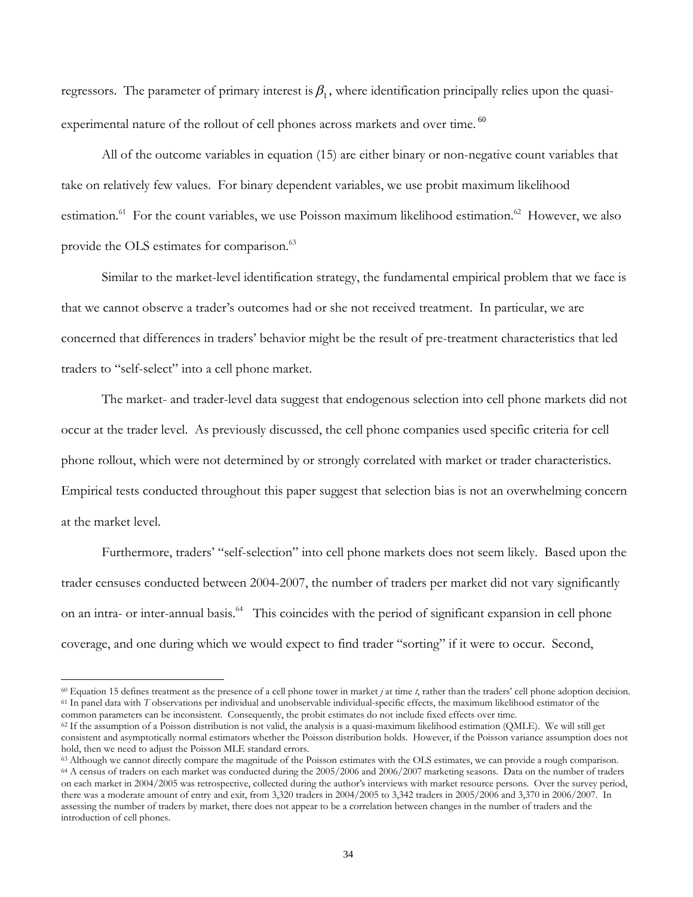regressors. The parameter of primary interest is $\beta_1$, where identification principally relies upon the quasi-experimental nature of the rollout of cell phones across markets and over time.[60]

All of the outcome variables in equation (15) are either binary or non-negative count variables that take on relatively few values. For binary dependent variables, we use probit maximum likelihood estimation.[61] For the count variables, we use Poisson maximum likelihood estimation.[62] However, we also provide the OLS estimates for comparison.[63]

Similar to the market-level identification strategy, the fundamental empirical problem that we face is that we cannot observe a trader's outcomes had or she not received treatment. In particular, we are concerned that differences in traders' behavior might be the result of pre-treatment characteristics that led traders to "self-select" into a cell phone market.

The market- and trader-level data suggest that endogenous selection into cell phone markets did not occur at the trader level. As previously discussed, the cell phone companies used specific criteria for cell phone rollout, which were not determined by or strongly correlated with market or trader characteristics. Empirical tests conducted throughout this paper suggest that selection bias is not an overwhelming concern at the market level.

Furthermore, traders' "self-selection" into cell phone markets does not seem likely. Based upon the trader censuses conducted between 2004-2007, the number of traders per market did not vary significantly on an intra- or inter-annual basis.[64] This coincides with the period of significant expansion in cell phone coverage, and one during which we would expect to find trader "sorting" if it were to occur. Second,

---

[60] Equation 15 defines treatment as the presence of a cell phone tower in market *j* at time *t*, rather than the traders' cell phone adoption decision.

[61] In panel data with *T* observations per individual and unobservable individual-specific effects, the maximum likelihood estimator of the common parameters can be inconsistent. Consequently, the probit estimates do not include fixed effects over time.

[62] If the assumption of a Poisson distribution is not valid, the analysis is a quasi-maximum likelihood estimation (QMLE). We will still get consistent and asymptotically normal estimators whether the Poisson distribution holds. However, if the Poisson variance assumption does not hold, then we need to adjust the Poisson MLE standard errors.

[63] Although we cannot directly compare the magnitude of the Poisson estimates with the OLS estimates, we can provide a rough comparison.

[64] A census of traders on each market was conducted during the 2005/2006 and 2006/2007 marketing seasons. Data on the number of traders on each market in 2004/2005 was retrospective, collected during the author's interviews with market resource persons. Over the survey period, there was a moderate amount of entry and exit, from 3,320 traders in 2004/2005 to 3,342 traders in 2005/2006 and 3,370 in 2006/2007. In assessing the number of traders by market, there does not appear to be a correlation between changes in the number of traders and the introduction of cell phones.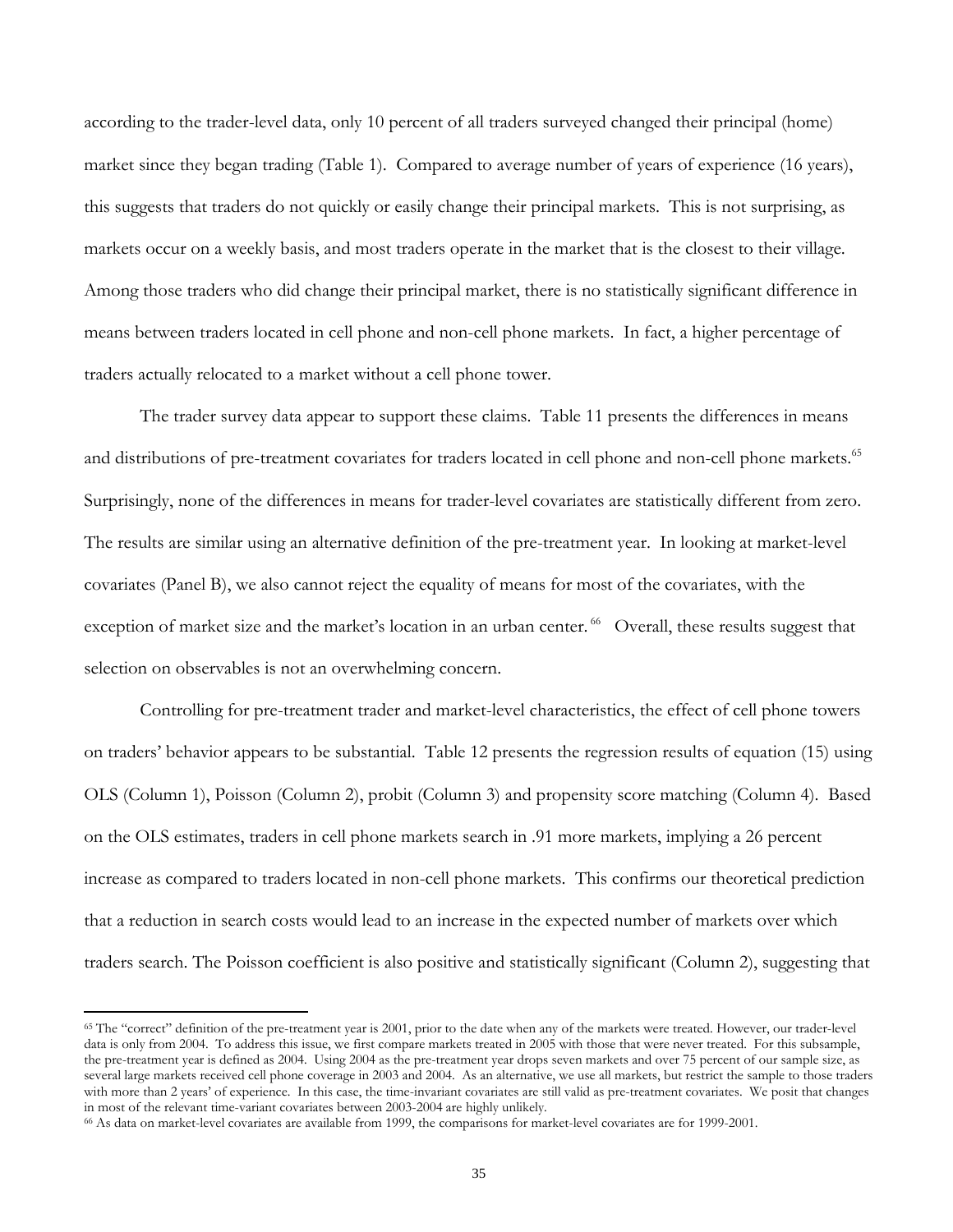according to the trader-level data, only 10 percent of all traders surveyed changed their principal (home) market since they began trading (Table 1). Compared to average number of years of experience (16 years), this suggests that traders do not quickly or easily change their principal markets. This is not surprising, as markets occur on a weekly basis, and most traders operate in the market that is the closest to their village. Among those traders who did change their principal market, there is no statistically significant difference in means between traders located in cell phone and non-cell phone markets. In fact, a higher percentage of traders actually relocated to a market without a cell phone tower.

The trader survey data appear to support these claims. Table 11 presents the differences in means and distributions of pre-treatment covariates for traders located in cell phone and non-cell phone markets.[65] Surprisingly, none of the differences in means for trader-level covariates are statistically different from zero. The results are similar using an alternative definition of the pre-treatment year. In looking at market-level covariates (Panel B), we also cannot reject the equality of means for most of the covariates, with the exception of market size and the market's location in an urban center.[66] Overall, these results suggest that selection on observables is not an overwhelming concern.

Controlling for pre-treatment trader and market-level characteristics, the effect of cell phone towers on traders' behavior appears to be substantial. Table 12 presents the regression results of equation (15) using OLS (Column 1), Poisson (Column 2), probit (Column 3) and propensity score matching (Column 4). Based on the OLS estimates, traders in cell phone markets search in .91 more markets, implying a 26 percent increase as compared to traders located in non-cell phone markets. This confirms our theoretical prediction that a reduction in search costs would lead to an increase in the expected number of markets over which traders search. The Poisson coefficient is also positive and statistically significant (Column 2), suggesting that

---

[65] The "correct" definition of the pre-treatment year is 2001, prior to the date when any of the markets were treated. However, our trader-level data is only from 2004. To address this issue, we first compare markets treated in 2005 with those that were never treated. For this subsample, the pre-treatment year is defined as 2004. Using 2004 as the pre-treatment year drops seven markets and over 75 percent of our sample size, as several large markets received cell phone coverage in 2003 and 2004. As an alternative, we use all markets, but restrict the sample to those traders with more than 2 years' of experience. In this case, the time-invariant covariates are still valid as pre-treatment covariates. We posit that changes in most of the relevant time-variant covariates between 2003-2004 are highly unlikely.

[66] As data on market-level covariates are available from 1999, the comparisons for market-level covariates are for 1999-2001.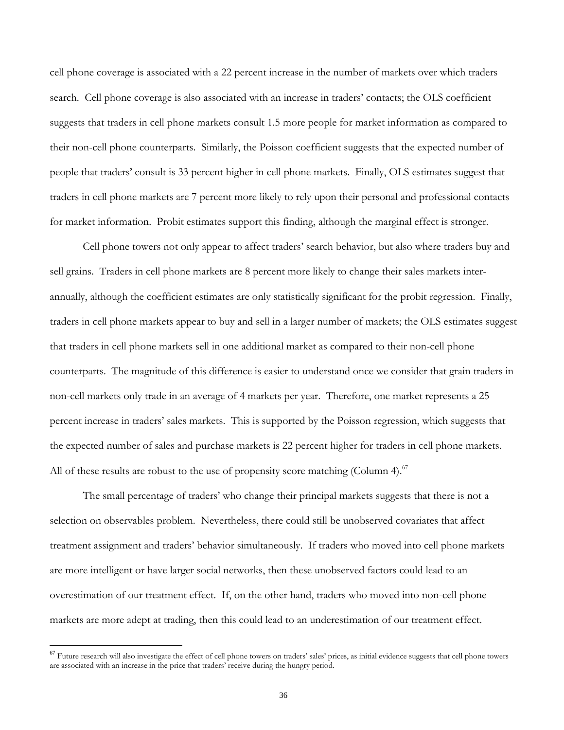cell phone coverage is associated with a 22 percent increase in the number of markets over which traders search. Cell phone coverage is also associated with an increase in traders' contacts; the OLS coefficient suggests that traders in cell phone markets consult 1.5 more people for market information as compared to their non-cell phone counterparts. Similarly, the Poisson coefficient suggests that the expected number of people that traders' consult is 33 percent higher in cell phone markets. Finally, OLS estimates suggest that traders in cell phone markets are 7 percent more likely to rely upon their personal and professional contacts for market information. Probit estimates support this finding, although the marginal effect is stronger.

Cell phone towers not only appear to affect traders' search behavior, but also where traders buy and sell grains. Traders in cell phone markets are 8 percent more likely to change their sales markets inter-annually, although the coefficient estimates are only statistically significant for the probit regression. Finally, traders in cell phone markets appear to buy and sell in a larger number of markets; the OLS estimates suggest that traders in cell phone markets sell in one additional market as compared to their non-cell phone counterparts. The magnitude of this difference is easier to understand once we consider that grain traders in non-cell markets only trade in an average of 4 markets per year. Therefore, one market represents a 25 percent increase in traders' sales markets. This is supported by the Poisson regression, which suggests that the expected number of sales and purchase markets is 22 percent higher for traders in cell phone markets. All of these results are robust to the use of propensity score matching (Column 4).[67]

The small percentage of traders' who change their principal markets suggests that there is not a selection on observables problem. Nevertheless, there could still be unobserved covariates that affect treatment assignment and traders' behavior simultaneously. If traders who moved into cell phone markets are more intelligent or have larger social networks, then these unobserved factors could lead to an overestimation of our treatment effect. If, on the other hand, traders who moved into non-cell phone markets are more adept at trading, then this could lead to an underestimation of our treatment effect.

[67] Future research will also investigate the effect of cell phone towers on traders' sales' prices, as initial evidence suggests that cell phone towers are associated with an increase in the price that traders' receive during the hungry period.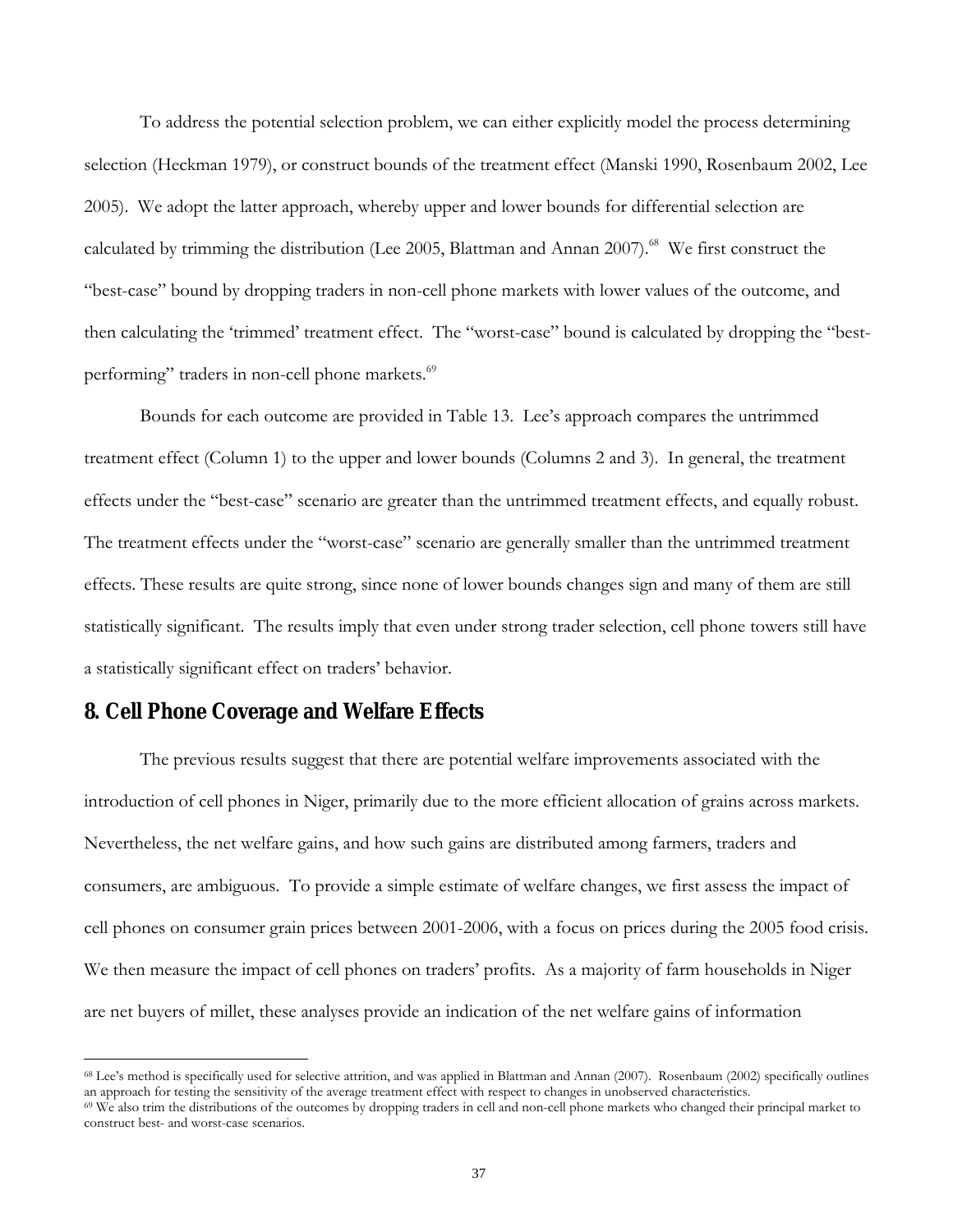To address the potential selection problem, we can either explicitly model the process determining selection (Heckman 1979), or construct bounds of the treatment effect (Manski 1990, Rosenbaum 2002, Lee 2005). We adopt the latter approach, whereby upper and lower bounds for differential selection are calculated by trimming the distribution (Lee 2005, Blattman and Annan 2007).[68] We first construct the "best-case" bound by dropping traders in non-cell phone markets with lower values of the outcome, and then calculating the 'trimmed' treatment effect. The "worst-case" bound is calculated by dropping the "best-performing" traders in non-cell phone markets.[69]

Bounds for each outcome are provided in Table 13. Lee's approach compares the untrimmed treatment effect (Column 1) to the upper and lower bounds (Columns 2 and 3). In general, the treatment effects under the "best-case" scenario are greater than the untrimmed treatment effects, and equally robust. The treatment effects under the "worst-case" scenario are generally smaller than the untrimmed treatment effects. These results are quite strong, since none of lower bounds changes sign and many of them are still statistically significant. The results imply that even under strong trader selection, cell phone towers still have a statistically significant effect on traders' behavior.

## 8. Cell Phone Coverage and Welfare Effects

The previous results suggest that there are potential welfare improvements associated with the introduction of cell phones in Niger, primarily due to the more efficient allocation of grains across markets. Nevertheless, the net welfare gains, and how such gains are distributed among farmers, traders and consumers, are ambiguous. To provide a simple estimate of welfare changes, we first assess the impact of cell phones on consumer grain prices between 2001-2006, with a focus on prices during the 2005 food crisis. We then measure the impact of cell phones on traders' profits. As a majority of farm households in Niger are net buyers of millet, these analyses provide an indication of the net welfare gains of information

---

[68] Lee's method is specifically used for selective attrition, and was applied in Blattman and Annan (2007). Rosenbaum (2002) specifically outlines an approach for testing the sensitivity of the average treatment effect with respect to changes in unobserved characteristics.

[69] We also trim the distributions of the outcomes by dropping traders in cell and non-cell phone markets who changed their principal market to construct best- and worst-case scenarios.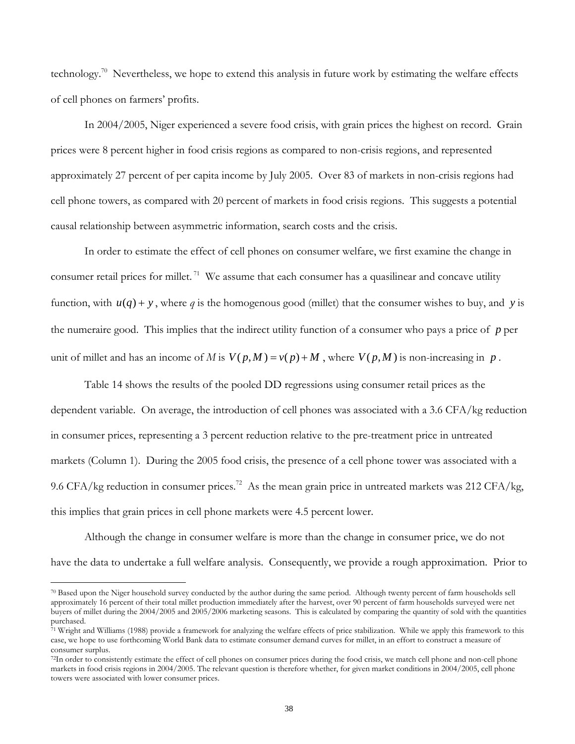technology.[70] Nevertheless, we hope to extend this analysis in future work by estimating the welfare effects of cell phones on farmers' profits.

In 2004/2005, Niger experienced a severe food crisis, with grain prices the highest on record. Grain prices were 8 percent higher in food crisis regions as compared to non-crisis regions, and represented approximately 27 percent of per capita income by July 2005. Over 83 of markets in non-crisis regions had cell phone towers, as compared with 20 percent of markets in food crisis regions. This suggests a potential causal relationship between asymmetric information, search costs and the crisis.

In order to estimate the effect of cell phones on consumer welfare, we first examine the change in consumer retail prices for millet.[71] We assume that each consumer has a quasilinear and concave utility function, with $u(q)+y$, where *q* is the homogenous good (millet) that the consumer wishes to buy, and $y$ is the numeraire good. This implies that the indirect utility function of a consumer who pays a price of $p$ per unit of millet and has an income of *M* is $V(p,M)=v(p)+M$, where $V(p,M)$ is non-increasing in $p$.

Table 14 shows the results of the pooled DD regressions using consumer retail prices as the dependent variable. On average, the introduction of cell phones was associated with a 3.6 CFA/kg reduction in consumer prices, representing a 3 percent reduction relative to the pre-treatment price in untreated markets (Column 1). During the 2005 food crisis, the presence of a cell phone tower was associated with a 9.6 CFA/kg reduction in consumer prices.[72] As the mean grain price in untreated markets was 212 CFA/kg, this implies that grain prices in cell phone markets were 4.5 percent lower.

Although the change in consumer welfare is more than the change in consumer price, we do not have the data to undertake a full welfare analysis. Consequently, we provide a rough approximation. Prior to

---

[70] Based upon the Niger household survey conducted by the author during the same period. Although twenty percent of farm households sell approximately 16 percent of their total millet production immediately after the harvest, over 90 percent of farm households surveyed were net buyers of millet during the 2004/2005 and 2005/2006 marketing seasons. This is calculated by comparing the quantity of sold with the quantities purchased.

[71] Wright and Williams (1988) provide a framework for analyzing the welfare effects of price stabilization. While we apply this framework to this case, we hope to use forthcoming World Bank data to estimate consumer demand curves for millet, in an effort to construct a measure of consumer surplus.

[72] In order to consistently estimate the effect of cell phones on consumer prices during the food crisis, we match cell phone and non-cell phone markets in food crisis regions in 2004/2005. The relevant question is therefore whether, for given market conditions in 2004/2005, cell phone towers were associated with lower consumer prices.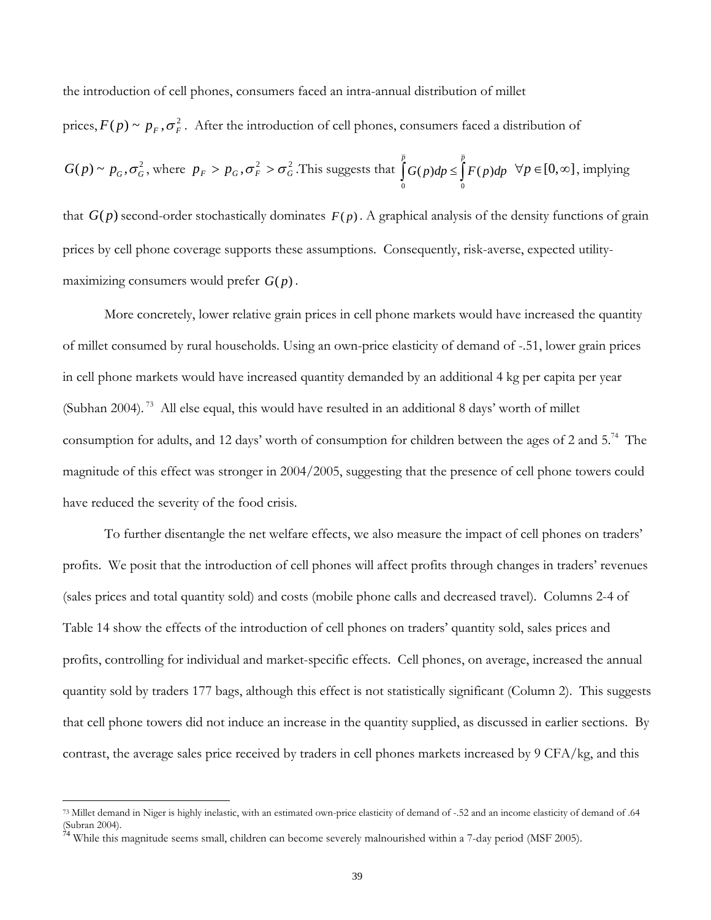the introduction of cell phones, consumers faced an intra-annual distribution of millet prices, $F(p) \sim p_F, \sigma_F^2$. After the introduction of cell phones, consumers faced a distribution of $G(p) \sim p_G, \sigma_G^2$, where $p_F > p_G, \sigma_F^2 > \sigma_G^2$. This suggests that $\int_0^{\bar{p}} G(p)dp \leq \int_0^{\bar{p}} F(p)dp \quad \forall p \in [0, \infty]$, implying that $G(p)$ second-order stochastically dominates $F(p)$. A graphical analysis of the density functions of grain prices by cell phone coverage supports these assumptions. Consequently, risk-averse, expected utility-maximizing consumers would prefer $G(p)$.

More concretely, lower relative grain prices in cell phone markets would have increased the quantity of millet consumed by rural households. Using an own-price elasticity of demand of -.51, lower grain prices in cell phone markets would have increased quantity demanded by an additional 4 kg per capita per year (Subhan 2004).[73] All else equal, this would have resulted in an additional 8 days' worth of millet consumption for adults, and 12 days' worth of consumption for children between the ages of 2 and 5.[74] The magnitude of this effect was stronger in 2004/2005, suggesting that the presence of cell phone towers could have reduced the severity of the food crisis.

To further disentangle the net welfare effects, we also measure the impact of cell phones on traders' profits. We posit that the introduction of cell phones will affect profits through changes in traders' revenues (sales prices and total quantity sold) and costs (mobile phone calls and decreased travel). Columns 2-4 of Table 14 show the effects of the introduction of cell phones on traders' quantity sold, sales prices and profits, controlling for individual and market-specific effects. Cell phones, on average, increased the annual quantity sold by traders 177 bags, although this effect is not statistically significant (Column 2). This suggests that cell phone towers did not induce an increase in the quantity supplied, as discussed in earlier sections. By contrast, the average sales price received by traders in cell phones markets increased by 9 CFA/kg, and this

---

[73] Millet demand in Niger is highly inelastic, with an estimated own-price elasticity of demand of -.52 and an income elasticity of demand of .64 (Subran 2004).

[74] While this magnitude seems small, children can become severely malnourished within a 7-day period (MSF 2005).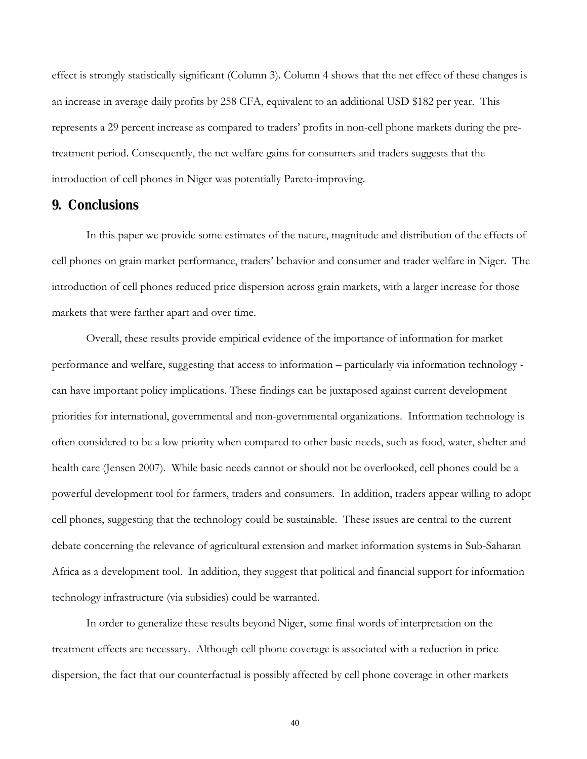effect is strongly statistically significant (Column 3). Column 4 shows that the net effect of these changes is an increase in average daily profits by 258 CFA, equivalent to an additional USD $182 per year. This represents a 29 percent increase as compared to traders' profits in non-cell phone markets during the pre-treatment period. Consequently, the net welfare gains for consumers and traders suggests that the introduction of cell phones in Niger was potentially Pareto-improving.

## 9. Conclusions

In this paper we provide some estimates of the nature, magnitude and distribution of the effects of cell phones on grain market performance, traders' behavior and consumer and trader welfare in Niger. The introduction of cell phones reduced price dispersion across grain markets, with a larger increase for those markets that were farther apart and over time.

Overall, these results provide empirical evidence of the importance of information for market performance and welfare, suggesting that access to information – particularly via information technology - can have important policy implications. These findings can be juxtaposed against current development priorities for international, governmental and non-governmental organizations. Information technology is often considered to be a low priority when compared to other basic needs, such as food, water, shelter and health care (Jensen 2007). While basic needs cannot or should not be overlooked, cell phones could be a powerful development tool for farmers, traders and consumers. In addition, traders appear willing to adopt cell phones, suggesting that the technology could be sustainable. These issues are central to the current debate concerning the relevance of agricultural extension and market information systems in Sub-Saharan Africa as a development tool. In addition, they suggest that political and financial support for information technology infrastructure (via subsidies) could be warranted.

In order to generalize these results beyond Niger, some final words of interpretation on the treatment effects are necessary. Although cell phone coverage is associated with a reduction in price dispersion, the fact that our counterfactual is possibly affected by cell phone coverage in other markets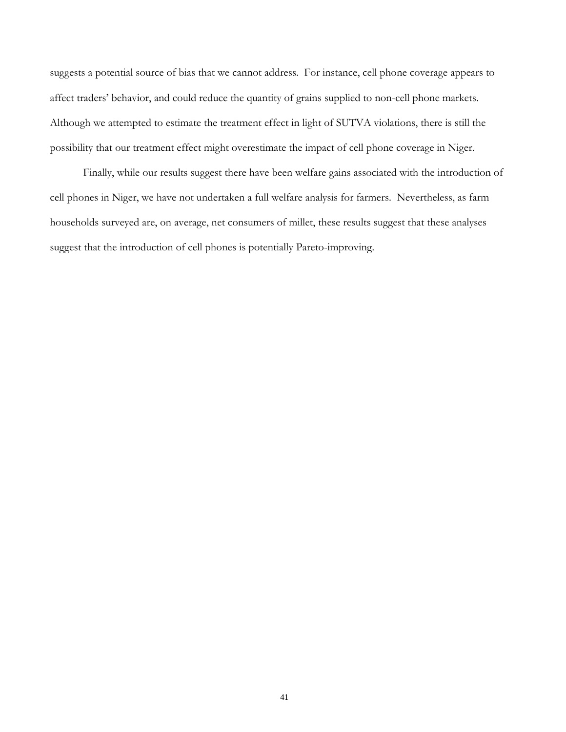suggests a potential source of bias that we cannot address. For instance, cell phone coverage appears to affect traders' behavior, and could reduce the quantity of grains supplied to non-cell phone markets. Although we attempted to estimate the treatment effect in light of SUTVA violations, there is still the possibility that our treatment effect might overestimate the impact of cell phone coverage in Niger.

Finally, while our results suggest there have been welfare gains associated with the introduction of cell phones in Niger, we have not undertaken a full welfare analysis for farmers. Nevertheless, as farm households surveyed are, on average, net consumers of millet, these results suggest that these analyses suggest that the introduction of cell phones is potentially Pareto-improving.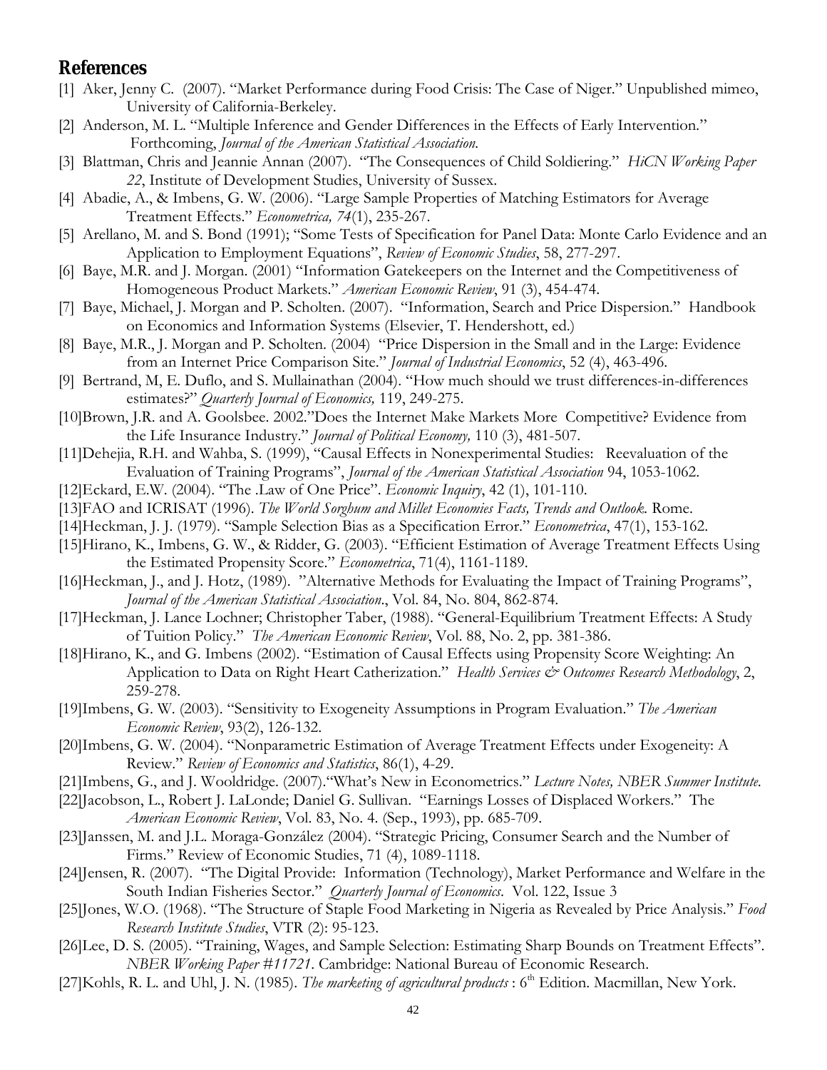## References

[1] Aker, Jenny C. (2007). "Market Performance during Food Crisis: The Case of Niger." Unpublished mimeo, University of California-Berkeley.

[2] Anderson, M. L. "Multiple Inference and Gender Differences in the Effects of Early Intervention." Forthcoming, *Journal of the American Statistical Association.*

[3] Blattman, Chris and Jeannie Annan (2007). "The Consequences of Child Soldiering." *HiCN Working Paper 22*, Institute of Development Studies, University of Sussex.

[4] Abadie, A., & Imbens, G. W. (2006). "Large Sample Properties of Matching Estimators for Average Treatment Effects." *Econometrica, 74*(1), 235-267.

[5] Arellano, M. and S. Bond (1991); "Some Tests of Specification for Panel Data: Monte Carlo Evidence and an Application to Employment Equations", *Review of Economic Studies*, 58, 277-297.

[6] Baye, M.R. and J. Morgan. (2001) "Information Gatekeepers on the Internet and the Competitiveness of Homogeneous Product Markets." *American Economic Review*, 91 (3), 454-474.

[7] Baye, Michael, J. Morgan and P. Scholten. (2007). "Information, Search and Price Dispersion." Handbook on Economics and Information Systems (Elsevier, T. Hendershott, ed.)

[8] Baye, M.R., J. Morgan and P. Scholten. (2004) "Price Dispersion in the Small and in the Large: Evidence from an Internet Price Comparison Site." *Journal of Industrial Economics*, 52 (4), 463-496.

[9] Bertrand, M, E. Duflo, and S. Mullainathan (2004). "How much should we trust differences-in-differences estimates?" *Quarterly Journal of Economics,* 119, 249-275.

[10]Brown, J.R. and A. Goolsbee. 2002."Does the Internet Make Markets More Competitive? Evidence from the Life Insurance Industry." *Journal of Political Economy,* 110 (3), 481-507.

[11]Dehejia, R.H. and Wahba, S. (1999), "Causal Effects in Nonexperimental Studies: Reevaluation of the Evaluation of Training Programs", *Journal of the American Statistical Association* 94, 1053-1062.

[12]Eckard, E.W. (2004). "The .Law of One Price". *Economic Inquiry*, 42 (1), 101-110.

[13]FAO and ICRISAT (1996). *The World Sorghum and Millet Economies Facts, Trends and Outlook.* Rome.

[14]Heckman, J. J. (1979). "Sample Selection Bias as a Specification Error." *Econometrica*, 47(1), 153-162.

[15]Hirano, K., Imbens, G. W., & Ridder, G. (2003). "Efficient Estimation of Average Treatment Effects Using the Estimated Propensity Score." *Econometrica*, 71(4), 1161-1189.

[16]Heckman, J., and J. Hotz, (1989). "Alternative Methods for Evaluating the Impact of Training Programs", *Journal of the American Statistical Association*., Vol. 84, No. 804, 862-874.

[17]Heckman, J. Lance Lochner; Christopher Taber, (1988). "General-Equilibrium Treatment Effects: A Study of Tuition Policy." *The American Economic Review*, Vol. 88, No. 2, pp. 381-386.

[18]Hirano, K., and G. Imbens (2002). "Estimation of Causal Effects using Propensity Score Weighting: An Application to Data on Right Heart Catherization." *Health Services & Outcomes Research Methodology*, 2, 259-278.

[19]Imbens, G. W. (2003). "Sensitivity to Exogeneity Assumptions in Program Evaluation." *The American Economic Review*, 93(2), 126-132.

[20]Imbens, G. W. (2004). "Nonparametric Estimation of Average Treatment Effects under Exogeneity: A Review." *Review of Economics and Statistics*, 86(1), 4-29.

[21]Imbens, G., and J. Wooldridge. (2007)."What's New in Econometrics." *Lecture Notes, NBER Summer Institute.*

[22]Jacobson, L., Robert J. LaLonde; Daniel G. Sullivan. "Earnings Losses of Displaced Workers." The *American Economic Review*, Vol. 83, No. 4. (Sep., 1993), pp. 685-709.

[23]Janssen, M. and J.L. Moraga-González (2004). "Strategic Pricing, Consumer Search and the Number of Firms." Review of Economic Studies, 71 (4), 1089-1118.

[24]Jensen, R. (2007). "The Digital Provide: Information (Technology), Market Performance and Welfare in the South Indian Fisheries Sector." *Quarterly Journal of Economics*. Vol. 122, Issue 3

[25]Jones, W.O. (1968). "The Structure of Staple Food Marketing in Nigeria as Revealed by Price Analysis." *Food Research Institute Studies*, VTR (2): 95-123.

[26]Lee, D. S. (2005). "Training, Wages, and Sample Selection: Estimating Sharp Bounds on Treatment Effects". *NBER Working Paper #11721*. Cambridge: National Bureau of Economic Research.

[27]Kohls, R. L. and Uhl, J. N. (1985). *The marketing of agricultural products* : 6th Edition. Macmillan, New York.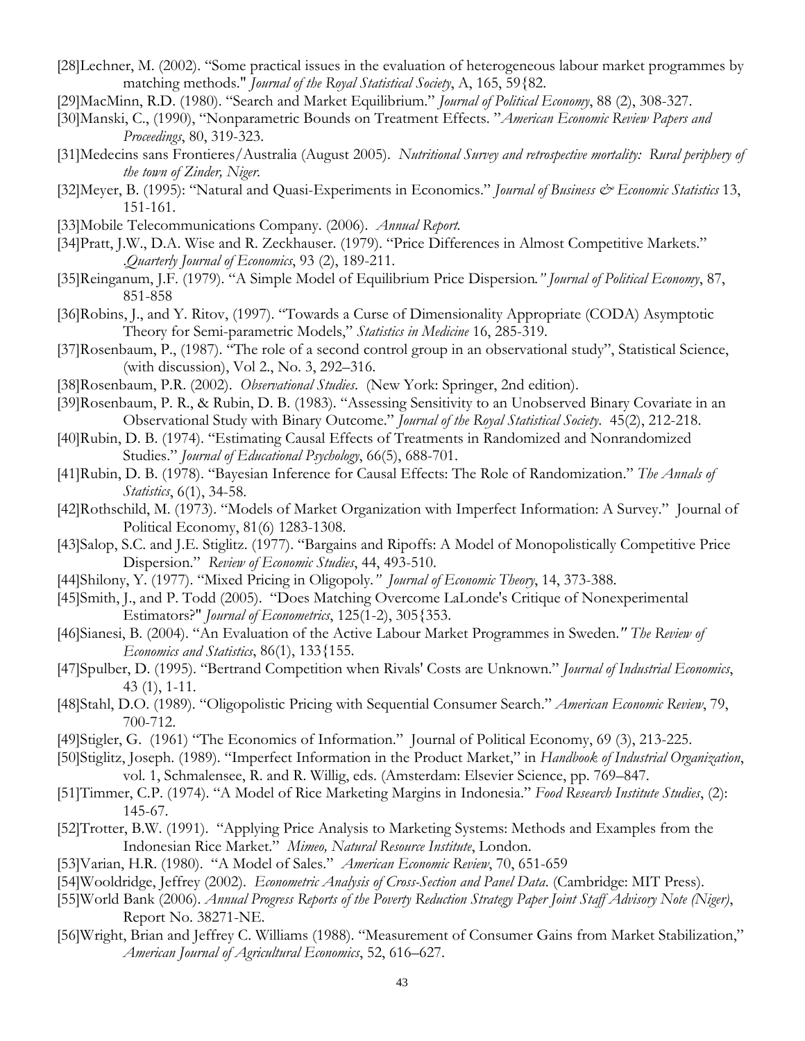[28]Lechner, M. (2002). "Some practical issues in the evaluation of heterogeneous labour market programmes by matching methods." *Journal of the Royal Statistical Society*, A, 165, 59{82.

[29]MacMinn, R.D. (1980). "Search and Market Equilibrium." *Journal of Political Economy*, 88 (2), 308-327.

[30]Manski, C., (1990), "Nonparametric Bounds on Treatment Effects. "*American Economic Review Papers and Proceedings*, 80, 319-323.

[31]Medecins sans Frontieres/Australia (August 2005). *Nutritional Survey and retrospective mortality: Rural periphery of the town of Zinder, Niger.*

[32]Meyer, B. (1995): "Natural and Quasi-Experiments in Economics." *Journal of Business & Economic Statistics* 13, 151-161.

[33]Mobile Telecommunications Company. (2006). *Annual Report.*

[34]Pratt, J.W., D.A. Wise and R. Zeckhauser. (1979). "Price Differences in Almost Competitive Markets." *.Quarterly Journal of Economics*, 93 (2), 189-211.

[35]Reinganum, J.F. (1979). "A Simple Model of Equilibrium Price Dispersion*." Journal of Political Economy*, 87, 851-858

[36]Robins, J., and Y. Ritov, (1997). "Towards a Curse of Dimensionality Appropriate (CODA) Asymptotic Theory for Semi-parametric Models," *Statistics in Medicine* 16, 285-319.

[37]Rosenbaum, P., (1987). "The role of a second control group in an observational study", Statistical Science, (with discussion), Vol 2., No. 3, 292–316.

[38]Rosenbaum, P.R. (2002). *Observational Studies*. (New York: Springer, 2nd edition).

[39]Rosenbaum, P. R., & Rubin, D. B. (1983). "Assessing Sensitivity to an Unobserved Binary Covariate in an Observational Study with Binary Outcome." *Journal of the Royal Statistical Society*. 45(2), 212-218.

[40]Rubin, D. B. (1974). "Estimating Causal Effects of Treatments in Randomized and Nonrandomized Studies." *Journal of Educational Psychology*, 66(5), 688-701.

[41]Rubin, D. B. (1978). "Bayesian Inference for Causal Effects: The Role of Randomization." *The Annals of Statistics*, 6(1), 34-58.

[42]Rothschild, M. (1973). "Models of Market Organization with Imperfect Information: A Survey." Journal of Political Economy, 81(6) 1283-1308.

[43]Salop, S.C. and J.E. Stiglitz. (1977). "Bargains and Ripoffs: A Model of Monopolistically Competitive Price Dispersion." *Review of Economic Studies*, 44, 493-510.

[44]Shilony, Y. (1977). "Mixed Pricing in Oligopoly*." Journal of Economic Theory*, 14, 373-388.

[45]Smith, J., and P. Todd (2005). "Does Matching Overcome LaLonde's Critique of Nonexperimental Estimators?" *Journal of Econometrics*, 125(1-2), 305{353.

[46]Sianesi, B. (2004). "An Evaluation of the Active Labour Market Programmes in Sweden*." The Review of Economics and Statistics*, 86(1), 133{155.

[47]Spulber, D. (1995). "Bertrand Competition when Rivals' Costs are Unknown." *Journal of Industrial Economics*, 43 (1), 1-11.

[48]Stahl, D.O. (1989). "Oligopolistic Pricing with Sequential Consumer Search." *American Economic Review*, 79, 700-712.

[49]Stigler, G. (1961) "The Economics of Information." Journal of Political Economy, 69 (3), 213-225.

[50]Stiglitz, Joseph. (1989). "Imperfect Information in the Product Market," in *Handbook of Industrial Organization*, vol. 1, Schmalensee, R. and R. Willig, eds. (Amsterdam: Elsevier Science, pp. 769–847.

[51]Timmer, C.P. (1974). "A Model of Rice Marketing Margins in Indonesia." *Food Research Institute Studies*, (2): 145-67.

[52]Trotter, B.W. (1991). "Applying Price Analysis to Marketing Systems: Methods and Examples from the Indonesian Rice Market." *Mimeo, Natural Resource Institute*, London.

[53]Varian, H.R. (1980). "A Model of Sales." *American Economic Review*, 70, 651-659

[54]Wooldridge, Jeffrey (2002). *Econometric Analysis of Cross-Section and Panel Data*. (Cambridge: MIT Press).

[55]World Bank (2006). *Annual Progress Reports of the Poverty Reduction Strategy Paper Joint Staff Advisory Note (Niger)*, Report No. 38271-NE.

[56]Wright, Brian and Jeffrey C. Williams (1988). "Measurement of Consumer Gains from Market Stabilization," *American Journal of Agricultural Economics*, 52, 616–627.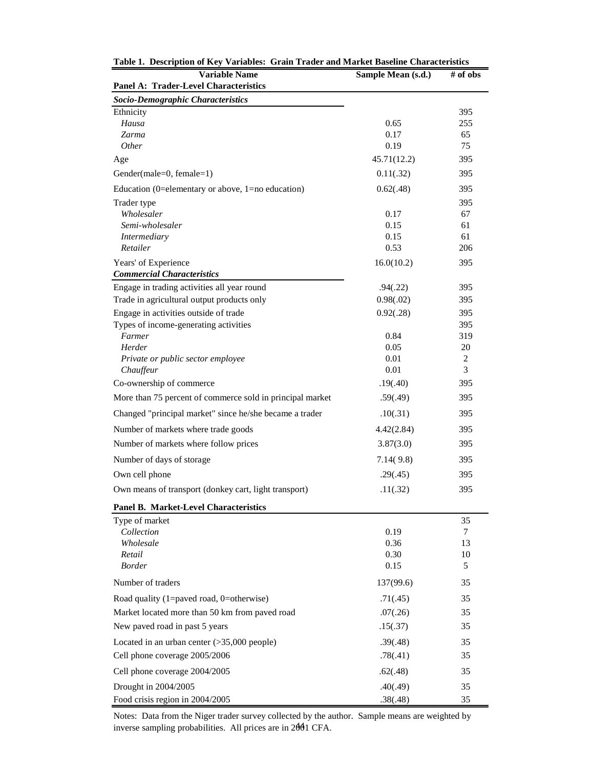**Table 1. Description of Key Variables: Grain Trader and Market Baseline Characteristics**

| Variable Name | Sample Mean (s.d.) | # of obs |
|---|---|---|
| **Panel A: Trader-Level Characteristics** | | |
| ***Socio-Demographic Characteristics*** | | |
| Ethnicity | | 395 |
| *Hausa* | 0.65 | 255 |
| *Zarma* | 0.17 | 65 |
| *Other* | 0.19 | 75 |
| Age | 45.71(12.2) | 395 |
| Gender(male=0, female=1) | 0.11(.32) | 395 |
| Education (0=elementary or above, 1=no education) | 0.62(.48) | 395 |
| Trader type | | 395 |
| *Wholesaler* | 0.17 | 67 |
| *Semi-wholesaler* | 0.15 | 61 |
| *Intermediary* | 0.15 | 61 |
| *Retailer* | 0.53 | 206 |
| Years' of Experience | 16.0(10.2) | 395 |
| ***Commercial Characteristics*** | | |
| Engage in trading activities all year round | .94(.22) | 395 |
| Trade in agricultural output products only | 0.98(.02) | 395 |
| Engage in activities outside of trade | 0.92(.28) | 395 |
| Types of income-generating activities | | 395 |
| *Farmer* | 0.84 | 319 |
| *Herder* | 0.05 | 20 |
| *Private or public sector employee* | 0.01 | 2 |
| *Chauffeur* | 0.01 | 3 |
| Co-ownership of commerce | .19(.40) | 395 |
| More than 75 percent of commerce sold in principal market | .59(.49) | 395 |
| Changed "principal market" since he/she became a trader | .10(.31) | 395 |
| Number of markets where trade goods | 4.42(2.84) | 395 |
| Number of markets where follow prices | 3.87(3.0) | 395 |
| Number of days of storage | 7.14( 9.8) | 395 |
| Own cell phone | .29(.45) | 395 |
| Own means of transport (donkey cart, light transport) | .11(.32) | 395 |
| **Panel B. Market-Level Characteristics** | | |
| Type of market | | 35 |
| *Collection* | 0.19 | 7 |
| *Wholesale* | 0.36 | 13 |
| *Retail* | 0.30 | 10 |
| *Border* | 0.15 | 5 |
| Number of traders | 137(99.6) | 35 |
| Road quality (1=paved road, 0=otherwise) | .71(.45) | 35 |
| Market located more than 50 km from paved road | .07(.26) | 35 |
| New paved road in past 5 years | .15(.37) | 35 |
| Located in an urban center (>35,000 people) | .39(.48) | 35 |
| Cell phone coverage 2005/2006 | .78(.41) | 35 |
| Cell phone coverage 2004/2005 | .62(.48) | 35 |
| Drought in 2004/2005 | .40(.49) | 35 |
| Food crisis region in 2004/2005 | .38(.48) | 35 |

Notes: Data from the Niger trader survey collected by the author. Sample means are weighted by inverse sampling probabilities. All prices are in 2001 CFA.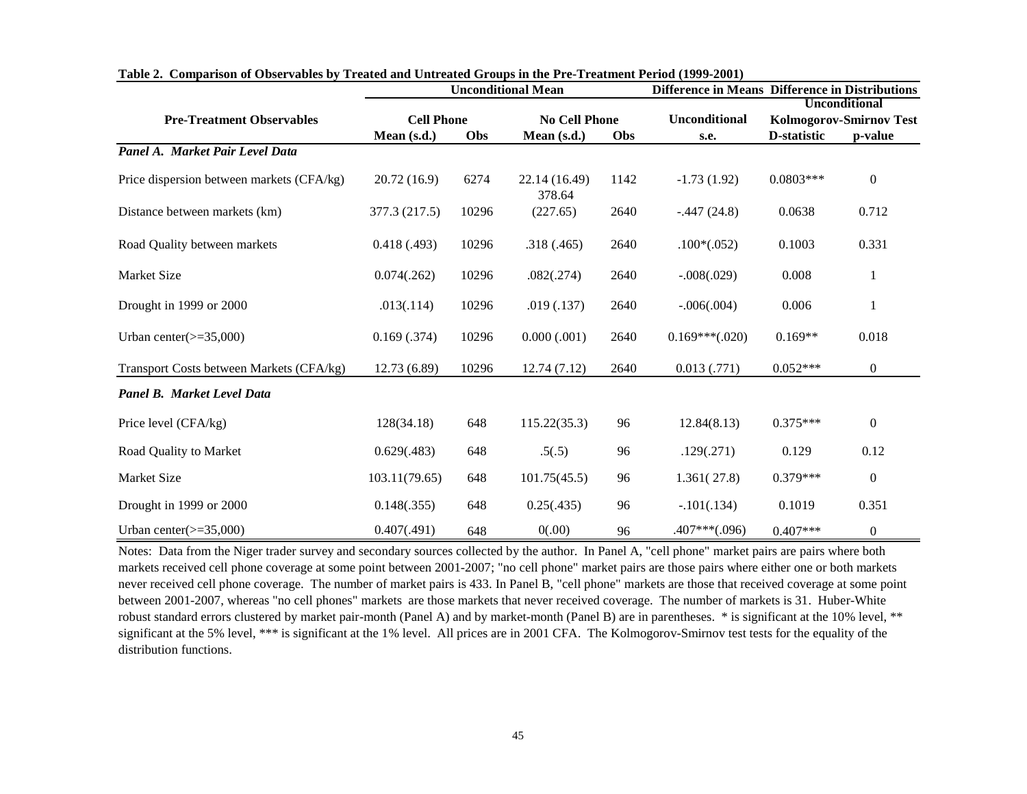**Table 2. Comparison of Observables by Treated and Untreated Groups in the Pre-Treatment Period (1999-2001)**

| | Unconditional Mean | | | | Difference in Means | Difference in Distributions | |
|---|---|---|---|---|---|---|---|
| | | | | | | Unconditional | |
| **Pre-Treatment Observables** | **Cell Phone** | | **No Cell Phone** | | **Unconditional** | **Kolmogorov-Smirnov Test** | |
| | **Mean (s.d.)** | **Obs** | **Mean (s.d.)** | **Obs** | **s.e.** | **D-statistic** | **p-value** |
| ***Panel A. Market Pair Level Data*** | | | | | | | |
| Price dispersion between markets (CFA/kg) | 20.72 (16.9) | 6274 | 22.14 (16.49) | 1142 | -1.73 (1.92) | 0.0803*** | 0 |
| Distance between markets (km) | 377.3 (217.5) | 10296 | 378.64 (227.65) | 2640 | -.447 (24.8) | 0.0638 | 0.712 |
| Road Quality between markets | 0.418 (.493) | 10296 | .318 (.465) | 2640 | .100*(.052) | 0.1003 | 0.331 |
| Market Size | 0.074(.262) | 10296 | .082(.274) | 2640 | -.008(.029) | 0.008 | 1 |
| Drought in 1999 or 2000 | .013(.114) | 10296 | .019 (.137) | 2640 | -.006(.004) | 0.006 | 1 |
| Urban center(>=35,000) | 0.169 (.374) | 10296 | 0.000 (.001) | 2640 | 0.169***(.020) | 0.169** | 0.018 |
| Transport Costs between Markets (CFA/kg) | 12.73 (6.89) | 10296 | 12.74 (7.12) | 2640 | 0.013 (.771) | 0.052*** | 0 |
| ***Panel B. Market Level Data*** | | | | | | | |
| Price level (CFA/kg) | 128(34.18) | 648 | 115.22(35.3) | 96 | 12.84(8.13) | 0.375*** | 0 |
| Road Quality to Market | 0.629(.483) | 648 | .5(.5) | 96 | .129(.271) | 0.129 | 0.12 |
| Market Size | 103.11(79.65) | 648 | 101.75(45.5) | 96 | 1.361( 27.8) | 0.379*** | 0 |
| Drought in 1999 or 2000 | 0.148(.355) | 648 | 0.25(.435) | 96 | -.101(.134) | 0.1019 | 0.351 |
| Urban center(>=35,000) | 0.407(.491) | 648 | 0(.00) | 96 | .407***(.096) | 0.407*** | 0 |

Notes: Data from the Niger trader survey and secondary sources collected by the author. In Panel A, "cell phone" market pairs are pairs where both markets received cell phone coverage at some point between 2001-2007; "no cell phone" market pairs are those pairs where either one or both markets never received cell phone coverage. The number of market pairs is 433. In Panel B, "cell phone" markets are those that received coverage at some point between 2001-2007, whereas "no cell phones" markets are those markets that never received coverage. The number of markets is 31. Huber-White robust standard errors clustered by market pair-month (Panel A) and by market-month (Panel B) are in parentheses. * is significant at the 10% level, ** significant at the 5% level, *** is significant at the 1% level. All prices are in 2001 CFA. The Kolmogorov-Smirnov test tests for the equality of the distribution functions.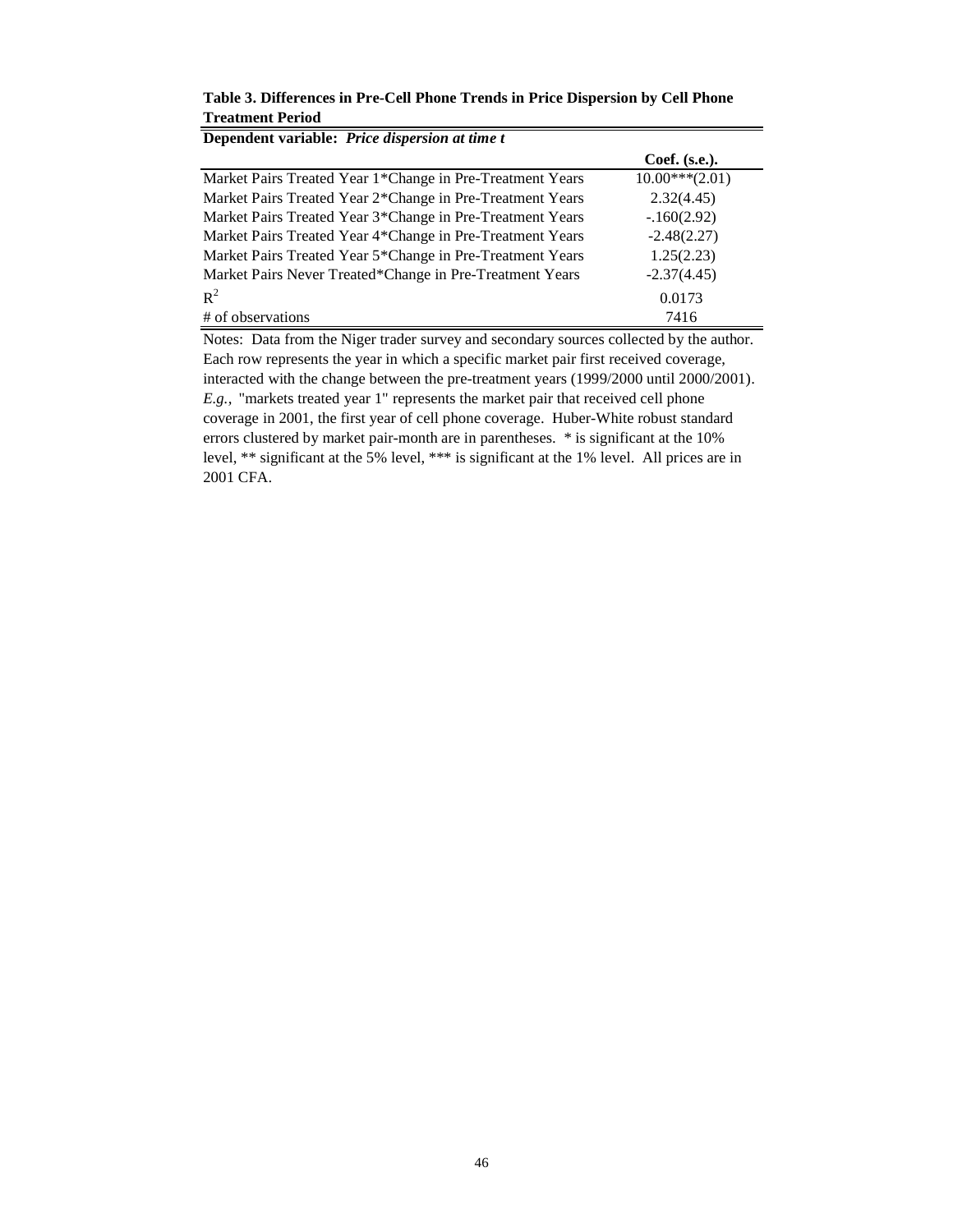**Table 3. Differences in Pre-Cell Phone Trends in Price Dispersion by Cell Phone Treatment Period**

| **Dependent variable:** ***Price dispersion at time t*** | **Coef. (s.e.).** |
|---|---|
| Market Pairs Treated Year 1*Change in Pre-Treatment Years | 10.00***(2.01) |
| Market Pairs Treated Year 2*Change in Pre-Treatment Years | 2.32(4.45) |
| Market Pairs Treated Year 3*Change in Pre-Treatment Years | -.160(2.92) |
| Market Pairs Treated Year 4*Change in Pre-Treatment Years | -2.48(2.27) |
| Market Pairs Treated Year 5*Change in Pre-Treatment Years | 1.25(2.23) |
| Market Pairs Never Treated*Change in Pre-Treatment Years | -2.37(4.45) |
| $R^2$ | 0.0173 |
| # of observations | 7416 |

Notes: Data from the Niger trader survey and secondary sources collected by the author. Each row represents the year in which a specific market pair first received coverage, interacted with the change between the pre-treatment years (1999/2000 until 2000/2001). *E.g.*, "markets treated year 1" represents the market pair that received cell phone coverage in 2001, the first year of cell phone coverage. Huber-White robust standard errors clustered by market pair-month are in parentheses. * is significant at the 10% level, ** significant at the 5% level, *** is significant at the 1% level. All prices are in 2001 CFA.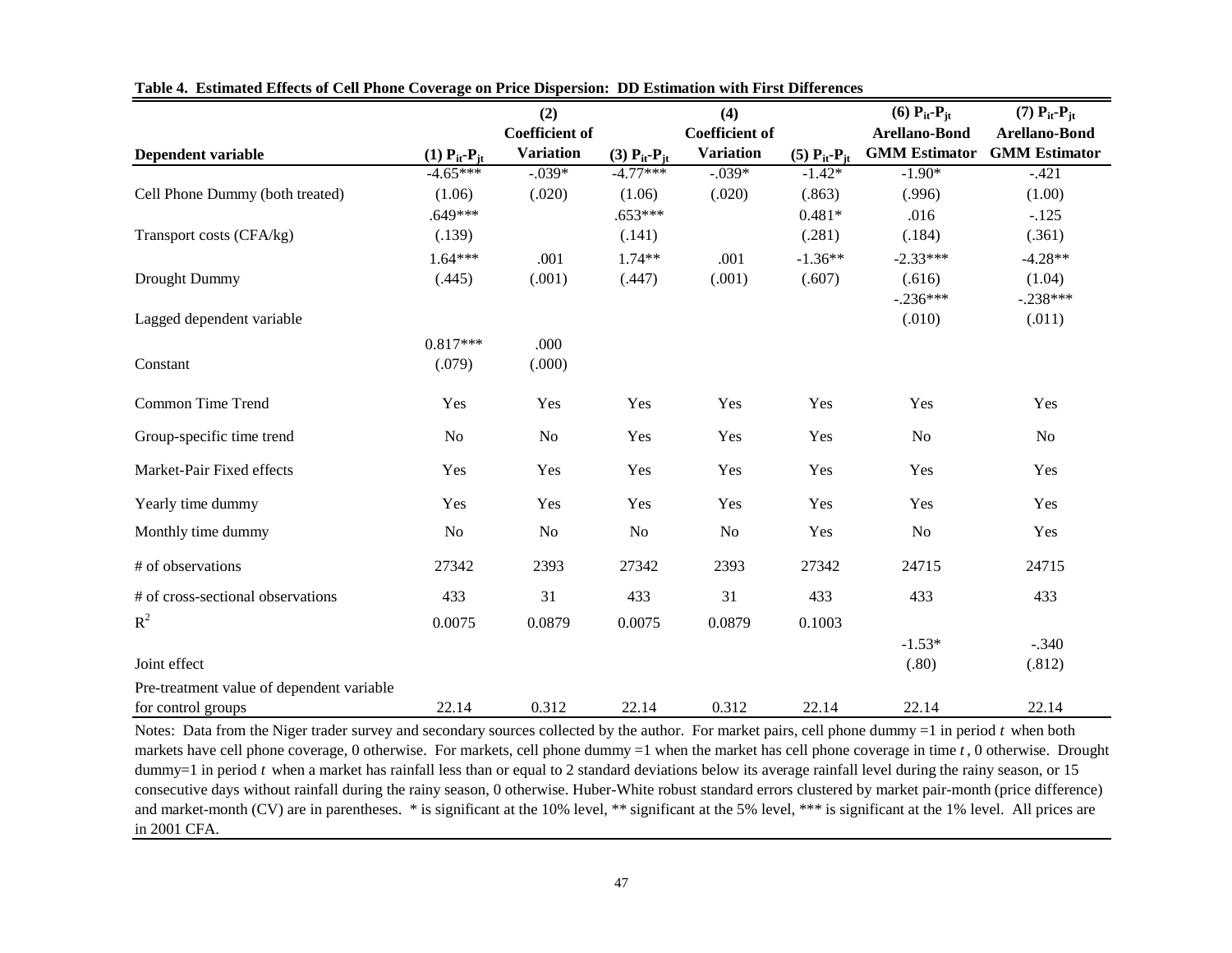**Table 4. Estimated Effects of Cell Phone Coverage on Price Dispersion: DD Estimation with First Differences**

| Dependent variable | (1) $P_{it}$-$P_{jt}$ | (2) Coefficient of Variation | (3) $P_{it}$-$P_{jt}$ | (4) Coefficient of Variation | (5) $P_{it}$-$P_{jt}$ | (6) $P_{it}$-$P_{jt}$ Arellano-Bond GMM Estimator | (7) $P_{it}$-$P_{jt}$ Arellano-Bond GMM Estimator |
|---|---|---|---|---|---|---|---|
| Cell Phone Dummy (both treated) | -4.65*** | -.039* | -4.77*** | -.039* | -1.42* | -1.90* | -.421 |
| | (1.06) | (.020) | (1.06) | (.020) | (.863) | (.996) | (1.00) |
| Transport costs (CFA/kg) | .649*** | | .653*** | | 0.481* | .016 | -.125 |
| | (.139) | | (.141) | | (.281) | (.184) | (.361) |
| Drought Dummy | 1.64*** | .001 | 1.74** | .001 | -1.36** | -2.33*** | -4.28** |
| | (.445) | (.001) | (.447) | (.001) | (.607) | (.616) | (1.04) |
| Lagged dependent variable | | | | | | -.236*** | -.238*** |
| | | | | | | (.010) | (.011) |
| Constant | 0.817*** | .000 | | | | | |
| | (.079) | (.000) | | | | | |
| Common Time Trend | Yes | Yes | Yes | Yes | Yes | Yes | Yes |
| Group-specific time trend | No | No | Yes | Yes | Yes | No | No |
| Market-Pair Fixed effects | Yes | Yes | Yes | Yes | Yes | Yes | Yes |
| Yearly time dummy | Yes | Yes | Yes | Yes | Yes | Yes | Yes |
| Monthly time dummy | No | No | No | No | Yes | No | Yes |
| # of observations | 27342 | 2393 | 27342 | 2393 | 27342 | 24715 | 24715 |
| # of cross-sectional observations | 433 | 31 | 433 | 31 | 433 | 433 | 433 |
| $R^2$ | 0.0075 | 0.0879 | 0.0075 | 0.0879 | 0.1003 | | |
| Joint effect | | | | | | -1.53* | -.340 |
| | | | | | | (.80) | (.812) |
| Pre-treatment value of dependent variable for control groups | 22.14 | 0.312 | 22.14 | 0.312 | 22.14 | 22.14 | 22.14 |

Notes: Data from the Niger trader survey and secondary sources collected by the author. For market pairs, cell phone dummy =1 in period *t* when both markets have cell phone coverage, 0 otherwise. For markets, cell phone dummy =1 when the market has cell phone coverage in time *t*, 0 otherwise. Drought dummy=1 in period *t* when a market has rainfall less than or equal to 2 standard deviations below its average rainfall level during the rainy season, or 15 consecutive days without rainfall during the rainy season, 0 otherwise. Huber-White robust standard errors clustered by market pair-month (price difference) and market-month (CV) are in parentheses. * is significant at the 10% level, ** significant at the 5% level, *** is significant at the 1% level. All prices are in 2001 CFA.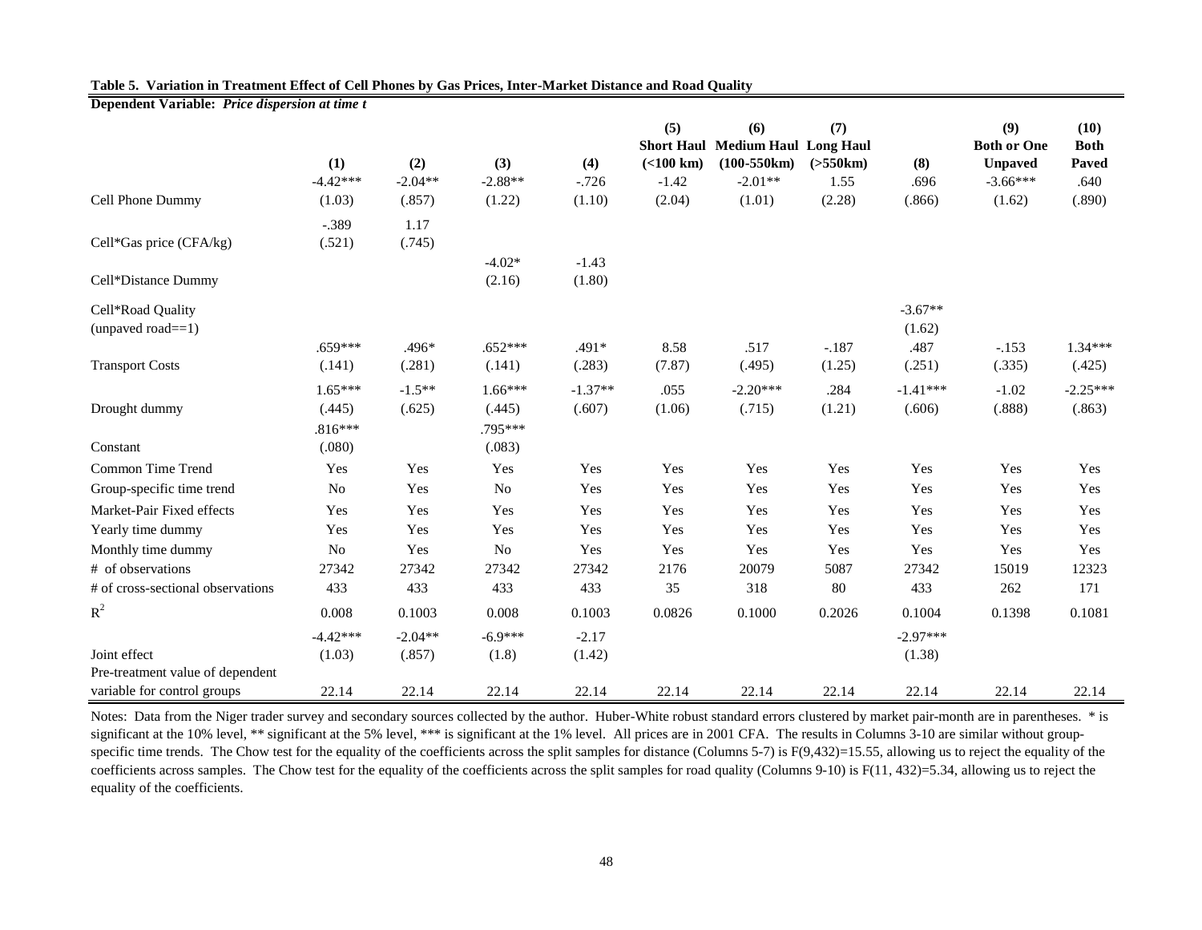**Table 5. Variation in Treatment Effect of Cell Phones by Gas Prices, Inter-Market Distance and Road Quality**

**Dependent Variable:** ***Price dispersion at time t***

| | (1) | (2) | (3) | (4) | (5) Short Haul (<100 km) | (6) Medium Haul (100-550km) | (7) Long Haul (>550km) | (8) | (9) Both or One Unpaved | (10) Both Paved |
|---|---|---|---|---|---|---|---|---|---|---|
| Cell Phone Dummy | -4.42*** | -2.04** | -2.88** | -.726 | -1.42 | -2.01** | 1.55 | .696 | -3.66*** | .640 |
| | (1.03) | (.857) | (1.22) | (1.10) | (2.04) | (1.01) | (2.28) | (.866) | (1.62) | (.890) |
| Cell*Gas price (CFA/kg) | -.389 | 1.17 | | | | | | | | |
| | (.521) | (.745) | | | | | | | | |
| Cell*Distance Dummy | | | -4.02* | -1.43 | | | | | | |
| | | | (2.16) | (1.80) | | | | | | |
| Cell*Road Quality (unpaved road==1) | | | | | | | | -3.67** | | |
| | | | | | | | | (1.62) | | |
| Transport Costs | .659*** | .496* | .652*** | .491* | 8.58 | .517 | -.187 | .487 | -.153 | 1.34*** |
| | (.141) | (.281) | (.141) | (.283) | (7.87) | (.495) | (1.25) | (.251) | (.335) | (.425) |
| Drought dummy | 1.65*** | -1.5** | 1.66*** | -1.37** | .055 | -2.20*** | .284 | -1.41*** | -1.02 | -2.25*** |
| | (.445) | (.625) | (.445) | (.607) | (1.06) | (.715) | (1.21) | (.606) | (.888) | (.863) |
| Constant | .816*** | | .795*** | | | | | | | |
| | (.080) | | (.083) | | | | | | | |
| Common Time Trend | Yes | Yes | Yes | Yes | Yes | Yes | Yes | Yes | Yes | Yes |
| Group-specific time trend | No | Yes | No | Yes | Yes | Yes | Yes | Yes | Yes | Yes |
| Market-Pair Fixed effects | Yes | Yes | Yes | Yes | Yes | Yes | Yes | Yes | Yes | Yes |
| Yearly time dummy | Yes | Yes | Yes | Yes | Yes | Yes | Yes | Yes | Yes | Yes |
| Monthly time dummy | No | Yes | No | Yes | Yes | Yes | Yes | Yes | Yes | Yes |
| # of observations | 27342 | 27342 | 27342 | 27342 | 2176 | 20079 | 5087 | 27342 | 15019 | 12323 |
| # of cross-sectional observations | 433 | 433 | 433 | 433 | 35 | 318 | 80 | 433 | 262 | 171 |
| $R^2$ | 0.008 | 0.1003 | 0.008 | 0.1003 | 0.0826 | 0.1000 | 0.2026 | 0.1004 | 0.1398 | 0.1081 |
| Joint effect | -4.42*** | -2.04** | -6.9*** | -2.17 | | | | -2.97*** | | |
| | (1.03) | (.857) | (1.8) | (1.42) | | | | (1.38) | | |
| Pre-treatment value of dependent variable for control groups | 22.14 | 22.14 | 22.14 | 22.14 | 22.14 | 22.14 | 22.14 | 22.14 | 22.14 | 22.14 |

Notes: Data from the Niger trader survey and secondary sources collected by the author. Huber-White robust standard errors clustered by market pair-month are in parentheses. * is significant at the 10% level, ** significant at the 5% level, *** is significant at the 1% level. All prices are in 2001 CFA. The results in Columns 3-10 are similar without group-specific time trends. The Chow test for the equality of the coefficients across the split samples for distance (Columns 5-7) is $F(9,432)=15.55$, allowing us to reject the equality of the coefficients across samples. The Chow test for the equality of the coefficients across the split samples for road quality (Columns 9-10) is $F(11, 432)=5.34$, allowing us to reject the equality of the coefficients.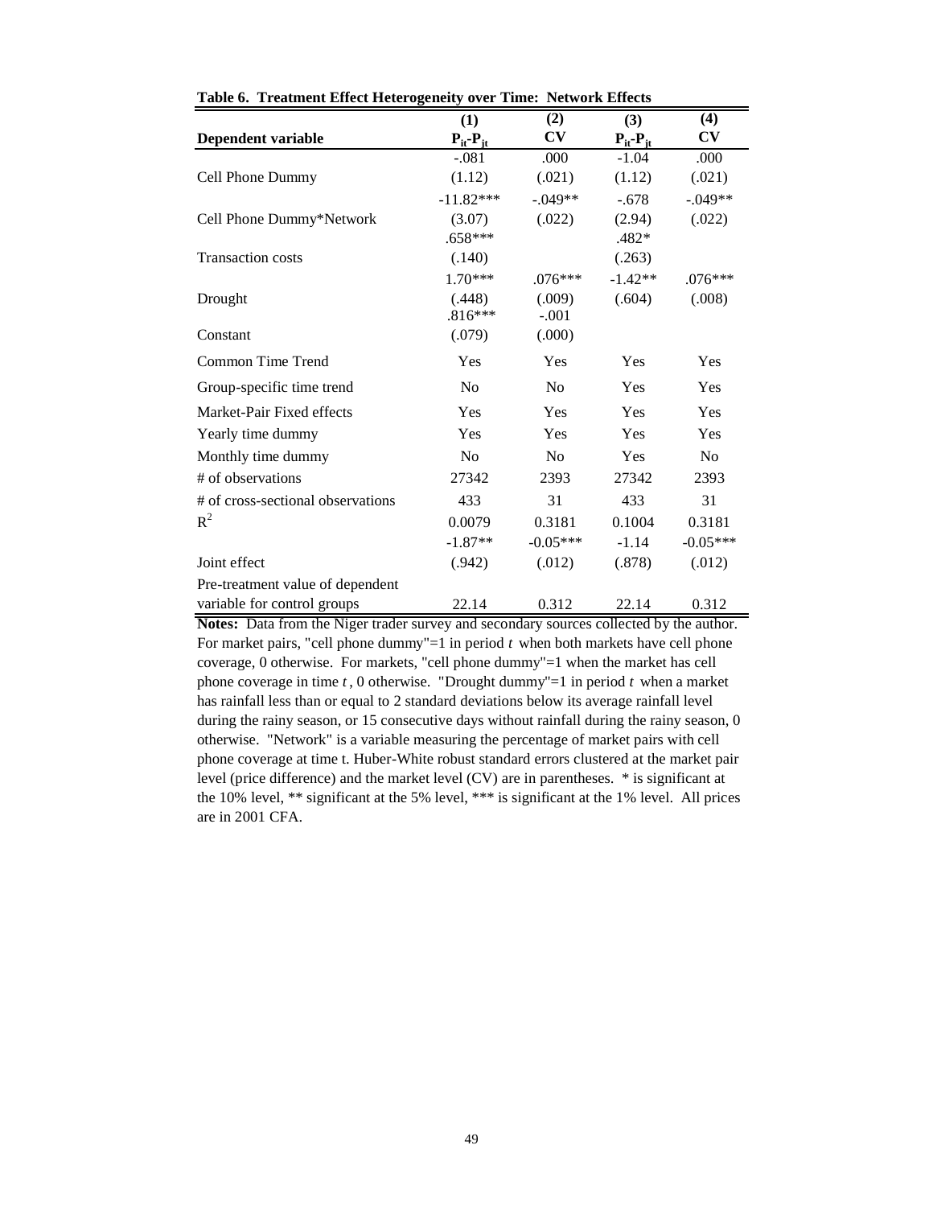**Table 6. Treatment Effect Heterogeneity over Time: Network Effects**

| Dependent variable | (1) $P_{it}$-$P_{jt}$ | (2) CV | (3) $P_{it}$-$P_{jt}$ | (4) CV |
|---|---|---|---|---|
| Cell Phone Dummy | -.081 (1.12) | .000 (.021) | -1.04 (1.12) | .000 (.021) |
| Cell Phone Dummy*Network | -11.82*** (3.07) | -.049** (.022) | -.678 (2.94) | -.049** (.022) |
| Transaction costs | .658*** (.140) | | .482* (.263) | |
| Drought | 1.70*** (.448) | .076*** (.009) | -1.42** (.604) | .076*** (.008) |
| Constant | .816*** (.079) | -.001 (.000) | | |
| Common Time Trend | Yes | Yes | Yes | Yes |
| Group-specific time trend | No | No | Yes | Yes |
| Market-Pair Fixed effects | Yes | Yes | Yes | Yes |
| Yearly time dummy | Yes | Yes | Yes | Yes |
| Monthly time dummy | No | No | Yes | No |
| # of observations | 27342 | 2393 | 27342 | 2393 |
| # of cross-sectional observations | 433 | 31 | 433 | 31 |
| $R^2$ | 0.0079 | 0.3181 | 0.1004 | 0.3181 |
| Joint effect | -1.87** (.942) | -0.05*** (.012) | -1.14 (.878) | -0.05*** (.012) |
| Pre-treatment value of dependent variable for control groups | 22.14 | 0.312 | 22.14 | 0.312 |

**Notes:** Data from the Niger trader survey and secondary sources collected by the author. For market pairs, "cell phone dummy"=1 in period *t* when both markets have cell phone coverage, 0 otherwise. For markets, "cell phone dummy"=1 when the market has cell phone coverage in time *t*, 0 otherwise. "Drought dummy"=1 in period *t* when a market has rainfall less than or equal to 2 standard deviations below its average rainfall level during the rainy season, or 15 consecutive days without rainfall during the rainy season, 0 otherwise. "Network" is a variable measuring the percentage of market pairs with cell phone coverage at time t. Huber-White robust standard errors clustered at the market pair level (price difference) and the market level (CV) are in parentheses. * is significant at the 10% level, ** significant at the 5% level, *** is significant at the 1% level. All prices are in 2001 CFA.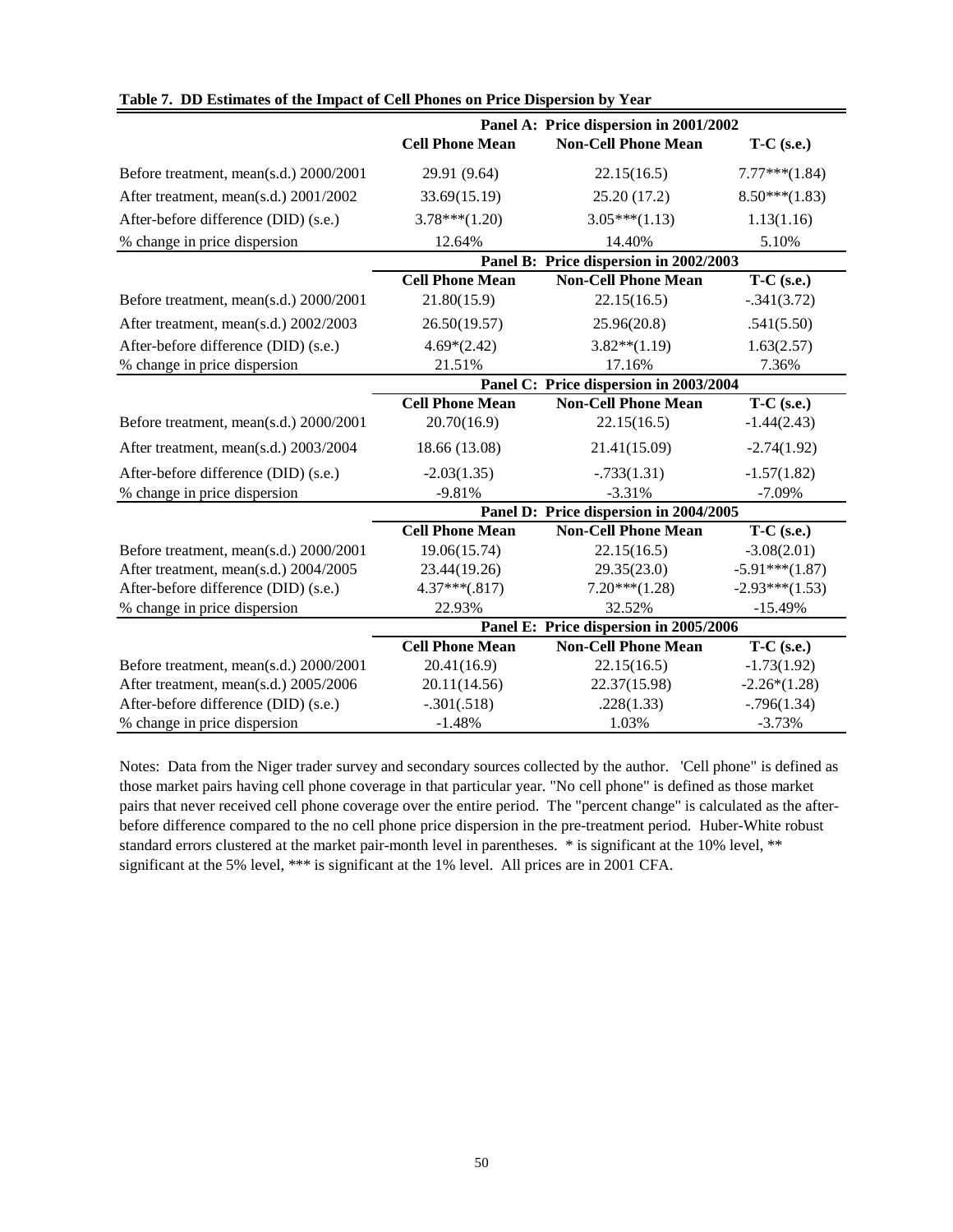**Table 7. DD Estimates of the Impact of Cell Phones on Price Dispersion by Year**

| | Panel A: Price dispersion in 2001/2002 | | |
|---|---|---|---|
| | **Cell Phone Mean** | **Non-Cell Phone Mean** | **T-C (s.e.)** |
| Before treatment, mean(s.d.) 2000/2001 | 29.91 (9.64) | 22.15(16.5) | 7.77***(1.84) |
| After treatment, mean(s.d.) 2001/2002 | 33.69(15.19) | 25.20 (17.2) | 8.50***(1.83) |
| After-before difference (DID) (s.e.) | 3.78***(1.20) | 3.05***(1.13) | 1.13(1.16) |
| % change in price dispersion | 12.64% | 14.40% | 5.10% |
| | **Panel B: Price dispersion in 2002/2003** | | |
| | **Cell Phone Mean** | **Non-Cell Phone Mean** | **T-C (s.e.)** |
| Before treatment, mean(s.d.) 2000/2001 | 21.80(15.9) | 22.15(16.5) | -.341(3.72) |
| After treatment, mean(s.d.) 2002/2003 | 26.50(19.57) | 25.96(20.8) | .541(5.50) |
| After-before difference (DID) (s.e.) | 4.69*(2.42) | 3.82**(1.19) | 1.63(2.57) |
| % change in price dispersion | 21.51% | 17.16% | 7.36% |
| | **Panel C: Price dispersion in 2003/2004** | | |
| | **Cell Phone Mean** | **Non-Cell Phone Mean** | **T-C (s.e.)** |
| Before treatment, mean(s.d.) 2000/2001 | 20.70(16.9) | 22.15(16.5) | -1.44(2.43) |
| After treatment, mean(s.d.) 2003/2004 | 18.66 (13.08) | 21.41(15.09) | -2.74(1.92) |
| After-before difference (DID) (s.e.) | -2.03(1.35) | -.733(1.31) | -1.57(1.82) |
| % change in price dispersion | -9.81% | -3.31% | -7.09% |
| | **Panel D: Price dispersion in 2004/2005** | | |
| | **Cell Phone Mean** | **Non-Cell Phone Mean** | **T-C (s.e.)** |
| Before treatment, mean(s.d.) 2000/2001 | 19.06(15.74) | 22.15(16.5) | -3.08(2.01) |
| After treatment, mean(s.d.) 2004/2005 | 23.44(19.26) | 29.35(23.0) | -5.91***(1.87) |
| After-before difference (DID) (s.e.) | 4.37***(.817) | 7.20***(1.28) | -2.93***(1.53) |
| % change in price dispersion | 22.93% | 32.52% | -15.49% |
| | **Panel E: Price dispersion in 2005/2006** | | |
| | **Cell Phone Mean** | **Non-Cell Phone Mean** | **T-C (s.e.)** |
| Before treatment, mean(s.d.) 2000/2001 | 20.41(16.9) | 22.15(16.5) | -1.73(1.92) |
| After treatment, mean(s.d.) 2005/2006 | 20.11(14.56) | 22.37(15.98) | -2.26*(1.28) |
| After-before difference (DID) (s.e.) | -.301(.518) | .228(1.33) | -.796(1.34) |
| % change in price dispersion | -1.48% | 1.03% | -3.73% |

Notes: Data from the Niger trader survey and secondary sources collected by the author. 'Cell phone" is defined as those market pairs having cell phone coverage in that particular year. "No cell phone" is defined as those market pairs that never received cell phone coverage over the entire period. The "percent change" is calculated as the after-before difference compared to the no cell phone price dispersion in the pre-treatment period. Huber-White robust standard errors clustered at the market pair-month level in parentheses. * is significant at the 10% level, ** significant at the 5% level, *** is significant at the 1% level. All prices are in 2001 CFA.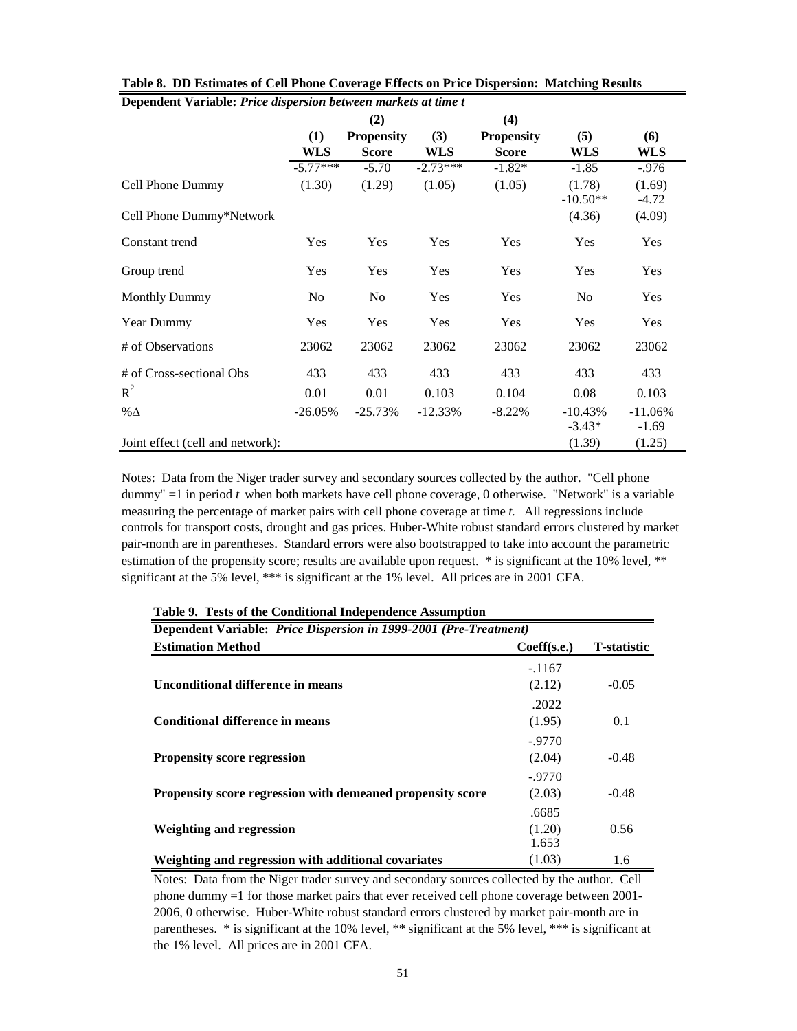**Table 8. DD Estimates of Cell Phone Coverage Effects on Price Dispersion: Matching Results**

**Dependent Variable:** *Price dispersion between markets at time t*

| | (1) WLS | (2) Propensity Score | (3) WLS | (4) Propensity Score | (5) WLS | (6) WLS |
|---|---|---|---|---|---|---|
| Cell Phone Dummy | -5.77*** (1.30) | -5.70 (1.29) | -2.73*** (1.05) | -1.82* (1.05) | -1.85 (1.78) | -.976 (1.69) |
| Cell Phone Dummy*Network | | | | | -10.50** (4.36) | -4.72 (4.09) |
| Constant trend | Yes | Yes | Yes | Yes | Yes | Yes |
| Group trend | Yes | Yes | Yes | Yes | Yes | Yes |
| Monthly Dummy | No | No | Yes | Yes | No | Yes |
| Year Dummy | Yes | Yes | Yes | Yes | Yes | Yes |
| # of Observations | 23062 | 23062 | 23062 | 23062 | 23062 | 23062 |
| # of Cross-sectional Obs | 433 | 433 | 433 | 433 | 433 | 433 |
| $R^2$ | 0.01 | 0.01 | 0.103 | 0.104 | 0.08 | 0.103 |
| %Δ | -26.05% | -25.73% | -12.33% | -8.22% | -10.43% | -11.06% |
| Joint effect (cell and network): | | | | | -3.43* (1.39) | -1.69 (1.25) |

Notes: Data from the Niger trader survey and secondary sources collected by the author. "Cell phone dummy" =1 in period *t* when both markets have cell phone coverage, 0 otherwise. "Network" is a variable measuring the percentage of market pairs with cell phone coverage at time *t*. All regressions include controls for transport costs, drought and gas prices. Huber-White robust standard errors clustered by market pair-month are in parentheses. Standard errors were also bootstrapped to take into account the parametric estimation of the propensity score; results are available upon request. * is significant at the 10% level, ** significant at the 5% level, *** is significant at the 1% level. All prices are in 2001 CFA.

**Table 9. Tests of the Conditional Independence Assumption**

**Dependent Variable:** *Price Dispersion in 1999-2001 (Pre-Treatment)*

| Estimation Method | Coeff(s.e.) | T-statistic |
|---|---|---|
| **Unconditional difference in means** | -.1167 (2.12) | -0.05 |
| **Conditional difference in means** | .2022 (1.95) | 0.1 |
| **Propensity score regression** | -.9770 (2.04) | -0.48 |
| **Propensity score regression with demeaned propensity score** | -.9770 (2.03) | -0.48 |
| **Weighting and regression** | .6685 (1.20) | 0.56 |
| **Weighting and regression with additional covariates** | 1.653 (1.03) | 1.6 |

Notes: Data from the Niger trader survey and secondary sources collected by the author. Cell phone dummy =1 for those market pairs that ever received cell phone coverage between 2001-2006, 0 otherwise. Huber-White robust standard errors clustered by market pair-month are in parentheses. * is significant at the 10% level, ** significant at the 5% level, *** is significant at the 1% level. All prices are in 2001 CFA.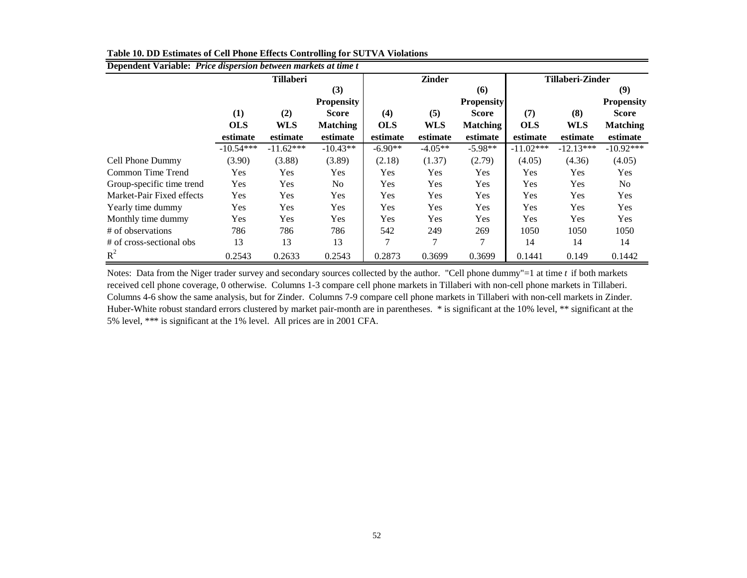**Table 10. DD Estimates of Cell Phone Effects Controlling for SUTVA Violations**

**Dependent Variable:** ***Price dispersion between markets at time t***

| | Tillaberi | | | Zinder | | | Tillaberi-Zinder | | |
|---|---|---|---|---|---|---|---|---|---|
| | (1) OLS estimate | (2) WLS estimate | (3) Propensity Score Matching estimate | (4) OLS estimate | (5) WLS estimate | (6) Propensity Score Matching estimate | (7) OLS estimate | (8) WLS estimate | (9) Propensity Score Matching estimate |
| Cell Phone Dummy | -10.54*** | -11.62*** | -10.43** | -6.90** | -4.05** | -5.98** | -11.02*** | -12.13*** | -10.92*** |
| | (3.90) | (3.88) | (3.89) | (2.18) | (1.37) | (2.79) | (4.05) | (4.36) | (4.05) |
| Common Time Trend | Yes | Yes | Yes | Yes | Yes | Yes | Yes | Yes | Yes |
| Group-specific time trend | Yes | Yes | No | Yes | Yes | Yes | Yes | Yes | No |
| Market-Pair Fixed effects | Yes | Yes | Yes | Yes | Yes | Yes | Yes | Yes | Yes |
| Yearly time dummy | Yes | Yes | Yes | Yes | Yes | Yes | Yes | Yes | Yes |
| Monthly time dummy | Yes | Yes | Yes | Yes | Yes | Yes | Yes | Yes | Yes |
| # of observations | 786 | 786 | 786 | 542 | 249 | 269 | 1050 | 1050 | 1050 |
| # of cross-sectional obs | 13 | 13 | 13 | 7 | 7 | 7 | 14 | 14 | 14 |
| $R^2$ | 0.2543 | 0.2633 | 0.2543 | 0.2873 | 0.3699 | 0.3699 | 0.1441 | 0.149 | 0.1442 |

Notes: Data from the Niger trader survey and secondary sources collected by the author. "Cell phone dummy"=1 at time *t* if both markets received cell phone coverage, 0 otherwise. Columns 1-3 compare cell phone markets in Tillaberi with non-cell phone markets in Tillaberi. Columns 4-6 show the same analysis, but for Zinder. Columns 7-9 compare cell phone markets in Tillaberi with non-cell markets in Zinder. Huber-White robust standard errors clustered by market pair-month are in parentheses. * is significant at the 10% level, ** significant at the 5% level, *** is significant at the 1% level. All prices are in 2001 CFA.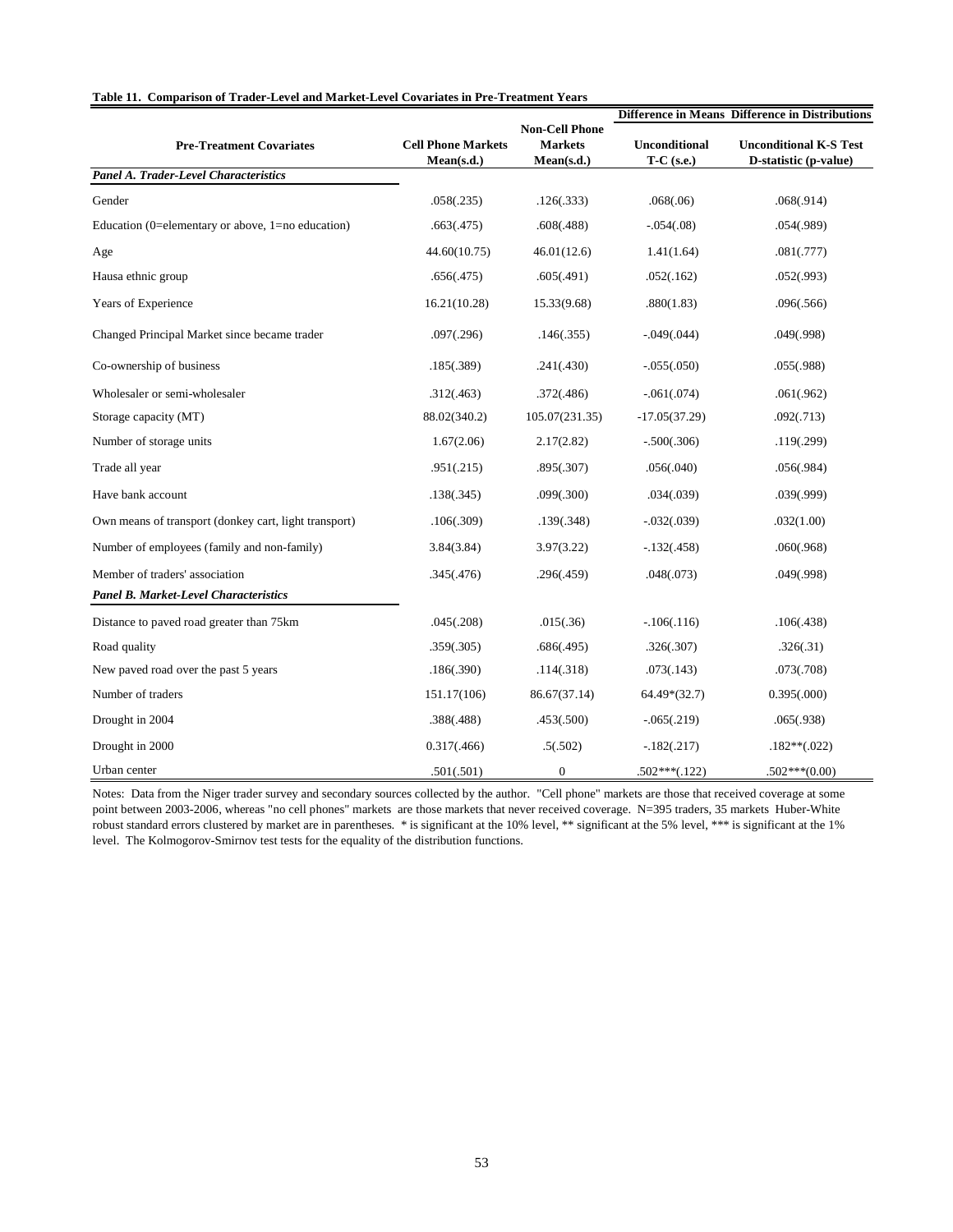**Table 11. Comparison of Trader-Level and Market-Level Covariates in Pre-Treatment Years**

| Pre-Treatment Covariates | Cell Phone Markets Mean(s.d.) | Non-Cell Phone Markets Mean(s.d.) | Difference in Means: Unconditional T-C (s.e.) | Difference in Distributions: Unconditional K-S Test D-statistic (p-value) |
|---|---|---|---|---|
| ***Panel A. Trader-Level Characteristics*** | | | | |
| Gender | .058(.235) | .126(.333) | .068(.06) | .068(.914) |
| Education (0=elementary or above, 1=no education) | .663(.475) | .608(.488) | -.054(.08) | .054(.989) |
| Age | 44.60(10.75) | 46.01(12.6) | 1.41(1.64) | .081(.777) |
| Hausa ethnic group | .656(.475) | .605(.491) | .052(.162) | .052(.993) |
| Years of Experience | 16.21(10.28) | 15.33(9.68) | .880(1.83) | .096(.566) |
| Changed Principal Market since became trader | .097(.296) | .146(.355) | -.049(.044) | .049(.998) |
| Co-ownership of business | .185(.389) | .241(.430) | -.055(.050) | .055(.988) |
| Wholesaler or semi-wholesaler | .312(.463) | .372(.486) | -.061(.074) | .061(.962) |
| Storage capacity (MT) | 88.02(340.2) | 105.07(231.35) | -17.05(37.29) | .092(.713) |
| Number of storage units | 1.67(2.06) | 2.17(2.82) | -.500(.306) | .119(.299) |
| Trade all year | .951(.215) | .895(.307) | .056(.040) | .056(.984) |
| Have bank account | .138(.345) | .099(.300) | .034(.039) | .039(.999) |
| Own means of transport (donkey cart, light transport) | .106(.309) | .139(.348) | -.032(.039) | .032(1.00) |
| Number of employees (family and non-family) | 3.84(3.84) | 3.97(3.22) | -.132(.458) | .060(.968) |
| Member of traders' association | .345(.476) | .296(.459) | .048(.073) | .049(.998) |
| ***Panel B. Market-Level Characteristics*** | | | | |
| Distance to paved road greater than 75km | .045(.208) | .015(.36) | -.106(.116) | .106(.438) |
| Road quality | .359(.305) | .686(.495) | .326(.307) | .326(.31) |
| New paved road over the past 5 years | .186(.390) | .114(.318) | .073(.143) | .073(.708) |
| Number of traders | 151.17(106) | 86.67(37.14) | 64.49*(32.7) | 0.395(.000) |
| Drought in 2004 | .388(.488) | .453(.500) | -.065(.219) | .065(.938) |
| Drought in 2000 | 0.317(.466) | .5(.502) | -.182(.217) | .182**(.022) |
| Urban center | .501(.501) | 0 | .502***(.122) | .502***(0.00) |

Notes: Data from the Niger trader survey and secondary sources collected by the author. "Cell phone" markets are those that received coverage at some point between 2003-2006, whereas "no cell phones" markets are those markets that never received coverage. N=395 traders, 35 markets Huber-White robust standard errors clustered by market are in parentheses. * is significant at the 10% level, ** significant at the 5% level, *** is significant at the 1% level. The Kolmogorov-Smirnov test tests for the equality of the distribution functions.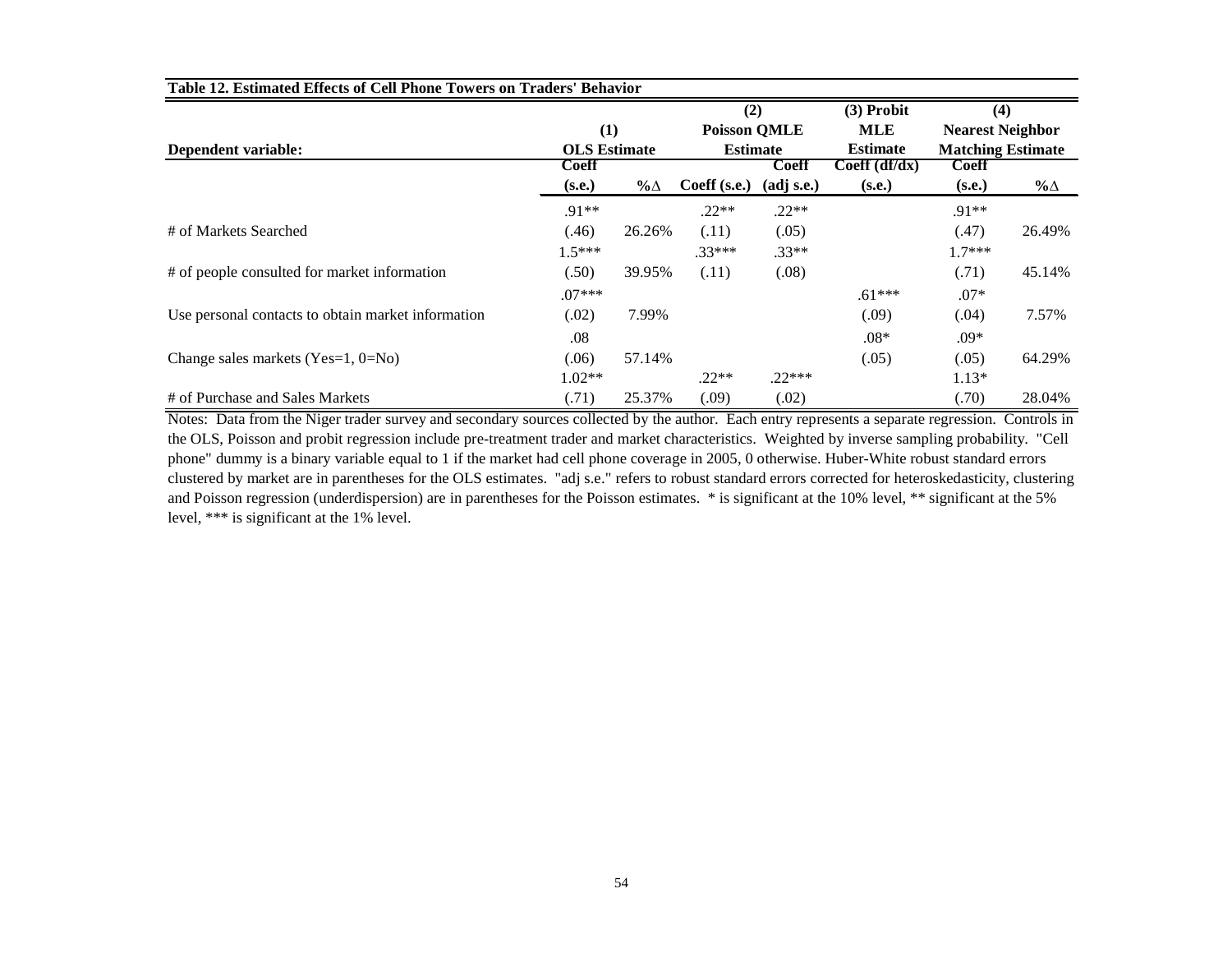**Table 12. Estimated Effects of Cell Phone Towers on Traders' Behavior**

| Dependent variable: | (1) OLS Estimate | | (2) Poisson QMLE Estimate | | (3) Probit MLE Estimate | (4) Nearest Neighbor Matching Estimate | |
|---|---|---|---|---|---|---|---|
| | Coeff (s.e.) | %Δ | Coeff (s.e.) | Coeff (adj s.e.) | Coeff (df/dx) (s.e.) | Coeff (s.e.) | %Δ |
| # of Markets Searched | .91** (.46) | 26.26% | .22** (.11) | .22** (.05) | | .91** (.47) | 26.49% |
| # of people consulted for market information | 1.5*** (.50) | 39.95% | .33*** (.11) | .33** (.08) | | 1.7*** (.71) | 45.14% |
| Use personal contacts to obtain market information | .07*** (.02) | 7.99% | | | .61*** (.09) | .07* (.04) | 7.57% |
| Change sales markets (Yes=1, 0=No) | .08 (.06) | 57.14% | | | .08* (.05) | .09* (.05) | 64.29% |
| # of Purchase and Sales Markets | 1.02** (.71) | 25.37% | .22** (.09) | .22*** (.02) | | 1.13* (.70) | 28.04% |

Notes: Data from the Niger trader survey and secondary sources collected by the author. Each entry represents a separate regression. Controls in the OLS, Poisson and probit regression include pre-treatment trader and market characteristics. Weighted by inverse sampling probability. "Cell phone" dummy is a binary variable equal to 1 if the market had cell phone coverage in 2005, 0 otherwise. Huber-White robust standard errors clustered by market are in parentheses for the OLS estimates. "adj s.e." refers to robust standard errors corrected for heteroskedasticity, clustering and Poisson regression (underdispersion) are in parentheses for the Poisson estimates. * is significant at the 10% level, ** significant at the 5% level, *** is significant at the 1% level.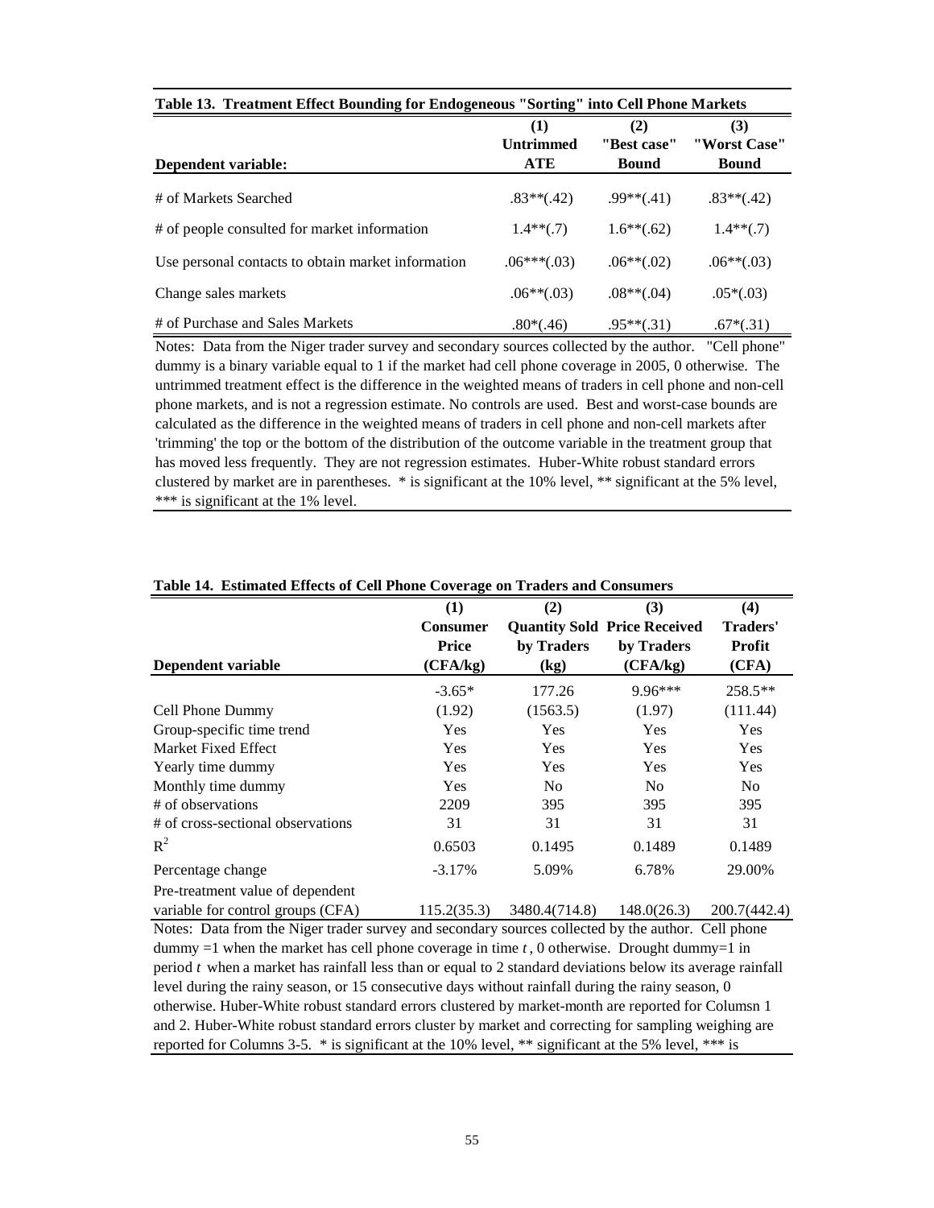**Table 13. Treatment Effect Bounding for Endogeneous "Sorting" into Cell Phone Markets**

| Dependent variable: | (1) Untrimmed ATE | (2) "Best case" Bound | (3) "Worst Case" Bound |
|---|---|---|---|
| # of Markets Searched | .83**(.42) | .99**(.41) | .83**(.42) |
| # of people consulted for market information | 1.4**(.7) | 1.6**(.62) | 1.4**(.7) |
| Use personal contacts to obtain market information | .06***(.03) | .06**(.02) | .06**(.03) |
| Change sales markets | .06**(.03) | .08**(.04) | .05*(.03) |
| # of Purchase and Sales Markets | .80*(.46) | .95**(.31) | .67*(.31) |

Notes: Data from the Niger trader survey and secondary sources collected by the author. "Cell phone" dummy is a binary variable equal to 1 if the market had cell phone coverage in 2005, 0 otherwise. The untrimmed treatment effect is the difference in the weighted means of traders in cell phone and non-cell phone markets, and is not a regression estimate. No controls are used. Best and worst-case bounds are calculated as the difference in the weighted means of traders in cell phone and non-cell markets after 'trimming' the top or the bottom of the distribution of the outcome variable in the treatment group that has moved less frequently. They are not regression estimates. Huber-White robust standard errors clustered by market are in parentheses. * is significant at the 10% level, ** significant at the 5% level, *** is significant at the 1% level.

**Table 14. Estimated Effects of Cell Phone Coverage on Traders and Consumers**

| Dependent variable | (1) Consumer Price (CFA/kg) | (2) Quantity Sold by Traders (kg) | (3) Price Received by Traders (CFA/kg) | (4) Traders' Profit (CFA) |
|---|---|---|---|---|
| Cell Phone Dummy | -3.65* | 177.26 | 9.96*** | 258.5** |
| | (1.92) | (1563.5) | (1.97) | (111.44) |
| Group-specific time trend | Yes | Yes | Yes | Yes |
| Market Fixed Effect | Yes | Yes | Yes | Yes |
| Yearly time dummy | Yes | Yes | Yes | Yes |
| Monthly time dummy | Yes | No | No | No |
| # of observations | 2209 | 395 | 395 | 395 |
| # of cross-sectional observations | 31 | 31 | 31 | 31 |
| $R^2$ | 0.6503 | 0.1495 | 0.1489 | 0.1489 |
| Percentage change | -3.17% | 5.09% | 6.78% | 29.00% |
| Pre-treatment value of dependent variable for control groups (CFA) | 115.2(35.3) | 3480.4(714.8) | 148.0(26.3) | 200.7(442.4) |

Notes: Data from the Niger trader survey and secondary sources collected by the author. Cell phone dummy =1 when the market has cell phone coverage in time *t*, 0 otherwise. Drought dummy=1 in period *t* when a market has rainfall less than or equal to 2 standard deviations below its average rainfall level during the rainy season, or 15 consecutive days without rainfall during the rainy season, 0 otherwise. Huber-White robust standard errors clustered by market-month are reported for Columsn 1 and 2. Huber-White robust standard errors cluster by market and correcting for sampling weighing are reported for Columns 3-5. * is significant at the 10% level, ** significant at the 5% level, *** is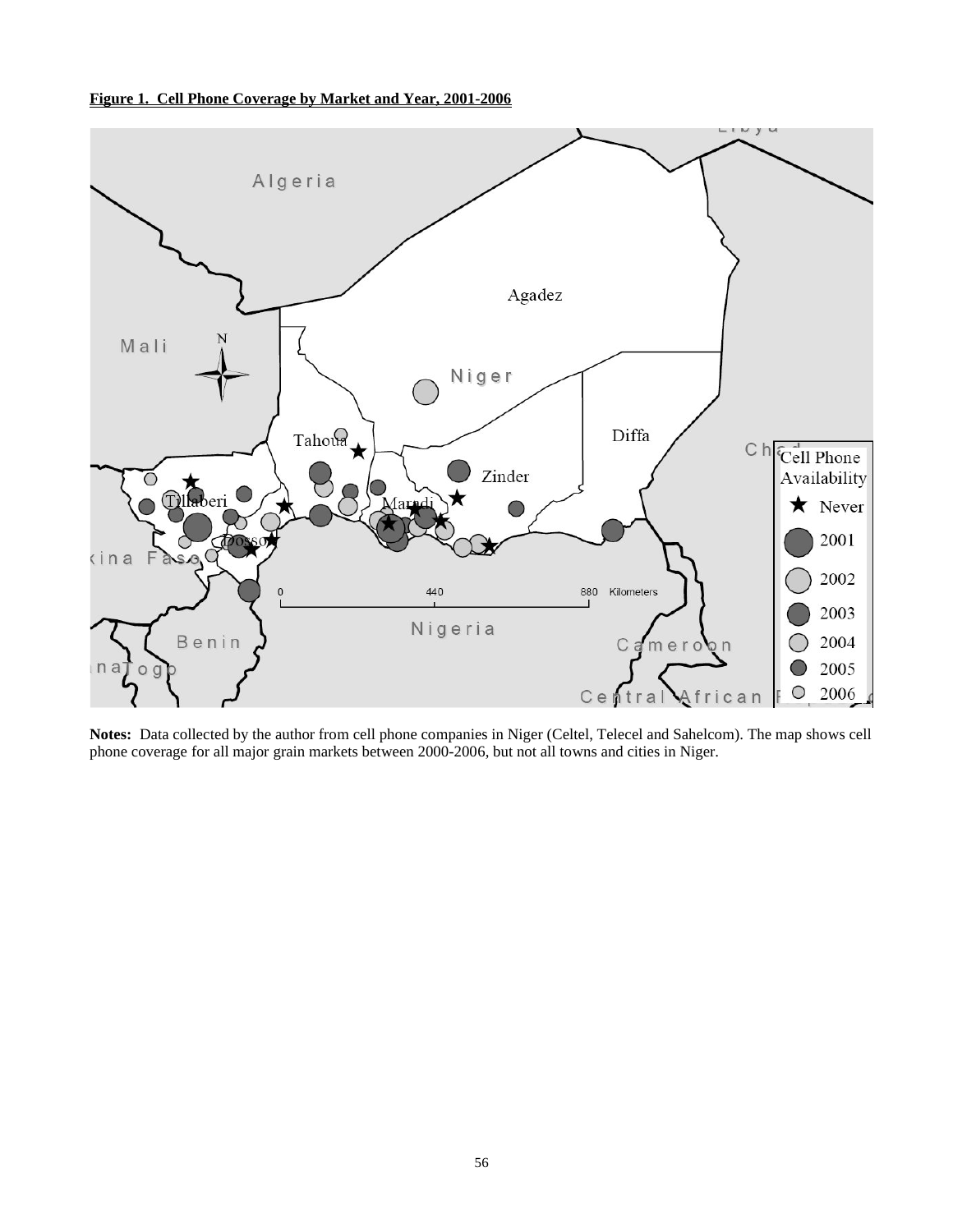**Figure 1. Cell Phone Coverage by Market and Year, 2001-2006**

**Notes:** Data collected by the author from cell phone companies in Niger (Celtel, Telecel and Sahelcom). The map shows cell phone coverage for all major grain markets between 2000-2006, but not all towns and cities in Niger.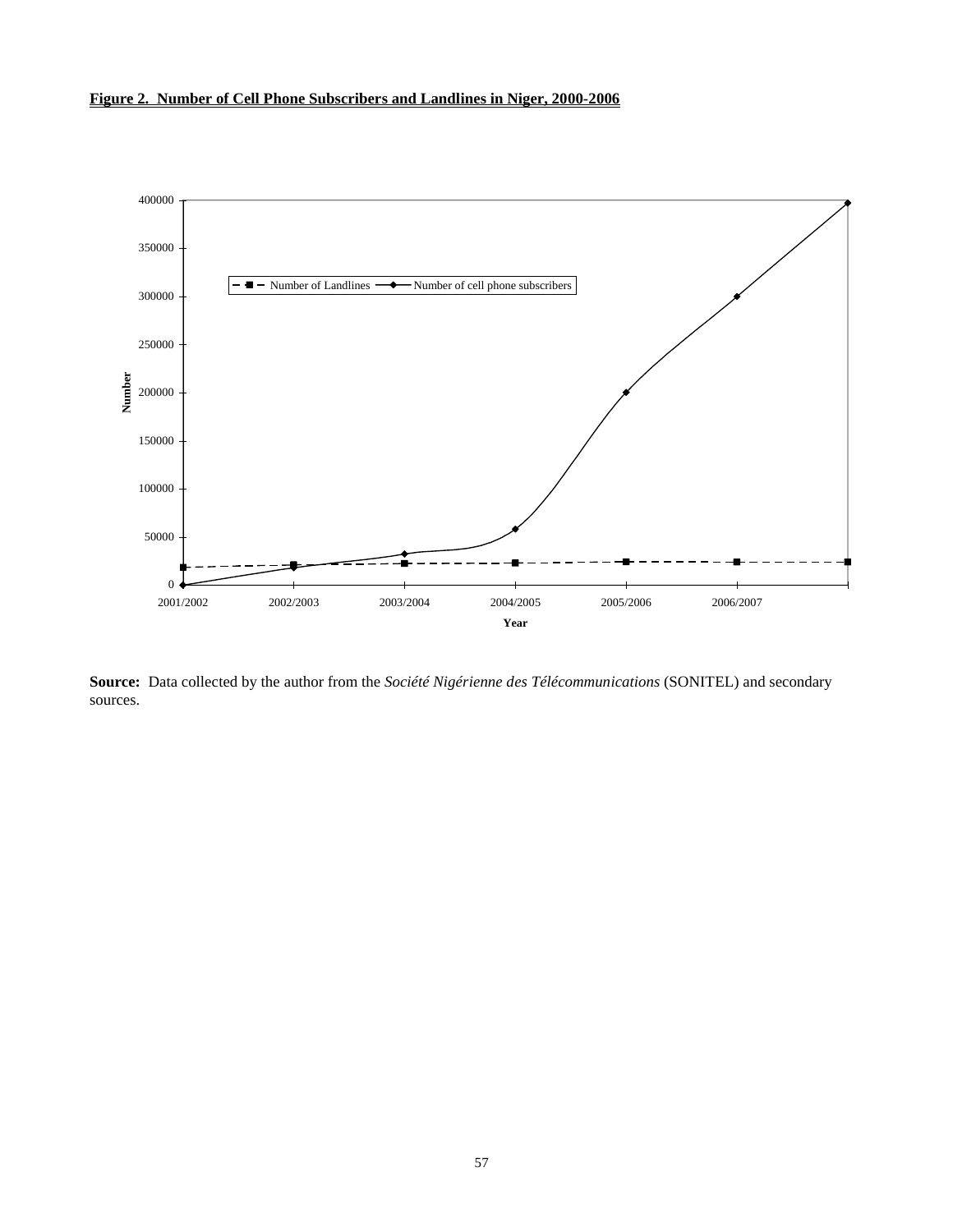**Figure 2. Number of Cell Phone Subscribers and Landlines in Niger, 2000-2006**

**Source:** Data collected by the author from the *Société Nigérienne des Télécommunications* (SONITEL) and secondary sources.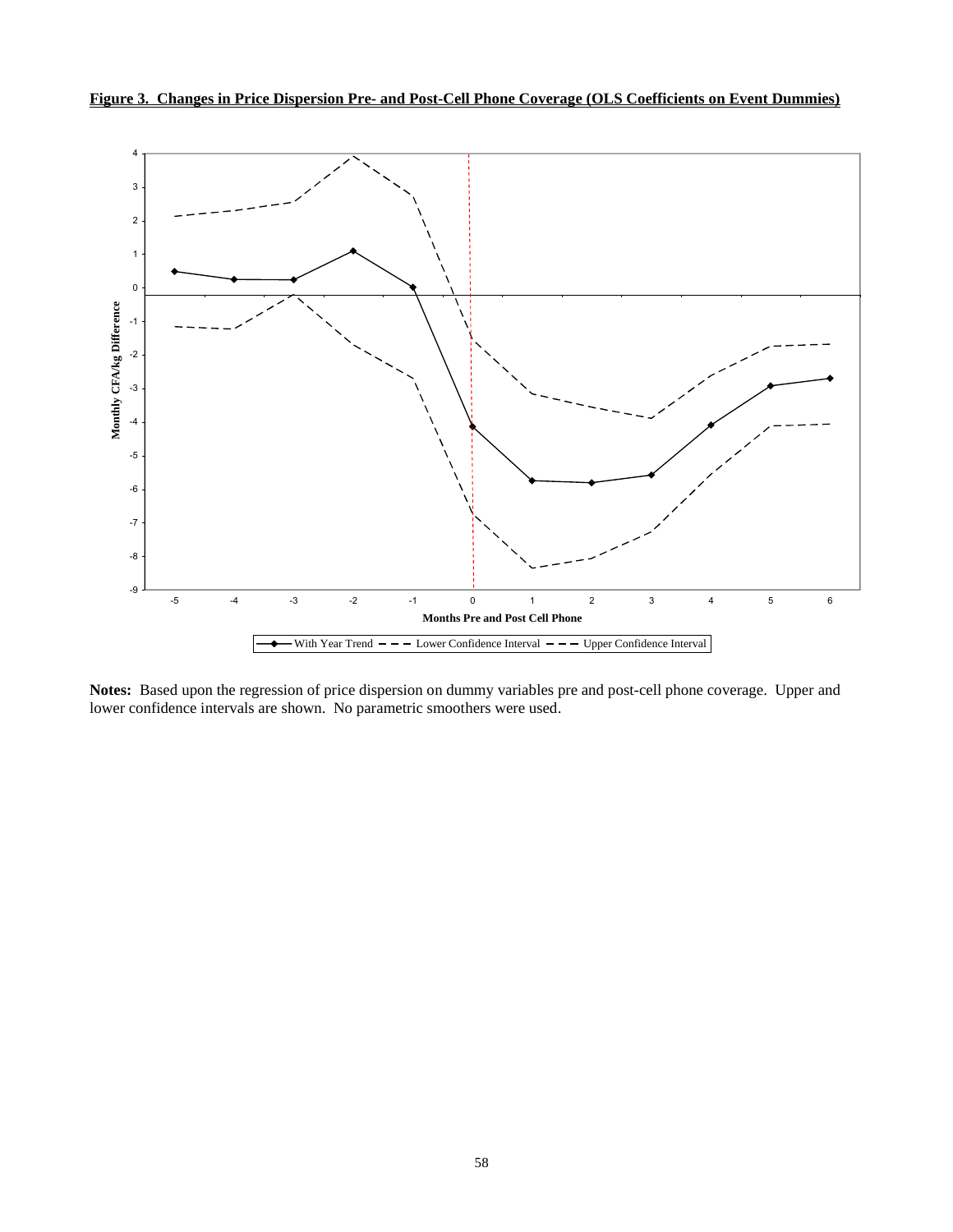**Figure 3. Changes in Price Dispersion Pre- and Post-Cell Phone Coverage (OLS Coefficients on Event Dummies)**

**Notes:** Based upon the regression of price dispersion on dummy variables pre and post-cell phone coverage. Upper and lower confidence intervals are shown. No parametric smoothers were used.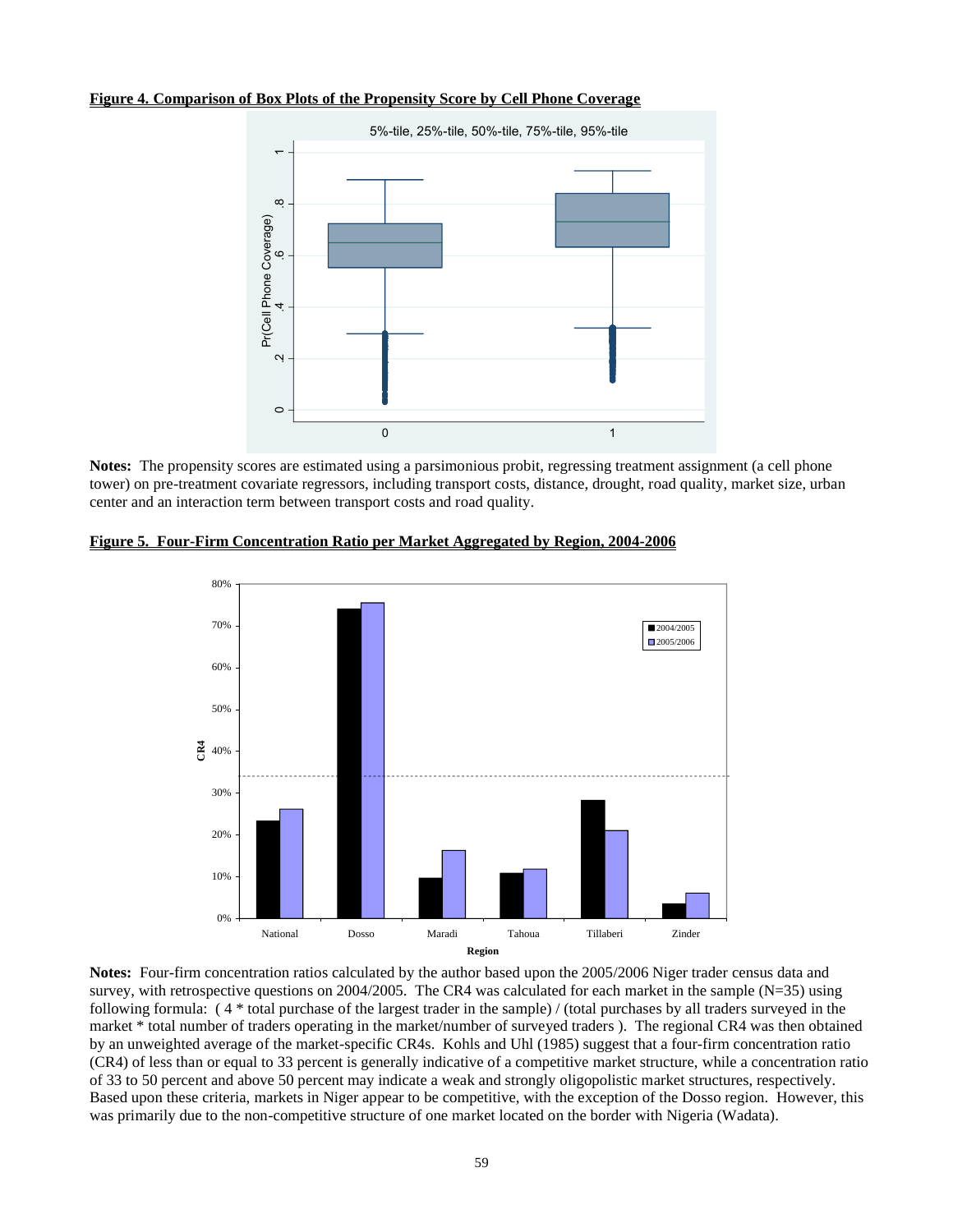**Figure 4. Comparison of Box Plots of the Propensity Score by Cell Phone Coverage**

**Notes:** The propensity scores are estimated using a parsimonious probit, regressing treatment assignment (a cell phone tower) on pre-treatment covariate regressors, including transport costs, distance, drought, road quality, market size, urban center and an interaction term between transport costs and road quality.

**Figure 5. Four-Firm Concentration Ratio per Market Aggregated by Region, 2004-2006**

**Notes:** Four-firm concentration ratios calculated by the author based upon the 2005/2006 Niger trader census data and survey, with retrospective questions on 2004/2005. The CR4 was calculated for each market in the sample (N=35) using following formula: ( 4 * total purchase of the largest trader in the sample) / (total purchases by all traders surveyed in the market * total number of traders operating in the market/number of surveyed traders ). The regional CR4 was then obtained by an unweighted average of the market-specific CR4s. Kohls and Uhl (1985) suggest that a four-firm concentration ratio (CR4) of less than or equal to 33 percent is generally indicative of a competitive market structure, while a concentration ratio of 33 to 50 percent and above 50 percent may indicate a weak and strongly oligopolistic market structures, respectively. Based upon these criteria, markets in Niger appear to be competitive, with the exception of the Dosso region. However, this was primarily due to the non-competitive structure of one market located on the border with Nigeria (Wadata).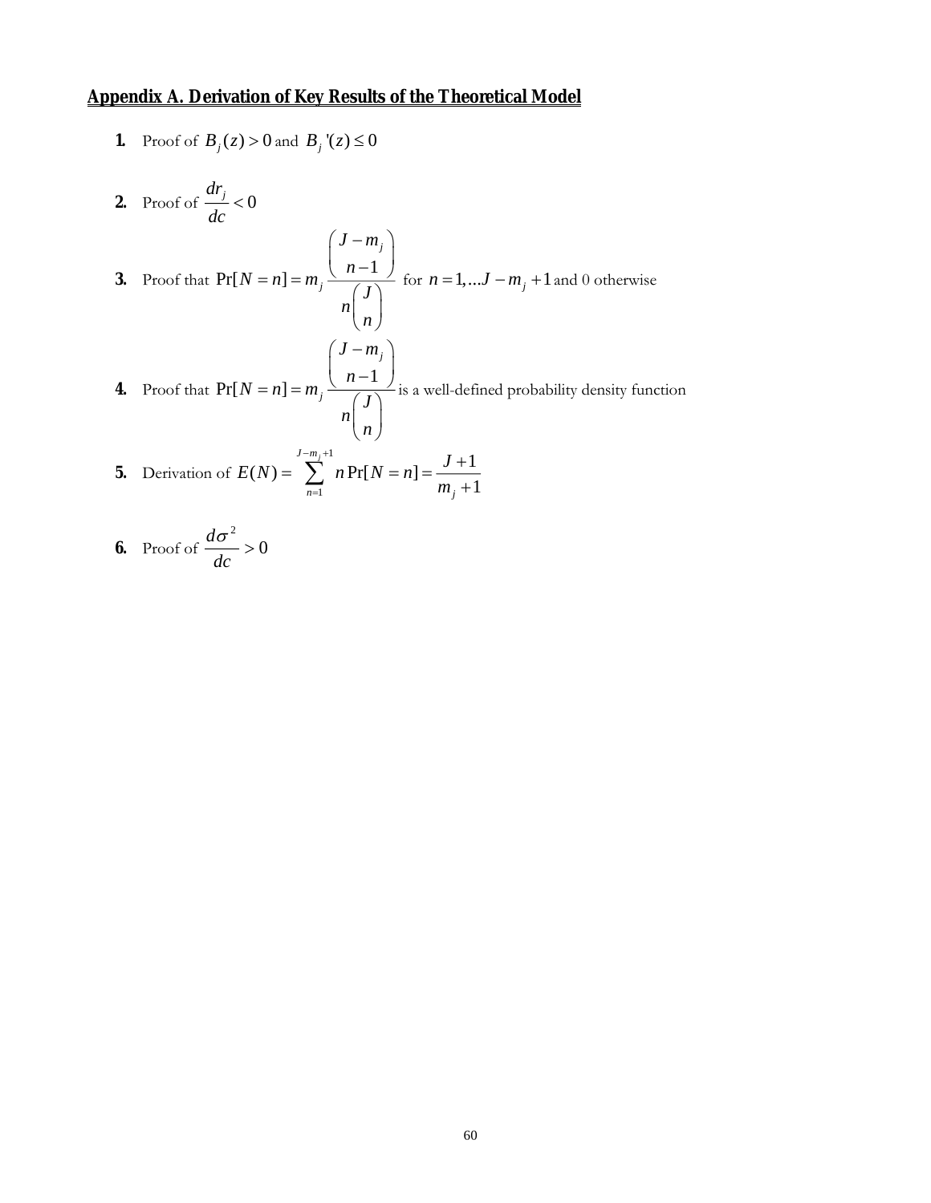## Appendix A. Derivation of Key Results of the Theoretical Model

1. Proof of $B_j(z) > 0$ and $B_j\,'(z) \le 0$

2. Proof of $\dfrac{dr_j}{dc} < 0$

3. Proof that $\Pr[N = n] = m_j \dfrac{\binom{J - m_j}{n-1}}{n\binom{J}{n}}$ for $n = 1, \ldots J - m_j + 1$ and 0 otherwise

4. Proof that $\Pr[N = n] = m_j \dfrac{\binom{J - m_j}{n-1}}{n\binom{J}{n}}$ is a well-defined probability density function

5. Derivation of $E(N) = \displaystyle\sum_{n=1}^{J-m_j+1} n \Pr[N = n] = \frac{J+1}{m_j + 1}$

6. Proof of $\dfrac{d\sigma^2}{dc} > 0$